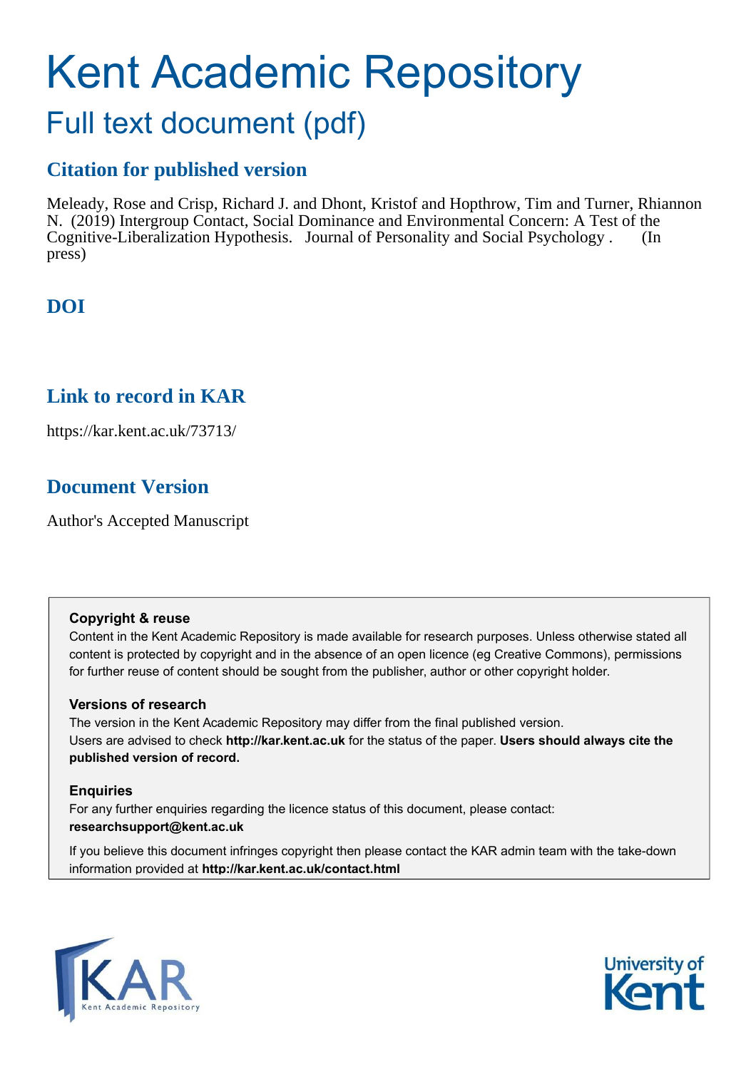# Kent Academic Repository

## Full text document (pdf)

## Citation for published version

Meleady, Rose and Crisp, Richard J. and Dhont, Kristof and Hopthrow, Tim and Turner, Rhiannon N. (2019) Intergroup Contact, Social Dominance and Environmental Concern: A Test of the Cognitive-Liberalization Hypothesis. Journal of Personality and Social Psychology . (In press)

## DOI

## Link to record in KAR

https://kar.kent.ac.uk/73713/

## Document Version

Author's Accepted Manuscript

**Copyright & reuse**

Content in the Kent Academic Repository is made available for research purposes. Unless otherwise stated all content is protected by copyright and in the absence of an open licence (eg Creative Commons), permissions for further reuse of content should be sought from the publisher, author or other copyright holder.

**Versions of research**

The version in the Kent Academic Repository may differ from the final published version. Users are advised to check **http://kar.kent.ac.uk** for the status of the paper. **Users should always cite the published version of record.**

**Enquiries**

For any further enquiries regarding the licence status of this document, please contact: **researchsupport@kent.ac.uk**

If you believe this document infringes copyright then please contact the KAR admin team with the take-down information provided at **http://kar.kent.ac.uk/contact.html**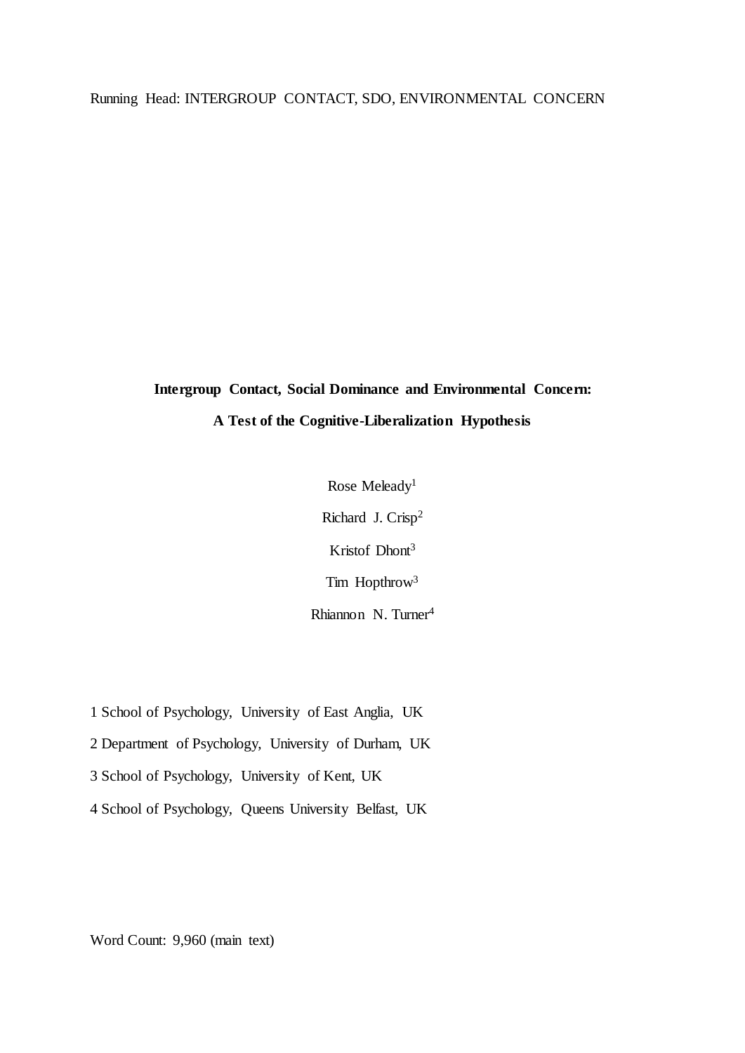**Intergroup Contact, Social Dominance and Environmental Concern:**

**A Test of the Cognitive-Liberalization Hypothesis**

Rose Meleady[1]

Richard J. Crisp[2]

Kristof Dhont[3]

Tim Hopthrow[3]

Rhiannon N. Turner[4]

1 School of Psychology, University of East Anglia, UK

2 Department of Psychology, University of Durham, UK

3 School of Psychology, University of Kent, UK

4 School of Psychology, Queens University Belfast, UK

Word Count: 9,960 (main text)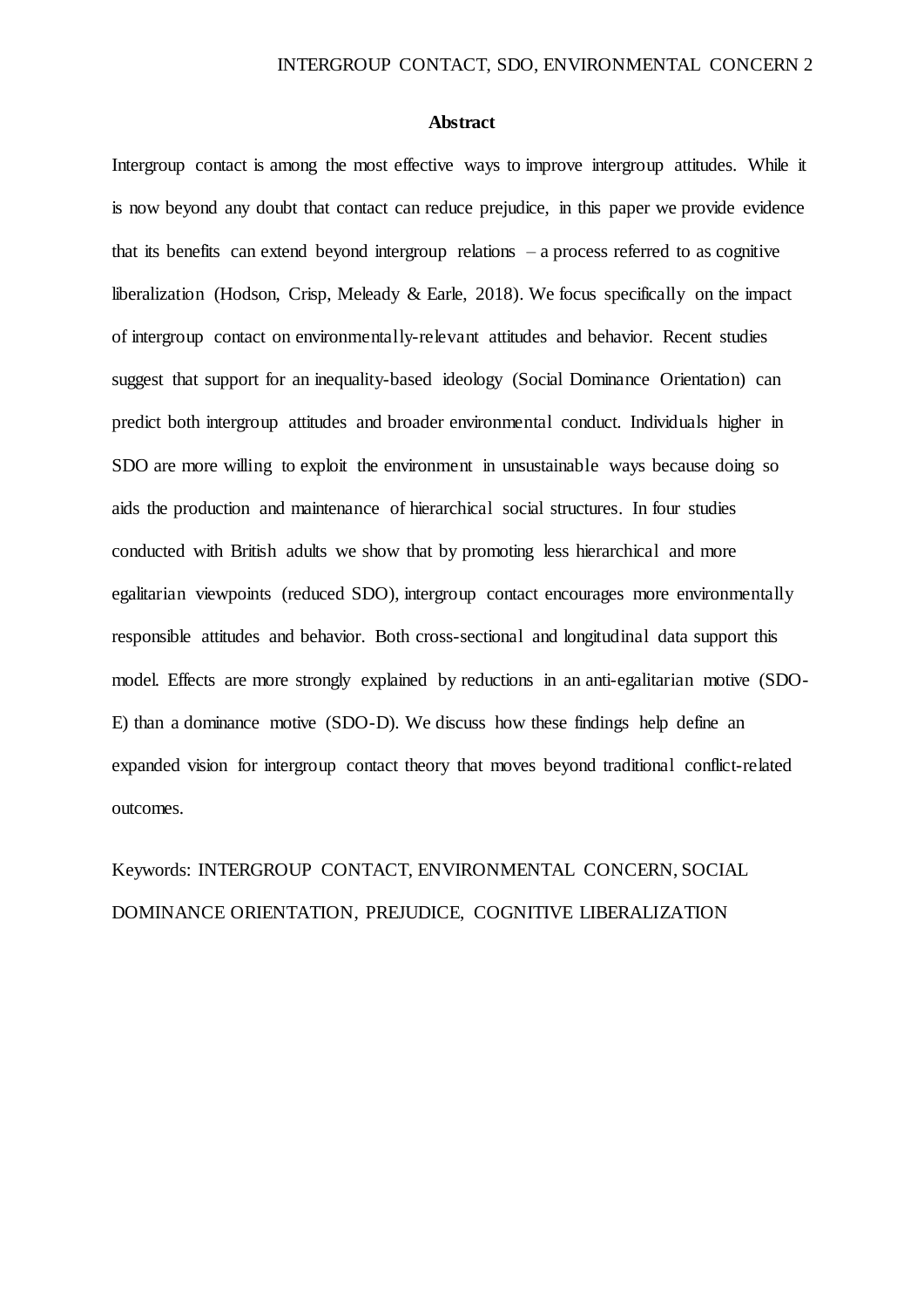## Abstract

Intergroup contact is among the most effective ways to improve intergroup attitudes. While it is now beyond any doubt that contact can reduce prejudice, in this paper we provide evidence that its benefits can extend beyond intergroup relations – a process referred to as cognitive liberalization (Hodson, Crisp, Meleady & Earle, 2018). We focus specifically on the impact of intergroup contact on environmentally-relevant attitudes and behavior. Recent studies suggest that support for an inequality-based ideology (Social Dominance Orientation) can predict both intergroup attitudes and broader environmental conduct. Individuals higher in SDO are more willing to exploit the environment in unsustainable ways because doing so aids the production and maintenance of hierarchical social structures. In four studies conducted with British adults we show that by promoting less hierarchical and more egalitarian viewpoints (reduced SDO), intergroup contact encourages more environmentally responsible attitudes and behavior. Both cross-sectional and longitudinal data support this model. Effects are more strongly explained by reductions in an anti-egalitarian motive (SDO-E) than a dominance motive (SDO-D). We discuss how these findings help define an expanded vision for intergroup contact theory that moves beyond traditional conflict-related outcomes.

Keywords: INTERGROUP CONTACT, ENVIRONMENTAL CONCERN, SOCIAL DOMINANCE ORIENTATION, PREJUDICE, COGNITIVE LIBERALIZATION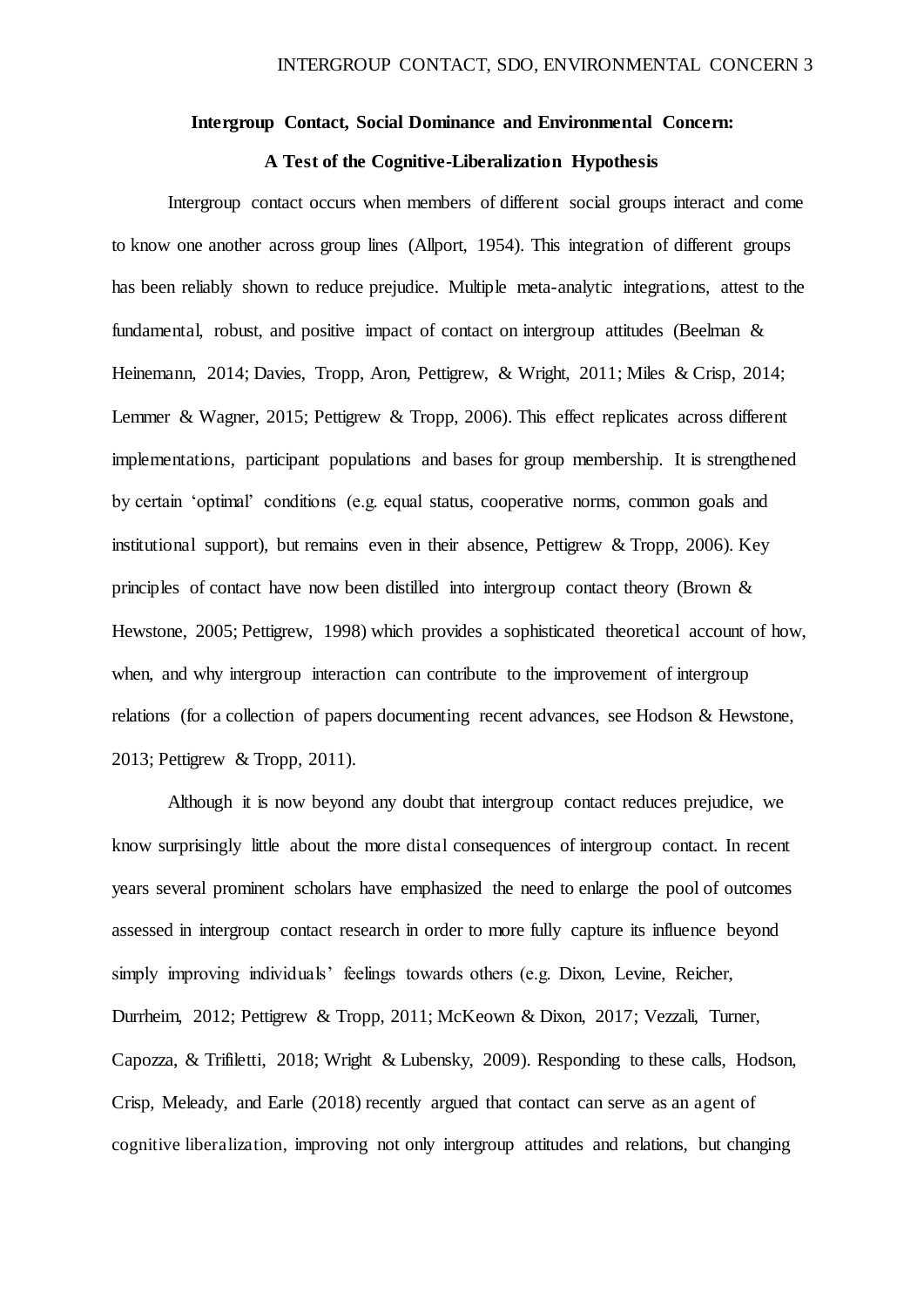**Intergroup Contact, Social Dominance and Environmental Concern:**

**A Test of the Cognitive-Liberalization Hypothesis**

Intergroup contact occurs when members of different social groups interact and come to know one another across group lines (Allport, 1954). This integration of different groups has been reliably shown to reduce prejudice. Multiple meta-analytic integrations, attest to the fundamental, robust, and positive impact of contact on intergroup attitudes (Beelman & Heinemann, 2014; Davies, Tropp, Aron, Pettigrew, & Wright, 2011; Miles & Crisp, 2014; Lemmer & Wagner, 2015; Pettigrew & Tropp, 2006). This effect replicates across different implementations, participant populations and bases for group membership. It is strengthened by certain 'optimal' conditions (e.g. equal status, cooperative norms, common goals and institutional support), but remains even in their absence, Pettigrew & Tropp, 2006). Key principles of contact have now been distilled into intergroup contact theory (Brown & Hewstone, 2005; Pettigrew, 1998) which provides a sophisticated theoretical account of how, when, and why intergroup interaction can contribute to the improvement of intergroup relations (for a collection of papers documenting recent advances, see Hodson & Hewstone, 2013; Pettigrew & Tropp, 2011).

Although it is now beyond any doubt that intergroup contact reduces prejudice, we know surprisingly little about the more distal consequences of intergroup contact. In recent years several prominent scholars have emphasized the need to enlarge the pool of outcomes assessed in intergroup contact research in order to more fully capture its influence beyond simply improving individuals' feelings towards others (e.g. Dixon, Levine, Reicher, Durrheim, 2012; Pettigrew & Tropp, 2011; McKeown & Dixon, 2017; Vezzali, Turner, Capozza, & Trifiletti, 2018; Wright & Lubensky, 2009). Responding to these calls, Hodson, Crisp, Meleady, and Earle (2018) recently argued that contact can serve as an agent of cognitive liberalization, improving not only intergroup attitudes and relations, but changing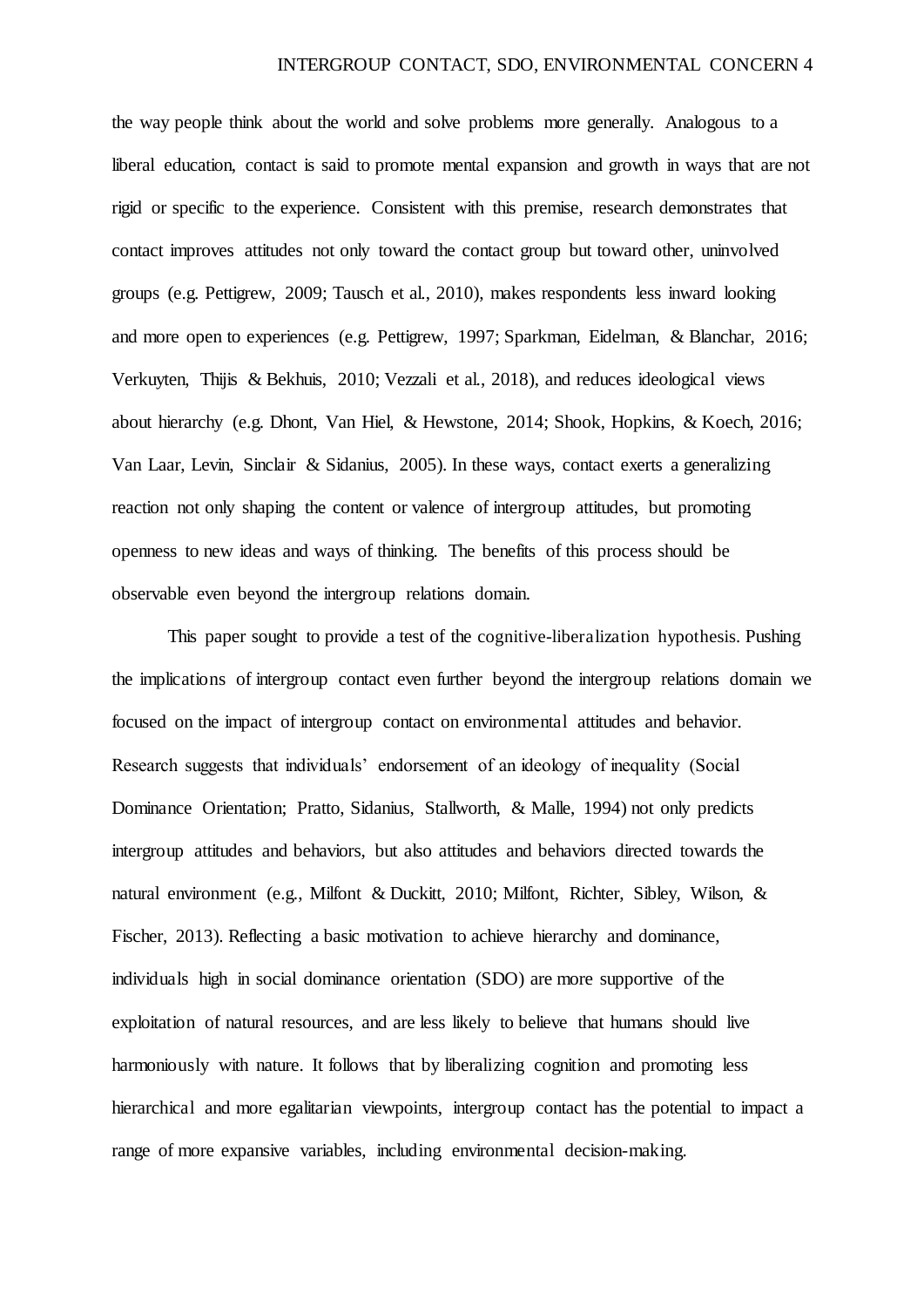the way people think about the world and solve problems more generally. Analogous to a liberal education, contact is said to promote mental expansion and growth in ways that are not rigid or specific to the experience. Consistent with this premise, research demonstrates that contact improves attitudes not only toward the contact group but toward other, uninvolved groups (e.g. Pettigrew, 2009; Tausch et al., 2010), makes respondents less inward looking and more open to experiences (e.g. Pettigrew, 1997; Sparkman, Eidelman, & Blanchar, 2016; Verkuyten, Thijis & Bekhuis, 2010; Vezzali et al., 2018), and reduces ideological views about hierarchy (e.g. Dhont, Van Hiel, & Hewstone, 2014; Shook, Hopkins, & Koech, 2016; Van Laar, Levin, Sinclair & Sidanius, 2005). In these ways, contact exerts a generalizing reaction not only shaping the content or valence of intergroup attitudes, but promoting openness to new ideas and ways of thinking. The benefits of this process should be observable even beyond the intergroup relations domain.

This paper sought to provide a test of the cognitive-liberalization hypothesis. Pushing the implications of intergroup contact even further beyond the intergroup relations domain we focused on the impact of intergroup contact on environmental attitudes and behavior. Research suggests that individuals' endorsement of an ideology of inequality (Social Dominance Orientation; Pratto, Sidanius, Stallworth, & Malle, 1994) not only predicts intergroup attitudes and behaviors, but also attitudes and behaviors directed towards the natural environment (e.g., Milfont & Duckitt, 2010; Milfont, Richter, Sibley, Wilson, & Fischer, 2013). Reflecting a basic motivation to achieve hierarchy and dominance, individuals high in social dominance orientation (SDO) are more supportive of the exploitation of natural resources, and are less likely to believe that humans should live harmoniously with nature. It follows that by liberalizing cognition and promoting less hierarchical and more egalitarian viewpoints, intergroup contact has the potential to impact a range of more expansive variables, including environmental decision-making.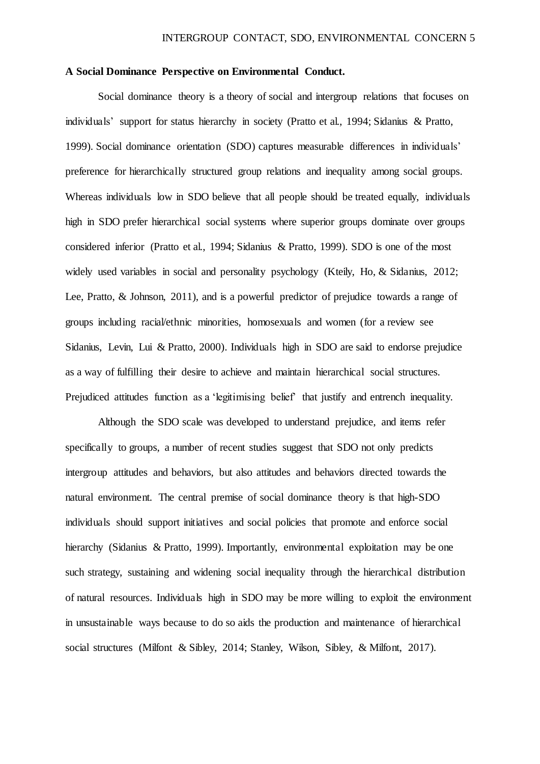**A Social Dominance Perspective on Environmental Conduct.**

Social dominance theory is a theory of social and intergroup relations that focuses on individuals' support for status hierarchy in society (Pratto et al., 1994; Sidanius & Pratto, 1999). Social dominance orientation (SDO) captures measurable differences in individuals' preference for hierarchically structured group relations and inequality among social groups. Whereas individuals low in SDO believe that all people should be treated equally, individuals high in SDO prefer hierarchical social systems where superior groups dominate over groups considered inferior (Pratto et al., 1994; Sidanius & Pratto, 1999). SDO is one of the most widely used variables in social and personality psychology (Kteily, Ho, & Sidanius, 2012; Lee, Pratto, & Johnson, 2011), and is a powerful predictor of prejudice towards a range of groups including racial/ethnic minorities, homosexuals and women (for a review see Sidanius, Levin, Lui & Pratto, 2000). Individuals high in SDO are said to endorse prejudice as a way of fulfilling their desire to achieve and maintain hierarchical social structures. Prejudiced attitudes function as a 'legitimising belief' that justify and entrench inequality.

Although the SDO scale was developed to understand prejudice, and items refer specifically to groups, a number of recent studies suggest that SDO not only predicts intergroup attitudes and behaviors, but also attitudes and behaviors directed towards the natural environment. The central premise of social dominance theory is that high-SDO individuals should support initiatives and social policies that promote and enforce social hierarchy (Sidanius & Pratto, 1999). Importantly, environmental exploitation may be one such strategy, sustaining and widening social inequality through the hierarchical distribution of natural resources. Individuals high in SDO may be more willing to exploit the environment in unsustainable ways because to do so aids the production and maintenance of hierarchical social structures (Milfont & Sibley, 2014; Stanley, Wilson, Sibley, & Milfont, 2017).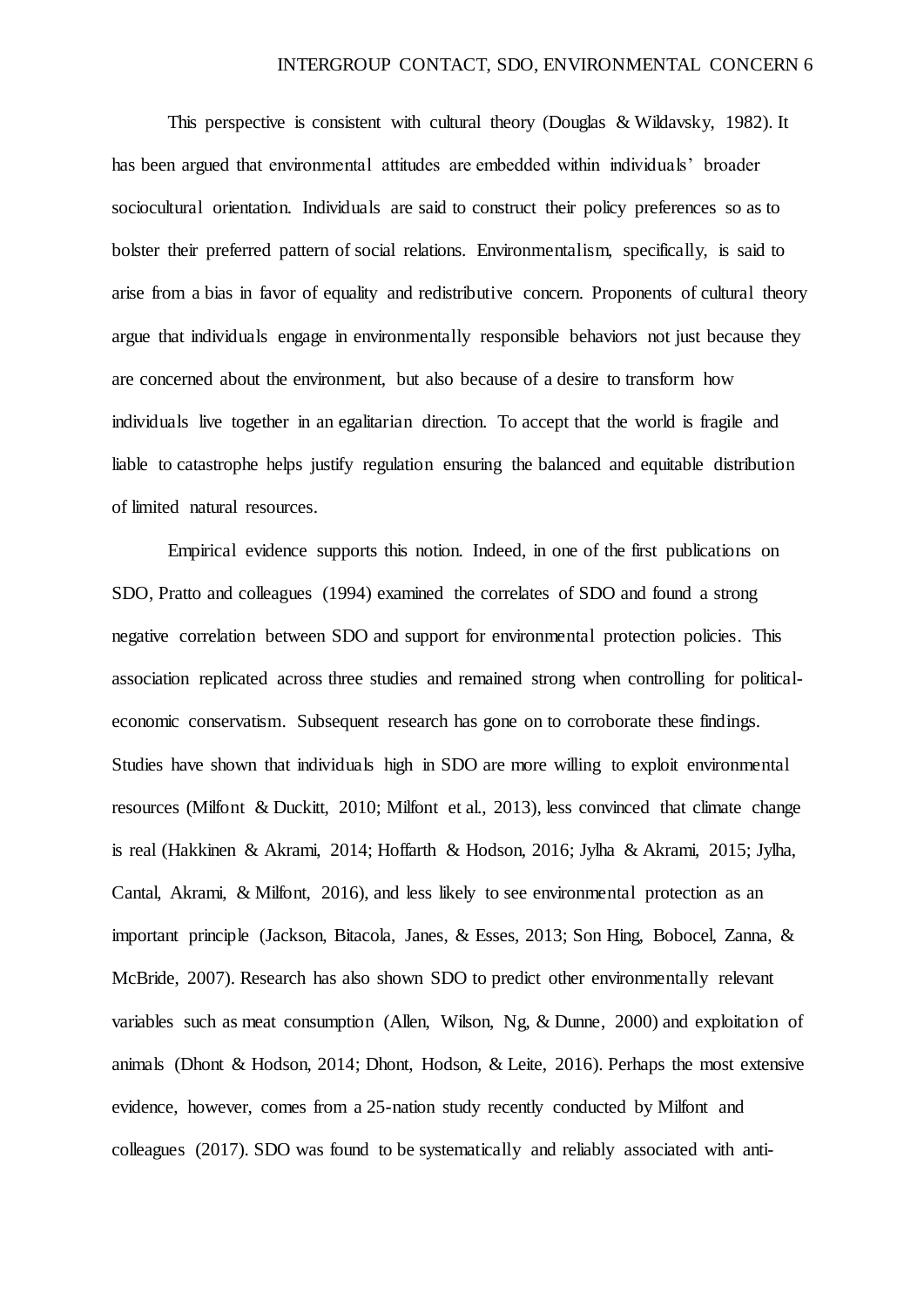This perspective is consistent with cultural theory (Douglas & Wildavsky, 1982). It has been argued that environmental attitudes are embedded within individuals' broader sociocultural orientation. Individuals are said to construct their policy preferences so as to bolster their preferred pattern of social relations. Environmentalism, specifically, is said to arise from a bias in favor of equality and redistributive concern. Proponents of cultural theory argue that individuals engage in environmentally responsible behaviors not just because they are concerned about the environment, but also because of a desire to transform how individuals live together in an egalitarian direction. To accept that the world is fragile and liable to catastrophe helps justify regulation ensuring the balanced and equitable distribution of limited natural resources.

Empirical evidence supports this notion. Indeed, in one of the first publications on SDO, Pratto and colleagues (1994) examined the correlates of SDO and found a strong negative correlation between SDO and support for environmental protection policies. This association replicated across three studies and remained strong when controlling for political-economic conservatism. Subsequent research has gone on to corroborate these findings. Studies have shown that individuals high in SDO are more willing to exploit environmental resources (Milfont & Duckitt, 2010; Milfont et al., 2013), less convinced that climate change is real (Hakkinen & Akrami, 2014; Hoffarth & Hodson, 2016; Jylha & Akrami, 2015; Jylha, Cantal, Akrami, & Milfont, 2016), and less likely to see environmental protection as an important principle (Jackson, Bitacola, Janes, & Esses, 2013; Son Hing, Bobocel, Zanna, & McBride, 2007). Research has also shown SDO to predict other environmentally relevant variables such as meat consumption (Allen, Wilson, Ng, & Dunne, 2000) and exploitation of animals (Dhont & Hodson, 2014; Dhont, Hodson, & Leite, 2016). Perhaps the most extensive evidence, however, comes from a 25-nation study recently conducted by Milfont and colleagues (2017). SDO was found to be systematically and reliably associated with anti-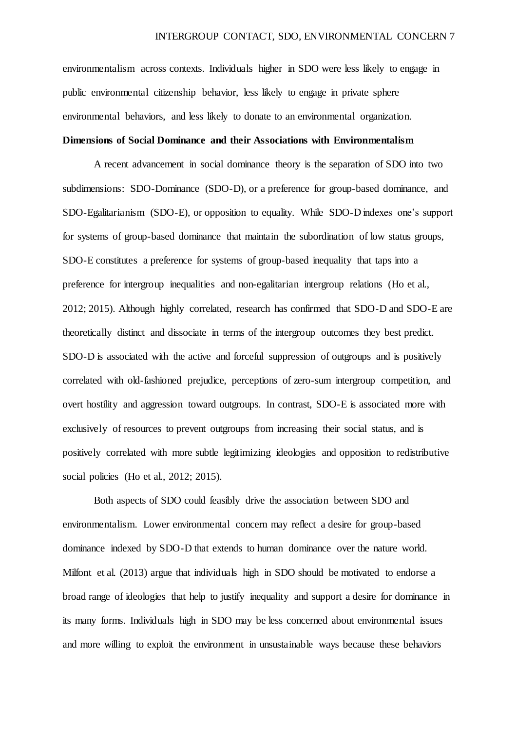environmentalism across contexts. Individuals higher in SDO were less likely to engage in public environmental citizenship behavior, less likely to engage in private sphere environmental behaviors, and less likely to donate to an environmental organization.

**Dimensions of Social Dominance and their Associations with Environmentalism**

A recent advancement in social dominance theory is the separation of SDO into two subdimensions: SDO-Dominance (SDO-D), or a preference for group-based dominance, and SDO-Egalitarianism (SDO-E), or opposition to equality. While SDO-D indexes one's support for systems of group-based dominance that maintain the subordination of low status groups, SDO-E constitutes a preference for systems of group-based inequality that taps into a preference for intergroup inequalities and non-egalitarian intergroup relations (Ho et al., 2012; 2015). Although highly correlated, research has confirmed that SDO-D and SDO-E are theoretically distinct and dissociate in terms of the intergroup outcomes they best predict. SDO-D is associated with the active and forceful suppression of outgroups and is positively correlated with old-fashioned prejudice, perceptions of zero-sum intergroup competition, and overt hostility and aggression toward outgroups. In contrast, SDO-E is associated more with exclusively of resources to prevent outgroups from increasing their social status, and is positively correlated with more subtle legitimizing ideologies and opposition to redistributive social policies (Ho et al., 2012; 2015).

Both aspects of SDO could feasibly drive the association between SDO and environmentalism. Lower environmental concern may reflect a desire for group-based dominance indexed by SDO-D that extends to human dominance over the nature world. Milfont et al. (2013) argue that individuals high in SDO should be motivated to endorse a broad range of ideologies that help to justify inequality and support a desire for dominance in its many forms. Individuals high in SDO may be less concerned about environmental issues and more willing to exploit the environment in unsustainable ways because these behaviors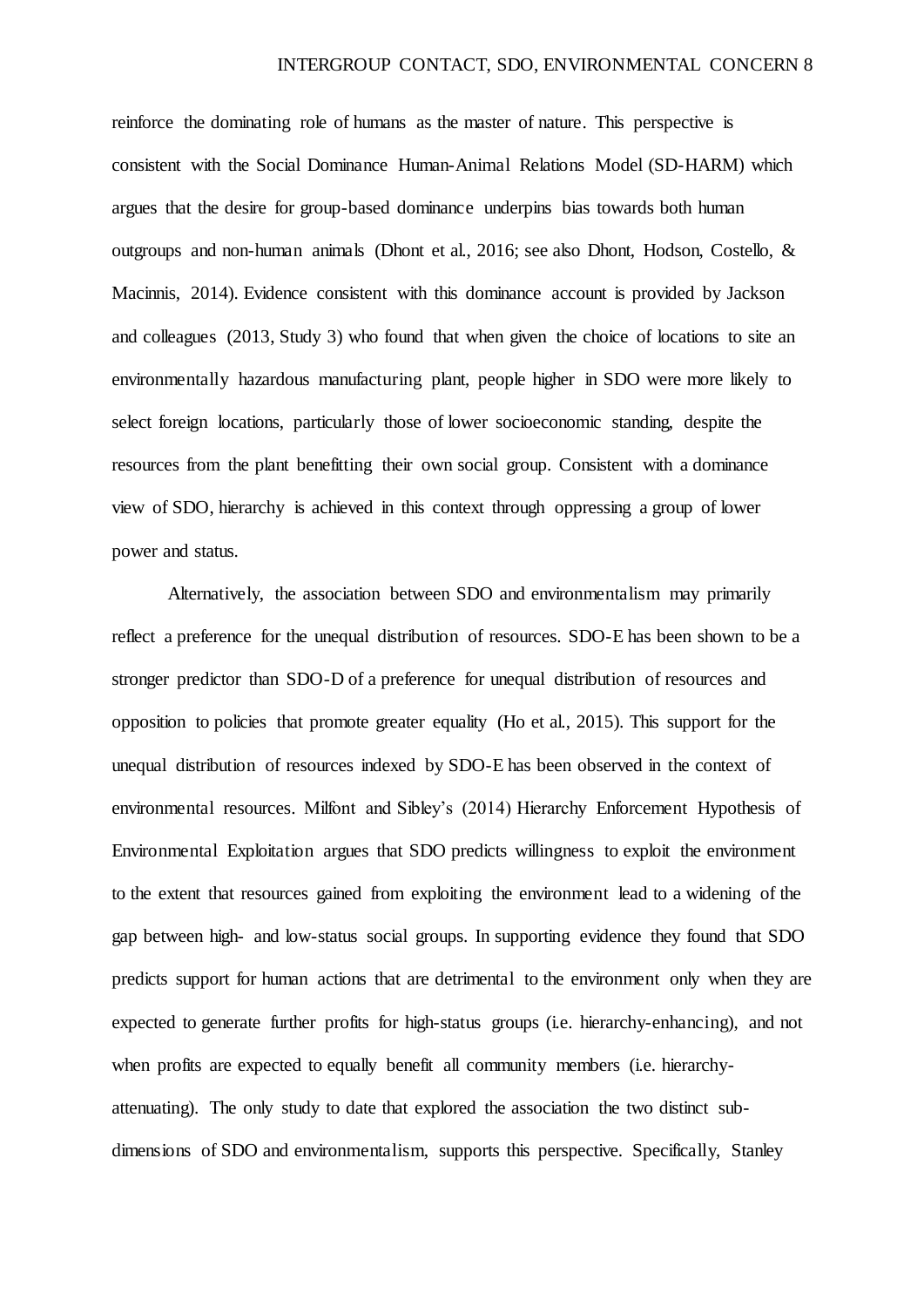reinforce the dominating role of humans as the master of nature. This perspective is consistent with the Social Dominance Human-Animal Relations Model (SD-HARM) which argues that the desire for group-based dominance underpins bias towards both human outgroups and non-human animals (Dhont et al., 2016; see also Dhont, Hodson, Costello, & Macinnis, 2014). Evidence consistent with this dominance account is provided by Jackson and colleagues (2013, Study 3) who found that when given the choice of locations to site an environmentally hazardous manufacturing plant, people higher in SDO were more likely to select foreign locations, particularly those of lower socioeconomic standing, despite the resources from the plant benefitting their own social group. Consistent with a dominance view of SDO, hierarchy is achieved in this context through oppressing a group of lower power and status.

Alternatively, the association between SDO and environmentalism may primarily reflect a preference for the unequal distribution of resources. SDO-E has been shown to be a stronger predictor than SDO-D of a preference for unequal distribution of resources and opposition to policies that promote greater equality (Ho et al., 2015). This support for the unequal distribution of resources indexed by SDO-E has been observed in the context of environmental resources. Milfont and Sibley's (2014) Hierarchy Enforcement Hypothesis of Environmental Exploitation argues that SDO predicts willingness to exploit the environment to the extent that resources gained from exploiting the environment lead to a widening of the gap between high- and low-status social groups. In supporting evidence they found that SDO predicts support for human actions that are detrimental to the environment only when they are expected to generate further profits for high-status groups (i.e. hierarchy-enhancing), and not when profits are expected to equally benefit all community members (i.e. hierarchy-attenuating). The only study to date that explored the association the two distinct sub-dimensions of SDO and environmentalism, supports this perspective. Specifically, Stanley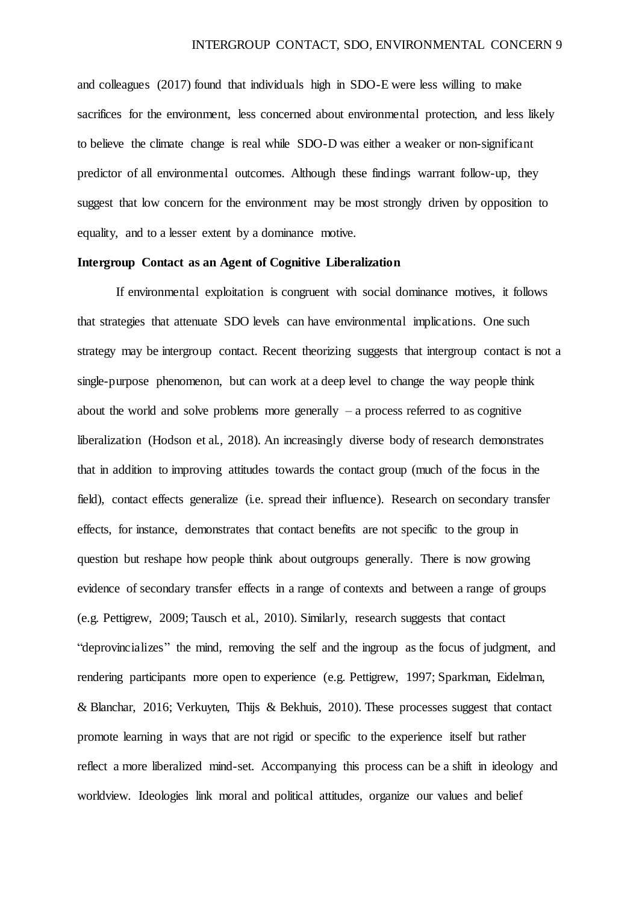and colleagues (2017) found that individuals high in SDO-E were less willing to make sacrifices for the environment, less concerned about environmental protection, and less likely to believe the climate change is real while SDO-D was either a weaker or non-significant predictor of all environmental outcomes. Although these findings warrant follow-up, they suggest that low concern for the environment may be most strongly driven by opposition to equality, and to a lesser extent by a dominance motive.

## Intergroup Contact as an Agent of Cognitive Liberalization

If environmental exploitation is congruent with social dominance motives, it follows that strategies that attenuate SDO levels can have environmental implications. One such strategy may be intergroup contact. Recent theorizing suggests that intergroup contact is not a single-purpose phenomenon, but can work at a deep level to change the way people think about the world and solve problems more generally – a process referred to as cognitive liberalization (Hodson et al., 2018). An increasingly diverse body of research demonstrates that in addition to improving attitudes towards the contact group (much of the focus in the field), contact effects generalize (i.e. spread their influence). Research on secondary transfer effects, for instance, demonstrates that contact benefits are not specific to the group in question but reshape how people think about outgroups generally. There is now growing evidence of secondary transfer effects in a range of contexts and between a range of groups (e.g. Pettigrew, 2009; Tausch et al., 2010). Similarly, research suggests that contact "deprovincializes" the mind, removing the self and the ingroup as the focus of judgment, and rendering participants more open to experience (e.g. Pettigrew, 1997; Sparkman, Eidelman, & Blanchar, 2016; Verkuyten, Thijs & Bekhuis, 2010). These processes suggest that contact promote learning in ways that are not rigid or specific to the experience itself but rather reflect a more liberalized mind-set. Accompanying this process can be a shift in ideology and worldview. Ideologies link moral and political attitudes, organize our values and belief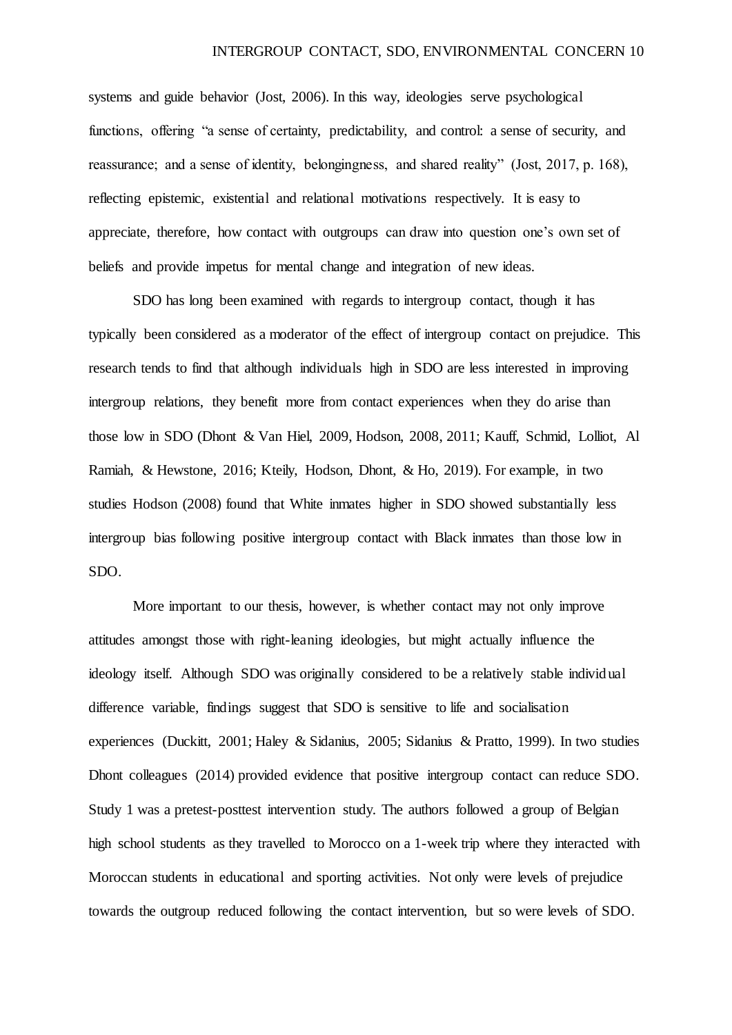systems and guide behavior (Jost, 2006). In this way, ideologies serve psychological functions, offering "a sense of certainty, predictability, and control: a sense of security, and reassurance; and a sense of identity, belongingness, and shared reality" (Jost, 2017, p. 168), reflecting epistemic, existential and relational motivations respectively. It is easy to appreciate, therefore, how contact with outgroups can draw into question one's own set of beliefs and provide impetus for mental change and integration of new ideas.

SDO has long been examined with regards to intergroup contact, though it has typically been considered as a moderator of the effect of intergroup contact on prejudice. This research tends to find that although individuals high in SDO are less interested in improving intergroup relations, they benefit more from contact experiences when they do arise than those low in SDO (Dhont & Van Hiel, 2009, Hodson, 2008, 2011; Kauff, Schmid, Lolliot, Al Ramiah, & Hewstone, 2016; Kteily, Hodson, Dhont, & Ho, 2019). For example, in two studies Hodson (2008) found that White inmates higher in SDO showed substantially less intergroup bias following positive intergroup contact with Black inmates than those low in SDO.

More important to our thesis, however, is whether contact may not only improve attitudes amongst those with right-leaning ideologies, but might actually influence the ideology itself. Although SDO was originally considered to be a relatively stable individual difference variable, findings suggest that SDO is sensitive to life and socialisation experiences (Duckitt, 2001; Haley & Sidanius, 2005; Sidanius & Pratto, 1999). In two studies Dhont colleagues (2014) provided evidence that positive intergroup contact can reduce SDO. Study 1 was a pretest-posttest intervention study. The authors followed a group of Belgian high school students as they travelled to Morocco on a 1-week trip where they interacted with Moroccan students in educational and sporting activities. Not only were levels of prejudice towards the outgroup reduced following the contact intervention, but so were levels of SDO.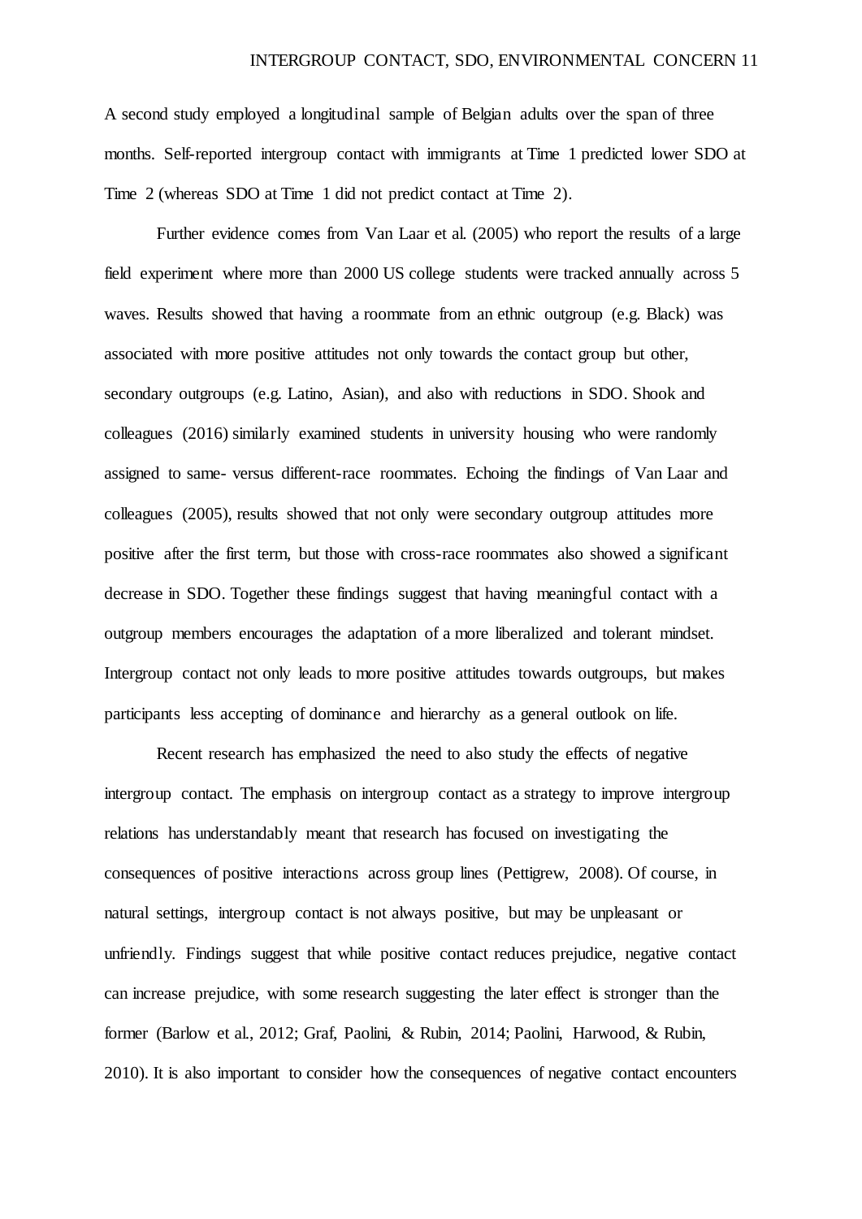A second study employed a longitudinal sample of Belgian adults over the span of three months. Self-reported intergroup contact with immigrants at Time 1 predicted lower SDO at Time 2 (whereas SDO at Time 1 did not predict contact at Time 2).

Further evidence comes from Van Laar et al. (2005) who report the results of a large field experiment where more than 2000 US college students were tracked annually across 5 waves. Results showed that having a roommate from an ethnic outgroup (e.g. Black) was associated with more positive attitudes not only towards the contact group but other, secondary outgroups (e.g. Latino, Asian), and also with reductions in SDO. Shook and colleagues (2016) similarly examined students in university housing who were randomly assigned to same- versus different-race roommates. Echoing the findings of Van Laar and colleagues (2005), results showed that not only were secondary outgroup attitudes more positive after the first term, but those with cross-race roommates also showed a significant decrease in SDO. Together these findings suggest that having meaningful contact with a outgroup members encourages the adaptation of a more liberalized and tolerant mindset. Intergroup contact not only leads to more positive attitudes towards outgroups, but makes participants less accepting of dominance and hierarchy as a general outlook on life.

Recent research has emphasized the need to also study the effects of negative intergroup contact. The emphasis on intergroup contact as a strategy to improve intergroup relations has understandably meant that research has focused on investigating the consequences of positive interactions across group lines (Pettigrew, 2008). Of course, in natural settings, intergroup contact is not always positive, but may be unpleasant or unfriendly. Findings suggest that while positive contact reduces prejudice, negative contact can increase prejudice, with some research suggesting the later effect is stronger than the former (Barlow et al., 2012; Graf, Paolini, & Rubin, 2014; Paolini, Harwood, & Rubin, 2010). It is also important to consider how the consequences of negative contact encounters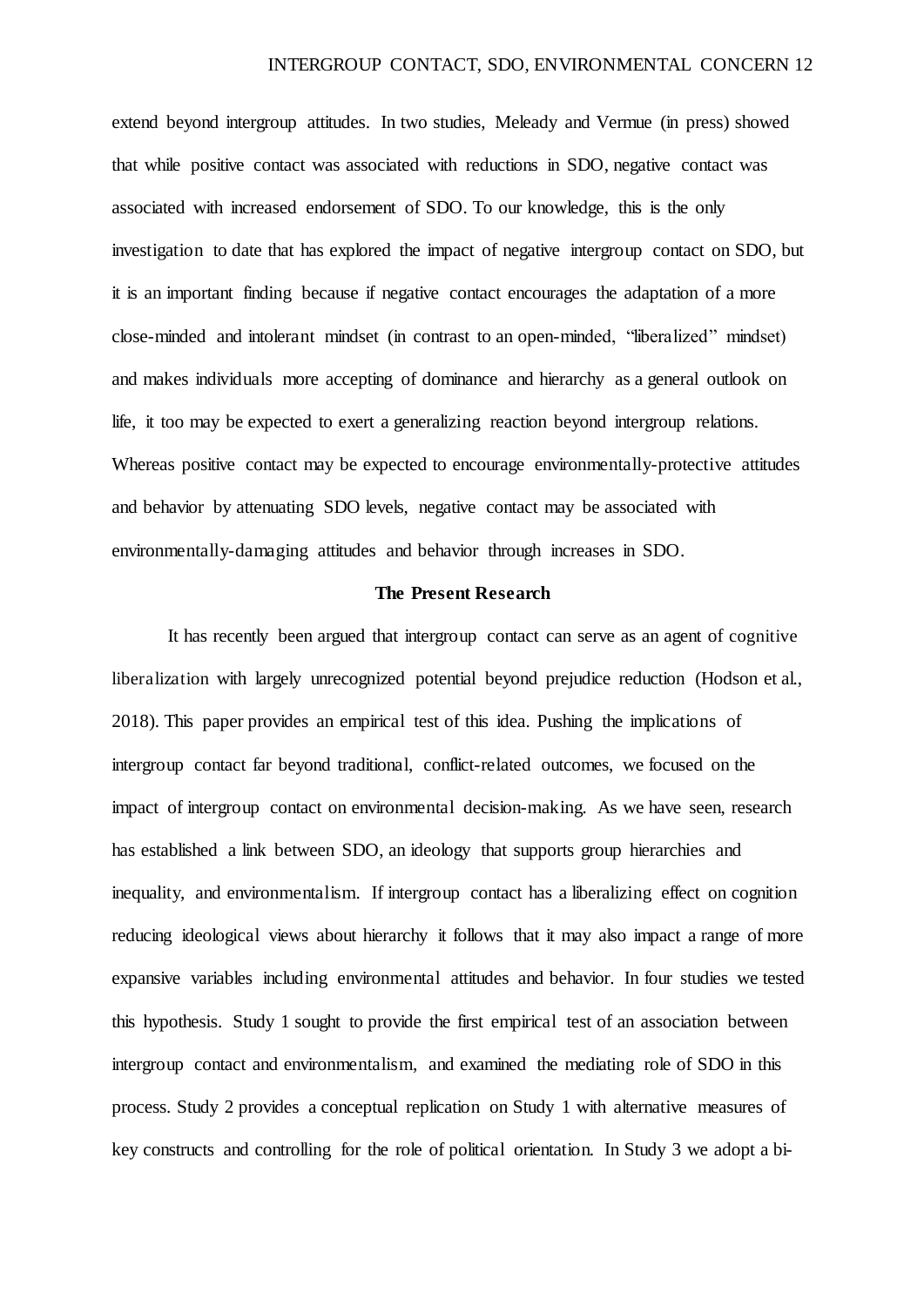extend beyond intergroup attitudes. In two studies, Meleady and Vermue (in press) showed that while positive contact was associated with reductions in SDO, negative contact was associated with increased endorsement of SDO. To our knowledge, this is the only investigation to date that has explored the impact of negative intergroup contact on SDO, but it is an important finding because if negative contact encourages the adaptation of a more close-minded and intolerant mindset (in contrast to an open-minded, "liberalized" mindset) and makes individuals more accepting of dominance and hierarchy as a general outlook on life, it too may be expected to exert a generalizing reaction beyond intergroup relations. Whereas positive contact may be expected to encourage environmentally-protective attitudes and behavior by attenuating SDO levels, negative contact may be associated with environmentally-damaging attitudes and behavior through increases in SDO.

## The Present Research

It has recently been argued that intergroup contact can serve as an agent of cognitive liberalization with largely unrecognized potential beyond prejudice reduction (Hodson et al., 2018). This paper provides an empirical test of this idea. Pushing the implications of intergroup contact far beyond traditional, conflict-related outcomes, we focused on the impact of intergroup contact on environmental decision-making. As we have seen, research has established a link between SDO, an ideology that supports group hierarchies and inequality, and environmentalism. If intergroup contact has a liberalizing effect on cognition reducing ideological views about hierarchy it follows that it may also impact a range of more expansive variables including environmental attitudes and behavior. In four studies we tested this hypothesis. Study 1 sought to provide the first empirical test of an association between intergroup contact and environmentalism, and examined the mediating role of SDO in this process. Study 2 provides a conceptual replication on Study 1 with alternative measures of key constructs and controlling for the role of political orientation. In Study 3 we adopt a bi-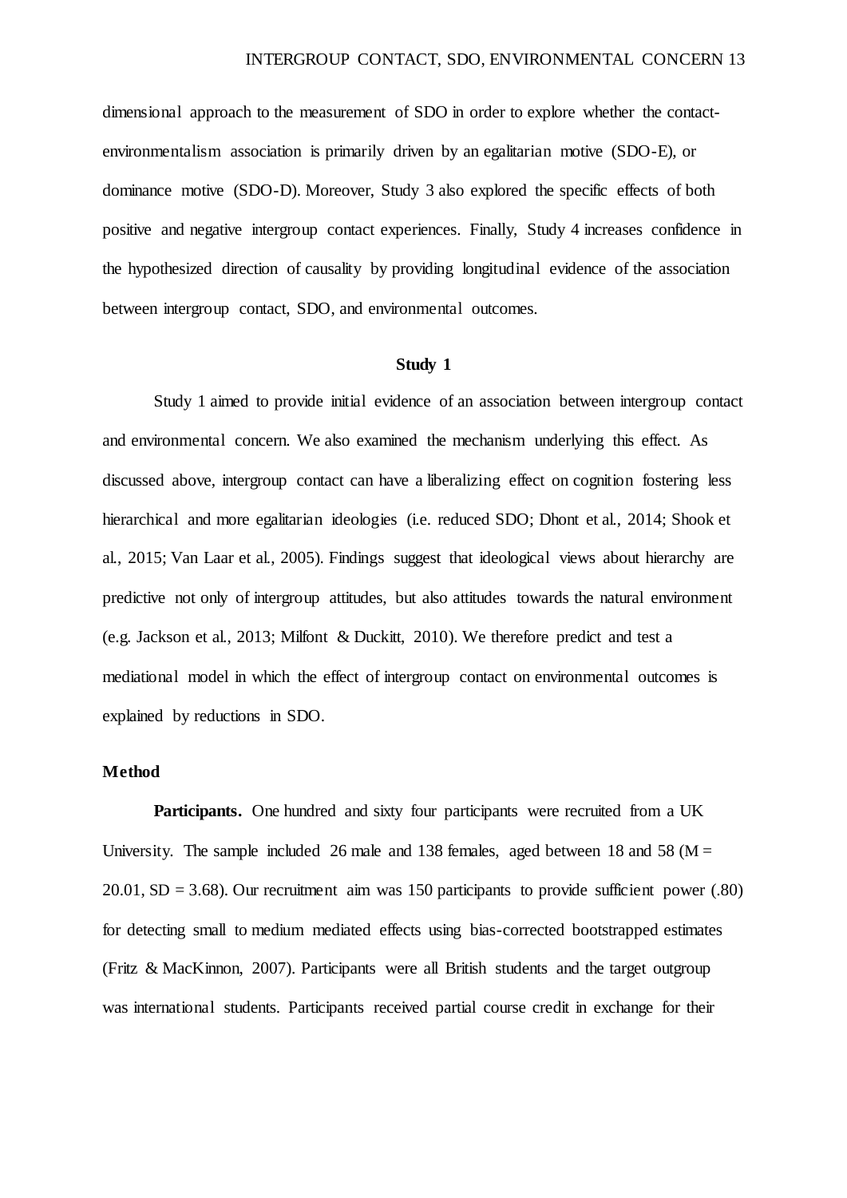dimensional approach to the measurement of SDO in order to explore whether the contact-environmentalism association is primarily driven by an egalitarian motive (SDO-E), or dominance motive (SDO-D). Moreover, Study 3 also explored the specific effects of both positive and negative intergroup contact experiences. Finally, Study 4 increases confidence in the hypothesized direction of causality by providing longitudinal evidence of the association between intergroup contact, SDO, and environmental outcomes.

## Study 1

Study 1 aimed to provide initial evidence of an association between intergroup contact and environmental concern. We also examined the mechanism underlying this effect. As discussed above, intergroup contact can have a liberalizing effect on cognition fostering less hierarchical and more egalitarian ideologies (i.e. reduced SDO; Dhont et al., 2014; Shook et al., 2015; Van Laar et al., 2005). Findings suggest that ideological views about hierarchy are predictive not only of intergroup attitudes, but also attitudes towards the natural environment (e.g. Jackson et al., 2013; Milfont & Duckitt, 2010). We therefore predict and test a mediational model in which the effect of intergroup contact on environmental outcomes is explained by reductions in SDO.

### Method

**Participants.** One hundred and sixty four participants were recruited from a UK University. The sample included 26 male and 138 females, aged between 18 and 58 ($M$ = 20.01, $SD$ = 3.68). Our recruitment aim was 150 participants to provide sufficient power (.80) for detecting small to medium mediated effects using bias-corrected bootstrapped estimates (Fritz & MacKinnon, 2007). Participants were all British students and the target outgroup was international students. Participants received partial course credit in exchange for their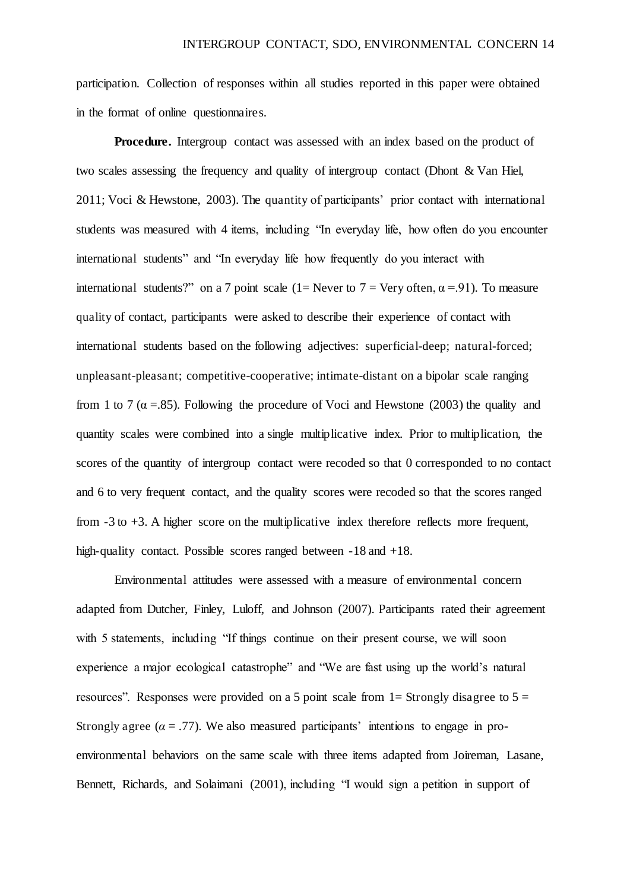participation. Collection of responses within all studies reported in this paper were obtained in the format of online questionnaires.

**Procedure.** Intergroup contact was assessed with an index based on the product of two scales assessing the frequency and quality of intergroup contact (Dhont & Van Hiel, 2011; Voci & Hewstone, 2003). The quantity of participants' prior contact with international students was measured with 4 items, including "In everyday life, how often do you encounter international students" and "In everyday life how frequently do you interact with international students?" on a 7 point scale (1= Never to 7 = Very often, $\alpha$ =.91). To measure quality of contact, participants were asked to describe their experience of contact with international students based on the following adjectives: superficial-deep; natural-forced; unpleasant-pleasant; competitive-cooperative; intimate-distant on a bipolar scale ranging from 1 to 7 ($\alpha$ =.85). Following the procedure of Voci and Hewstone (2003) the quality and quantity scales were combined into a single multiplicative index. Prior to multiplication, the scores of the quantity of intergroup contact were recoded so that 0 corresponded to no contact and 6 to very frequent contact, and the quality scores were recoded so that the scores ranged from -3 to +3. A higher score on the multiplicative index therefore reflects more frequent, high-quality contact. Possible scores ranged between -18 and +18.

Environmental attitudes were assessed with a measure of environmental concern adapted from Dutcher, Finley, Luloff, and Johnson (2007). Participants rated their agreement with 5 statements, including "If things continue on their present course, we will soon experience a major ecological catastrophe" and "We are fast using up the world's natural resources". Responses were provided on a 5 point scale from 1= Strongly disagree to 5 = Strongly agree ($\alpha$ = .77). We also measured participants' intentions to engage in pro-environmental behaviors on the same scale with three items adapted from Joireman, Lasane, Bennett, Richards, and Solaimani (2001), including "I would sign a petition in support of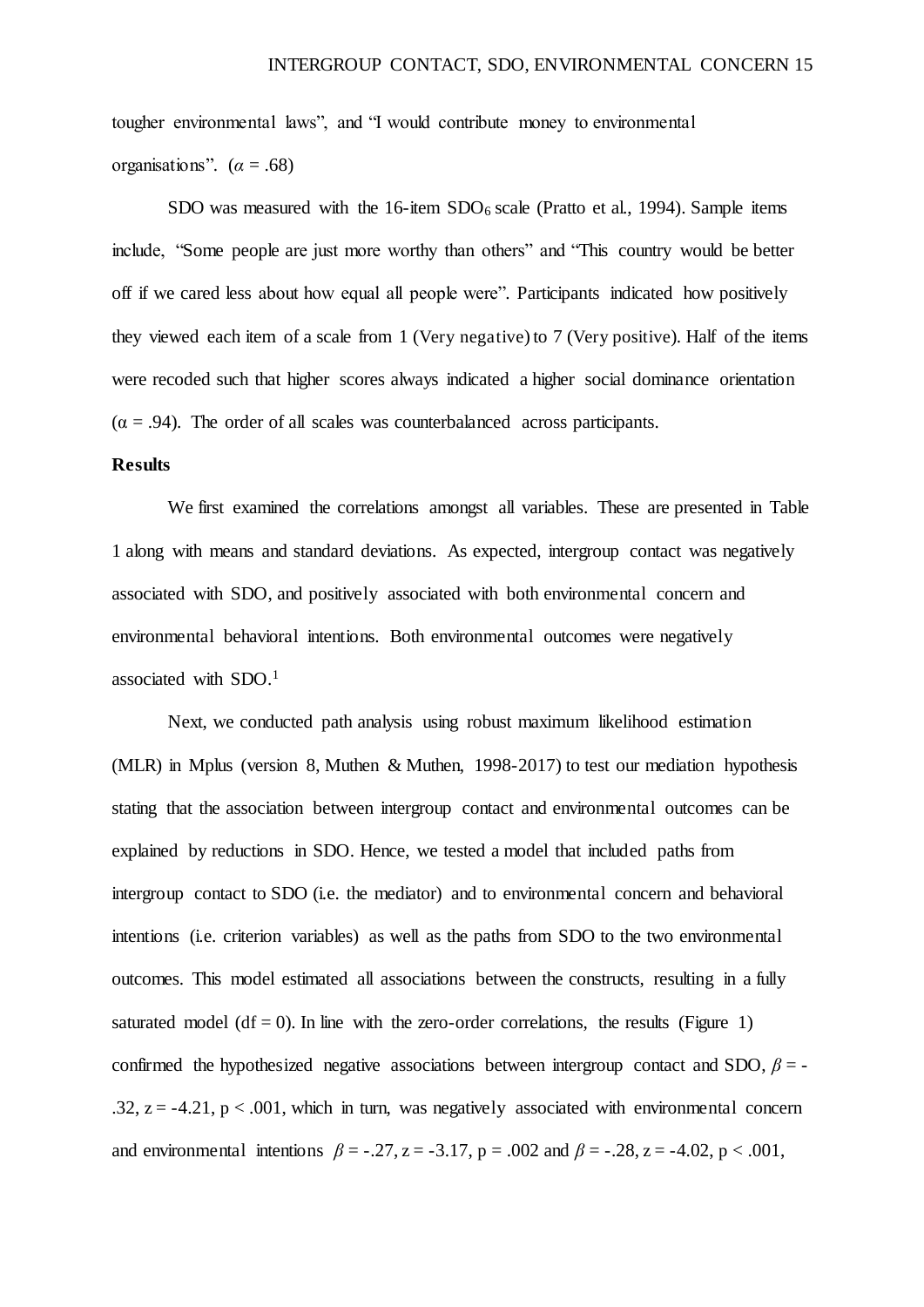tougher environmental laws", and "I would contribute money to environmental organisations". ($\alpha$ = .68)

SDO was measured with the 16-item $SDO_6$ scale (Pratto et al., 1994). Sample items include, "Some people are just more worthy than others" and "This country would be better off if we cared less about how equal all people were". Participants indicated how positively they viewed each item of a scale from 1 (Very negative) to 7 (Very positive). Half of the items were recoded such that higher scores always indicated a higher social dominance orientation ($\alpha$ = .94). The order of all scales was counterbalanced across participants.

**Results**

We first examined the correlations amongst all variables. These are presented in Table 1 along with means and standard deviations. As expected, intergroup contact was negatively associated with SDO, and positively associated with both environmental concern and environmental behavioral intentions. Both environmental outcomes were negatively associated with SDO.[1]

Next, we conducted path analysis using robust maximum likelihood estimation (MLR) in Mplus (version 8, Muthen & Muthen, 1998-2017) to test our mediation hypothesis stating that the association between intergroup contact and environmental outcomes can be explained by reductions in SDO. Hence, we tested a model that included paths from intergroup contact to SDO (i.e. the mediator) and to environmental concern and behavioral intentions (i.e. criterion variables) as well as the paths from SDO to the two environmental outcomes. This model estimated all associations between the constructs, resulting in a fully saturated model (df = 0). In line with the zero-order correlations, the results (Figure 1) confirmed the hypothesized negative associations between intergroup contact and SDO, $\beta$ = -.32, $z$ = -4.21, $p$ < .001, which in turn, was negatively associated with environmental concern and environmental intentions $\beta$ = -.27, $z$ = -3.17, $p$ = .002 and $\beta$ = -.28, $z$ = -4.02, $p$ < .001,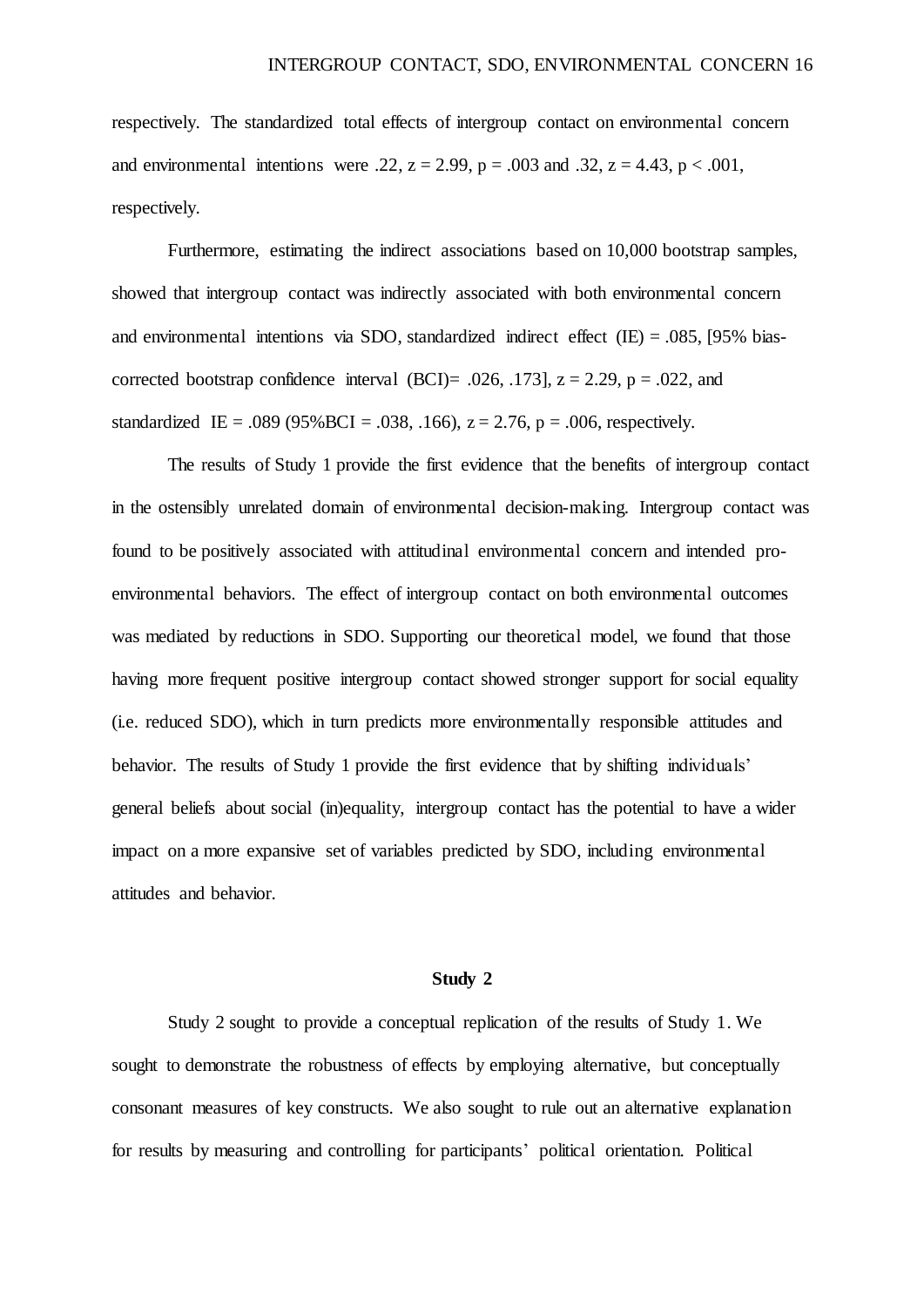respectively. The standardized total effects of intergroup contact on environmental concern and environmental intentions were .22, $z = 2.99$, $p = .003$ and .32, $z = 4.43$, $p < .001$, respectively.

Furthermore, estimating the indirect associations based on 10,000 bootstrap samples, showed that intergroup contact was indirectly associated with both environmental concern and environmental intentions via SDO, standardized indirect effect (IE) = .085, [95% bias-corrected bootstrap confidence interval (BCI)= .026, .173], $z = 2.29$, $p = .022$, and standardized IE = .089 (95%BCI = .038, .166), $z = 2.76$, $p = .006$, respectively.

The results of Study 1 provide the first evidence that the benefits of intergroup contact in the ostensibly unrelated domain of environmental decision-making. Intergroup contact was found to be positively associated with attitudinal environmental concern and intended pro-environmental behaviors. The effect of intergroup contact on both environmental outcomes was mediated by reductions in SDO. Supporting our theoretical model, we found that those having more frequent positive intergroup contact showed stronger support for social equality (i.e. reduced SDO), which in turn predicts more environmentally responsible attitudes and behavior. The results of Study 1 provide the first evidence that by shifting individuals' general beliefs about social (in)equality, intergroup contact has the potential to have a wider impact on a more expansive set of variables predicted by SDO, including environmental attitudes and behavior.

## Study 2

Study 2 sought to provide a conceptual replication of the results of Study 1. We sought to demonstrate the robustness of effects by employing alternative, but conceptually consonant measures of key constructs. We also sought to rule out an alternative explanation for results by measuring and controlling for participants' political orientation. Political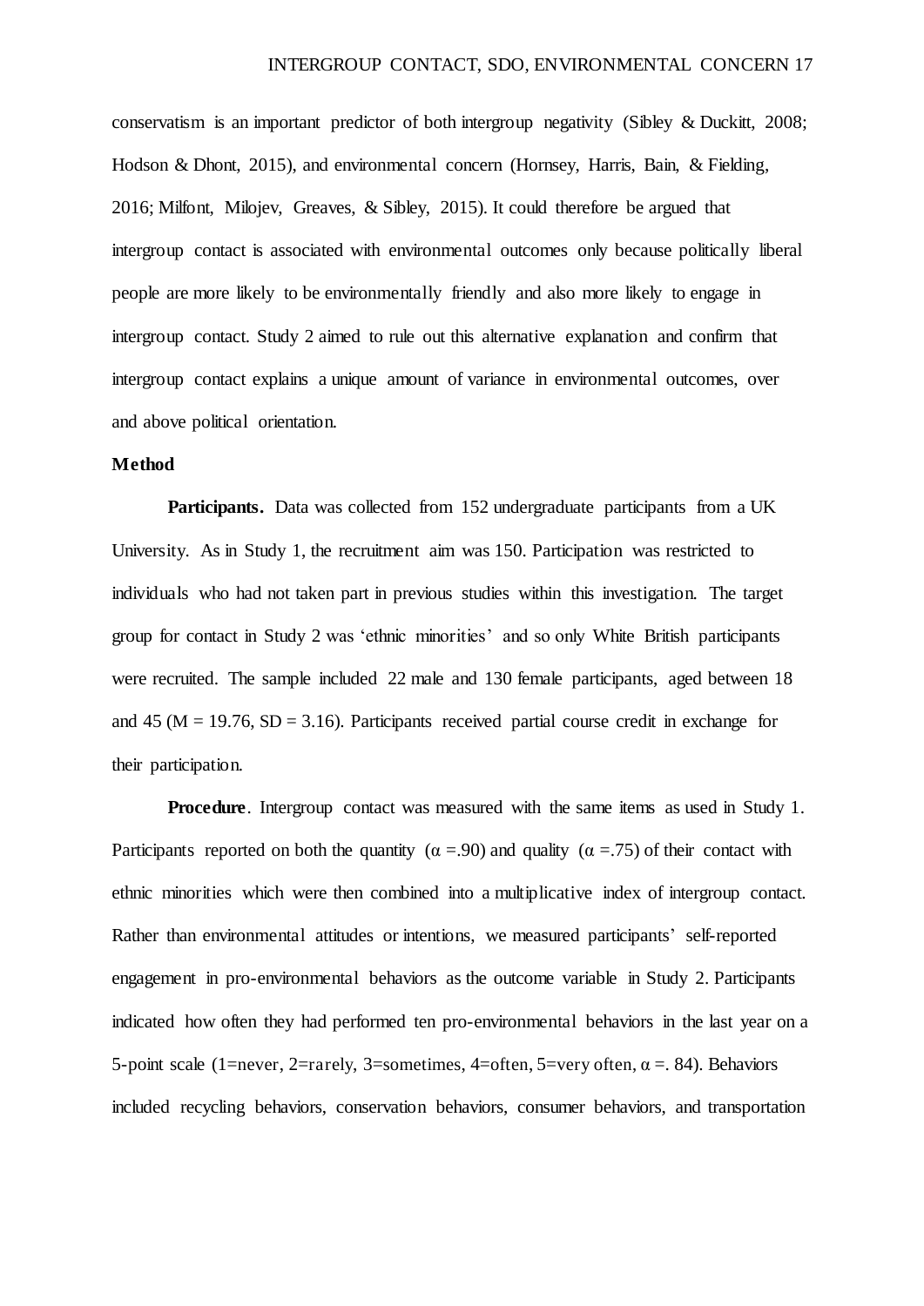conservatism is an important predictor of both intergroup negativity (Sibley & Duckitt, 2008; Hodson & Dhont, 2015), and environmental concern (Hornsey, Harris, Bain, & Fielding, 2016; Milfont, Milojev, Greaves, & Sibley, 2015). It could therefore be argued that intergroup contact is associated with environmental outcomes only because politically liberal people are more likely to be environmentally friendly and also more likely to engage in intergroup contact. Study 2 aimed to rule out this alternative explanation and confirm that intergroup contact explains a unique amount of variance in environmental outcomes, over and above political orientation.

## Method

**Participants.** Data was collected from 152 undergraduate participants from a UK University. As in Study 1, the recruitment aim was 150. Participation was restricted to individuals who had not taken part in previous studies within this investigation. The target group for contact in Study 2 was 'ethnic minorities' and so only White British participants were recruited. The sample included 22 male and 130 female participants, aged between 18 and 45 ($M = 19.76$, $SD = 3.16$). Participants received partial course credit in exchange for their participation.

**Procedure**. Intergroup contact was measured with the same items as used in Study 1. Participants reported on both the quantity ($\alpha = .90$) and quality ($\alpha = .75$) of their contact with ethnic minorities which were then combined into a multiplicative index of intergroup contact. Rather than environmental attitudes or intentions, we measured participants' self-reported engagement in pro-environmental behaviors as the outcome variable in Study 2. Participants indicated how often they had performed ten pro-environmental behaviors in the last year on a 5-point scale (1=never, 2=rarely, 3=sometimes, 4=often, 5=very often, $\alpha = .84$). Behaviors included recycling behaviors, conservation behaviors, consumer behaviors, and transportation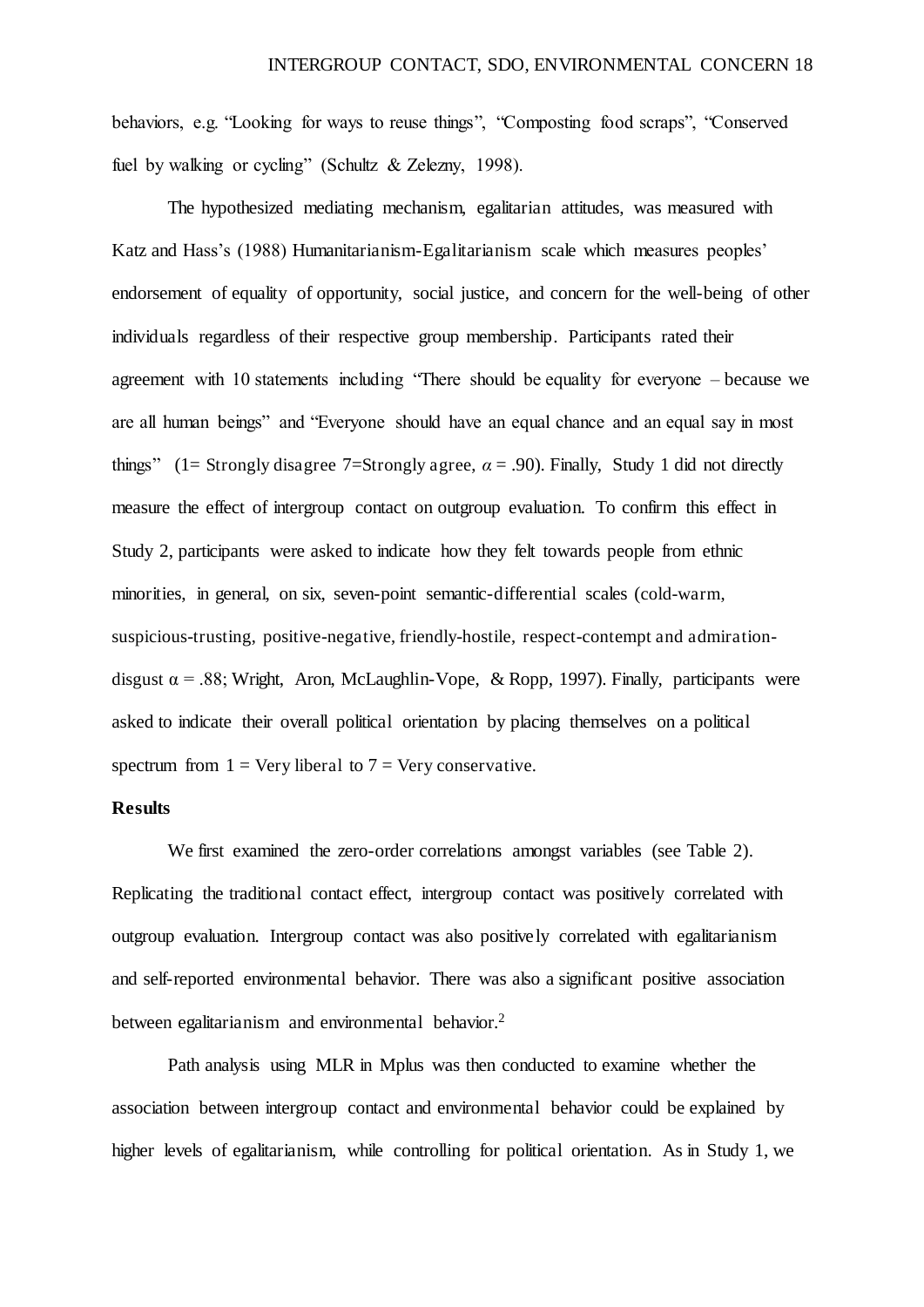behaviors, e.g. "Looking for ways to reuse things", "Composting food scraps", "Conserved fuel by walking or cycling" (Schultz & Zelezny, 1998).

The hypothesized mediating mechanism, egalitarian attitudes, was measured with Katz and Hass's (1988) Humanitarianism-Egalitarianism scale which measures peoples' endorsement of equality of opportunity, social justice, and concern for the well-being of other individuals regardless of their respective group membership. Participants rated their agreement with 10 statements including "There should be equality for everyone – because we are all human beings" and "Everyone should have an equal chance and an equal say in most things" (1= Strongly disagree 7=Strongly agree, $\alpha = .90$). Finally, Study 1 did not directly measure the effect of intergroup contact on outgroup evaluation. To confirm this effect in Study 2, participants were asked to indicate how they felt towards people from ethnic minorities, in general, on six, seven-point semantic-differential scales (cold-warm, suspicious-trusting, positive-negative, friendly-hostile, respect-contempt and admiration-disgust $\alpha = .88$; Wright, Aron, McLaughlin-Vope, & Ropp, 1997). Finally, participants were asked to indicate their overall political orientation by placing themselves on a political spectrum from 1 = Very liberal to 7 = Very conservative.

**Results**

We first examined the zero-order correlations amongst variables (see Table 2). Replicating the traditional contact effect, intergroup contact was positively correlated with outgroup evaluation. Intergroup contact was also positively correlated with egalitarianism and self-reported environmental behavior. There was also a significant positive association between egalitarianism and environmental behavior.[2]

Path analysis using MLR in Mplus was then conducted to examine whether the association between intergroup contact and environmental behavior could be explained by higher levels of egalitarianism, while controlling for political orientation. As in Study 1, we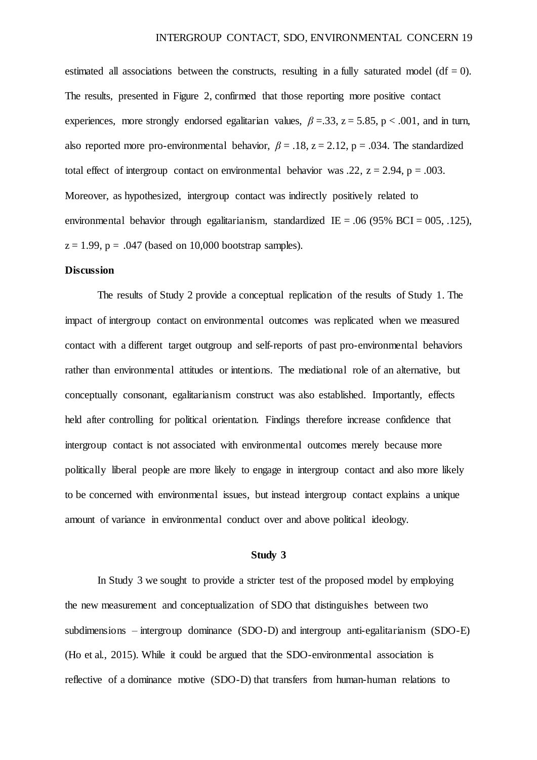estimated all associations between the constructs, resulting in a fully saturated model (df = 0). The results, presented in Figure 2, confirmed that those reporting more positive contact experiences, more strongly endorsed egalitarian values, $\beta$ =.33, z = 5.85, p < .001, and in turn, also reported more pro-environmental behavior, $\beta$ = .18, z = 2.12, p = .034. The standardized total effect of intergroup contact on environmental behavior was .22, z = 2.94, p = .003. Moreover, as hypothesized, intergroup contact was indirectly positively related to environmental behavior through egalitarianism, standardized IE = .06 (95% BCI = 005, .125), z = 1.99, p = .047 (based on 10,000 bootstrap samples).

**Discussion**

The results of Study 2 provide a conceptual replication of the results of Study 1. The impact of intergroup contact on environmental outcomes was replicated when we measured contact with a different target outgroup and self-reports of past pro-environmental behaviors rather than environmental attitudes or intentions. The mediational role of an alternative, but conceptually consonant, egalitarianism construct was also established. Importantly, effects held after controlling for political orientation. Findings therefore increase confidence that intergroup contact is not associated with environmental outcomes merely because more politically liberal people are more likely to engage in intergroup contact and also more likely to be concerned with environmental issues, but instead intergroup contact explains a unique amount of variance in environmental conduct over and above political ideology.

## Study 3

In Study 3 we sought to provide a stricter test of the proposed model by employing the new measurement and conceptualization of SDO that distinguishes between two subdimensions – intergroup dominance (SDO-D) and intergroup anti-egalitarianism (SDO-E) (Ho et al., 2015). While it could be argued that the SDO-environmental association is reflective of a dominance motive (SDO-D) that transfers from human-human relations to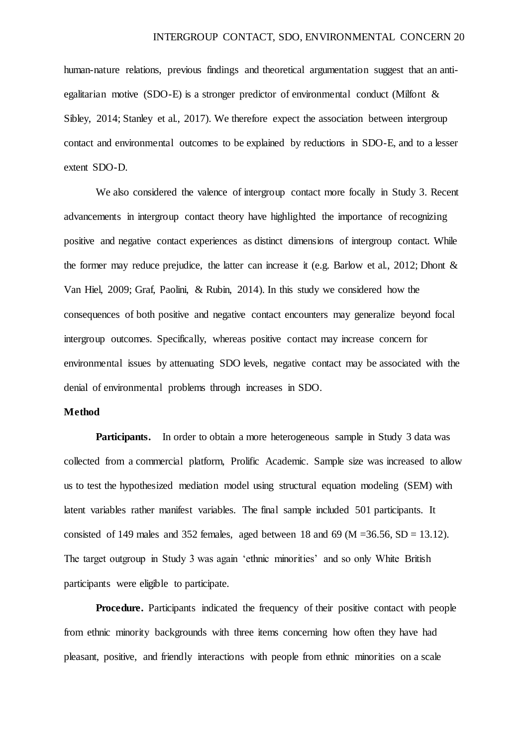human-nature relations, previous findings and theoretical argumentation suggest that an anti-egalitarian motive (SDO-E) is a stronger predictor of environmental conduct (Milfont & Sibley, 2014; Stanley et al., 2017). We therefore expect the association between intergroup contact and environmental outcomes to be explained by reductions in SDO-E, and to a lesser extent SDO-D.

We also considered the valence of intergroup contact more focally in Study 3. Recent advancements in intergroup contact theory have highlighted the importance of recognizing positive and negative contact experiences as distinct dimensions of intergroup contact. While the former may reduce prejudice, the latter can increase it (e.g. Barlow et al., 2012; Dhont & Van Hiel, 2009; Graf, Paolini, & Rubin, 2014). In this study we considered how the consequences of both positive and negative contact encounters may generalize beyond focal intergroup outcomes. Specifically, whereas positive contact may increase concern for environmental issues by attenuating SDO levels, negative contact may be associated with the denial of environmental problems through increases in SDO.

## Method

**Participants.** In order to obtain a more heterogeneous sample in Study 3 data was collected from a commercial platform, Prolific Academic. Sample size was increased to allow us to test the hypothesized mediation model using structural equation modeling (SEM) with latent variables rather manifest variables. The final sample included 501 participants. It consisted of 149 males and 352 females, aged between 18 and 69 ($M$ =36.56, $SD$ = 13.12). The target outgroup in Study 3 was again ‘ethnic minorities’ and so only White British participants were eligible to participate.

**Procedure.** Participants indicated the frequency of their positive contact with people from ethnic minority backgrounds with three items concerning how often they have had pleasant, positive, and friendly interactions with people from ethnic minorities on a scale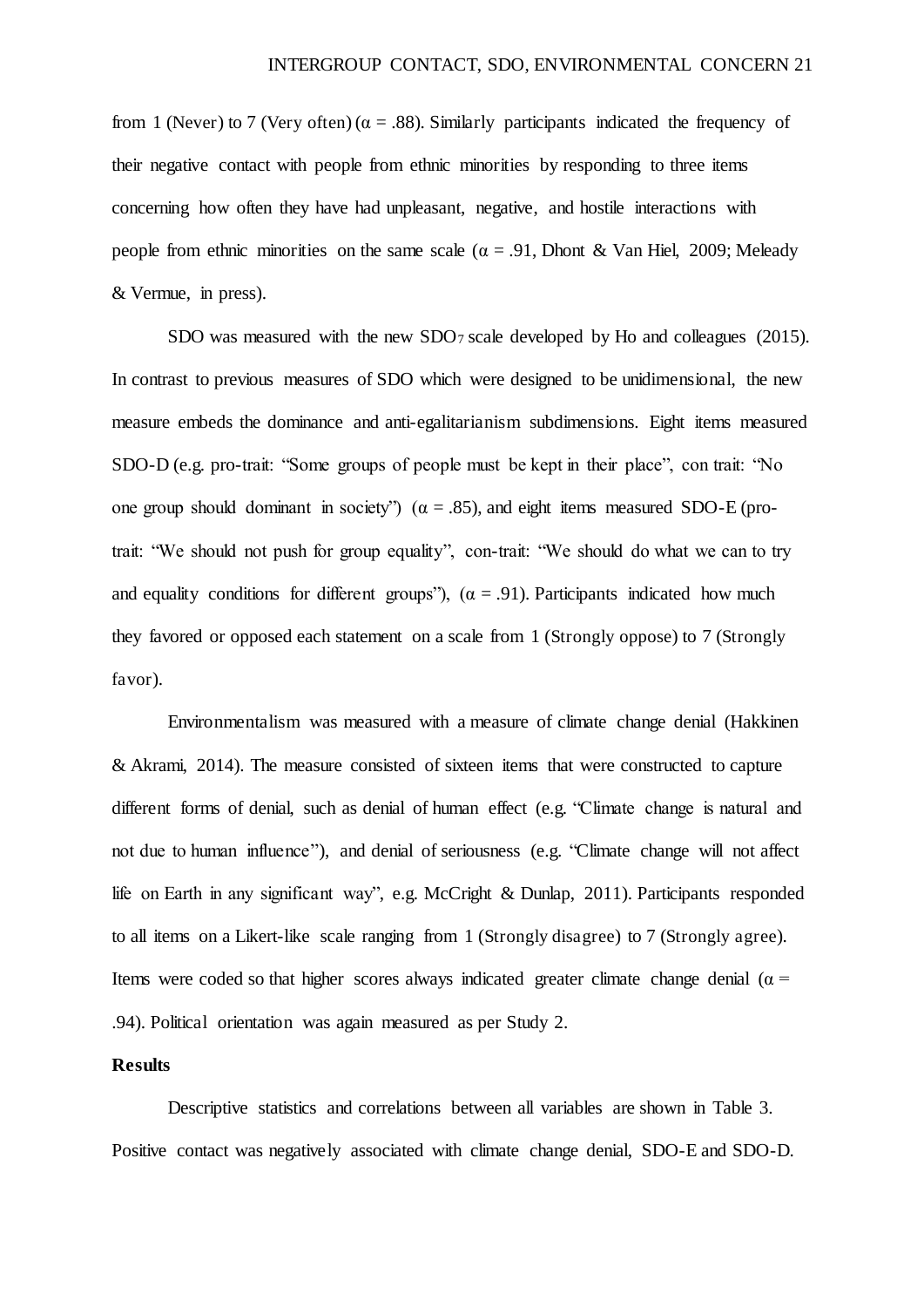from 1 (Never) to 7 (Very often) (α = .88). Similarly participants indicated the frequency of their negative contact with people from ethnic minorities by responding to three items concerning how often they have had unpleasant, negative, and hostile interactions with people from ethnic minorities on the same scale (α = .91, Dhont & Van Hiel, 2009; Meleady & Vermue, in press).

SDO was measured with the new $SDO_7$ scale developed by Ho and colleagues (2015). In contrast to previous measures of SDO which were designed to be unidimensional, the new measure embeds the dominance and anti-egalitarianism subdimensions. Eight items measured SDO-D (e.g. pro-trait: "Some groups of people must be kept in their place", con trait: "No one group should dominant in society") (α = .85), and eight items measured SDO-E (pro-trait: "We should not push for group equality", con-trait: "We should do what we can to try and equality conditions for different groups"), (α = .91). Participants indicated how much they favored or opposed each statement on a scale from 1 (Strongly oppose) to 7 (Strongly favor).

Environmentalism was measured with a measure of climate change denial (Hakkinen & Akrami, 2014). The measure consisted of sixteen items that were constructed to capture different forms of denial, such as denial of human effect (e.g. "Climate change is natural and not due to human influence"), and denial of seriousness (e.g. "Climate change will not affect life on Earth in any significant way", e.g. McCright & Dunlap, 2011). Participants responded to all items on a Likert-like scale ranging from 1 (Strongly disagree) to 7 (Strongly agree). Items were coded so that higher scores always indicated greater climate change denial (α = .94). Political orientation was again measured as per Study 2.

**Results**

Descriptive statistics and correlations between all variables are shown in Table 3. Positive contact was negatively associated with climate change denial, SDO-E and SDO-D.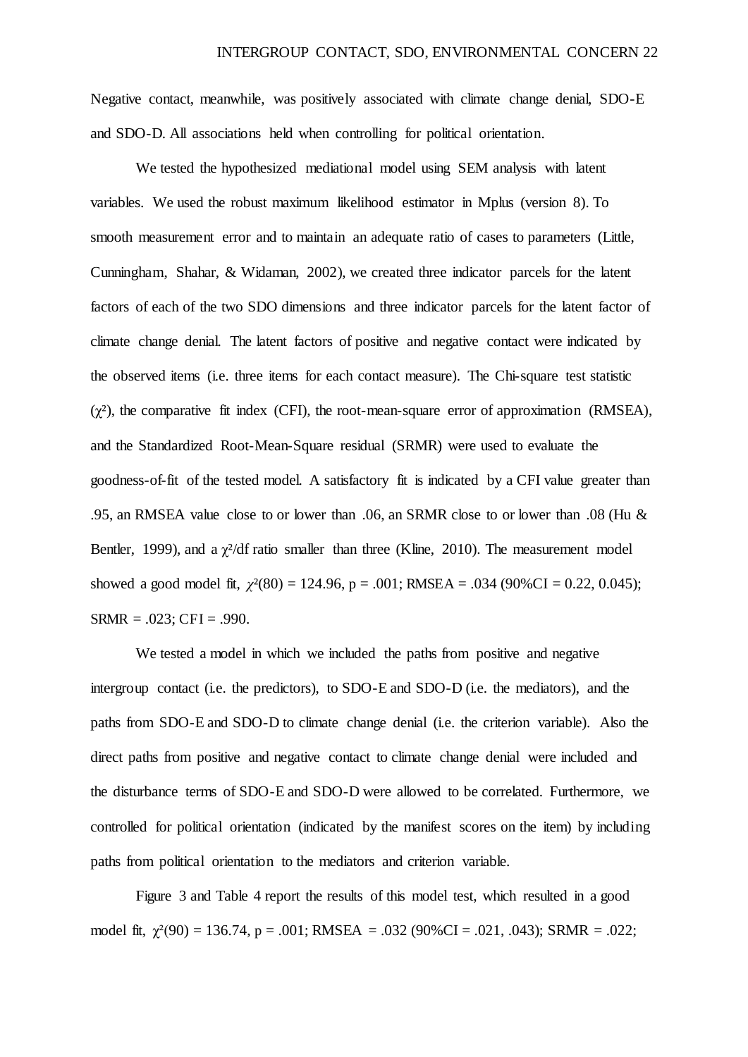Negative contact, meanwhile, was positively associated with climate change denial, SDO-E and SDO-D. All associations held when controlling for political orientation.

We tested the hypothesized mediational model using SEM analysis with latent variables. We used the robust maximum likelihood estimator in Mplus (version 8). To smooth measurement error and to maintain an adequate ratio of cases to parameters (Little, Cunningham, Shahar, & Widaman, 2002), we created three indicator parcels for the latent factors of each of the two SDO dimensions and three indicator parcels for the latent factor of climate change denial. The latent factors of positive and negative contact were indicated by the observed items (i.e. three items for each contact measure). The Chi-square test statistic ($\chi^2$), the comparative fit index (CFI), the root-mean-square error of approximation (RMSEA), and the Standardized Root-Mean-Square residual (SRMR) were used to evaluate the goodness-of-fit of the tested model. A satisfactory fit is indicated by a CFI value greater than .95, an RMSEA value close to or lower than .06, an SRMR close to or lower than .08 (Hu & Bentler, 1999), and a $\chi^2$/df ratio smaller than three (Kline, 2010). The measurement model showed a good model fit, $\chi^2(80) = 124.96$, p = .001; RMSEA = .034 (90%CI = 0.22, 0.045); SRMR = .023; CFI = .990.

We tested a model in which we included the paths from positive and negative intergroup contact (i.e. the predictors), to SDO-E and SDO-D (i.e. the mediators), and the paths from SDO-E and SDO-D to climate change denial (i.e. the criterion variable). Also the direct paths from positive and negative contact to climate change denial were included and the disturbance terms of SDO-E and SDO-D were allowed to be correlated. Furthermore, we controlled for political orientation (indicated by the manifest scores on the item) by including paths from political orientation to the mediators and criterion variable.

Figure 3 and Table 4 report the results of this model test, which resulted in a good model fit, $\chi^2(90) = 136.74$, p = .001; RMSEA = .032 (90%CI = .021, .043); SRMR = .022;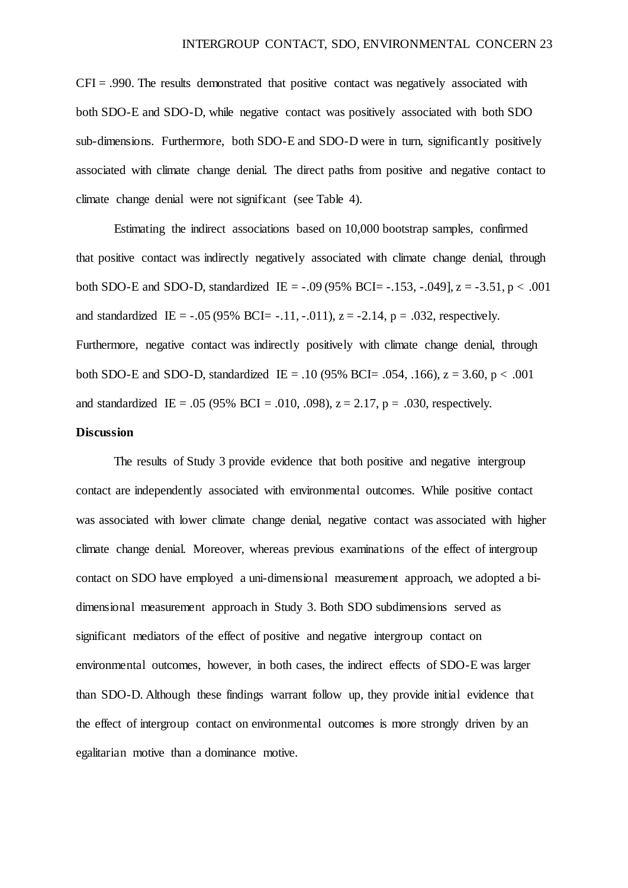CFI = .990. The results demonstrated that positive contact was negatively associated with both SDO-E and SDO-D, while negative contact was positively associated with both SDO sub-dimensions. Furthermore, both SDO-E and SDO-D were in turn, significantly positively associated with climate change denial. The direct paths from positive and negative contact to climate change denial were not significant (see Table 4).

Estimating the indirect associations based on 10,000 bootstrap samples, confirmed that positive contact was indirectly negatively associated with climate change denial, through both SDO-E and SDO-D, standardized IE = -.09 (95% BCI= -.153, -.049], $z = -3.51$, $p < .001$ and standardized IE = -.05 (95% BCI= -.11, -.011), $z = -2.14$, $p = .032$, respectively. Furthermore, negative contact was indirectly positively with climate change denial, through both SDO-E and SDO-D, standardized IE = .10 (95% BCI= .054, .166), $z = 3.60$, $p < .001$ and standardized IE = .05 (95% BCI = .010, .098), $z = 2.17$, $p = .030$, respectively.

**Discussion**

The results of Study 3 provide evidence that both positive and negative intergroup contact are independently associated with environmental outcomes. While positive contact was associated with lower climate change denial, negative contact was associated with higher climate change denial. Moreover, whereas previous examinations of the effect of intergroup contact on SDO have employed a uni-dimensional measurement approach, we adopted a bi-dimensional measurement approach in Study 3. Both SDO subdimensions served as significant mediators of the effect of positive and negative intergroup contact on environmental outcomes, however, in both cases, the indirect effects of SDO-E was larger than SDO-D. Although these findings warrant follow up, they provide initial evidence that the effect of intergroup contact on environmental outcomes is more strongly driven by an egalitarian motive than a dominance motive.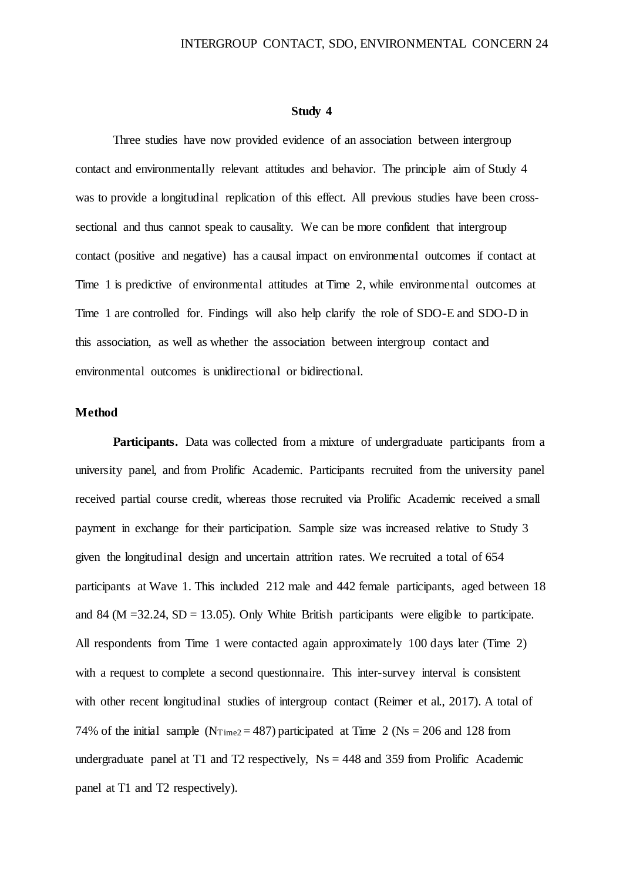## Study 4

Three studies have now provided evidence of an association between intergroup contact and environmentally relevant attitudes and behavior. The principle aim of Study 4 was to provide a longitudinal replication of this effect. All previous studies have been cross-sectional and thus cannot speak to causality. We can be more confident that intergroup contact (positive and negative) has a causal impact on environmental outcomes if contact at Time 1 is predictive of environmental attitudes at Time 2, while environmental outcomes at Time 1 are controlled for. Findings will also help clarify the role of SDO-E and SDO-D in this association, as well as whether the association between intergroup contact and environmental outcomes is unidirectional or bidirectional.

### Method

**Participants.** Data was collected from a mixture of undergraduate participants from a university panel, and from Prolific Academic. Participants recruited from the university panel received partial course credit, whereas those recruited via Prolific Academic received a small payment in exchange for their participation. Sample size was increased relative to Study 3 given the longitudinal design and uncertain attrition rates. We recruited a total of 654 participants at Wave 1. This included 212 male and 442 female participants, aged between 18 and 84 ($M$ =32.24, $SD$ = 13.05). Only White British participants were eligible to participate. All respondents from Time 1 were contacted again approximately 100 days later (Time 2) with a request to complete a second questionnaire. This inter-survey interval is consistent with other recent longitudinal studies of intergroup contact (Reimer et al., 2017). A total of 74% of the initial sample ($N_{Time2}$ = 487) participated at Time 2 ($Ns$ = 206 and 128 from undergraduate panel at T1 and T2 respectively, $Ns$ = 448 and 359 from Prolific Academic panel at T1 and T2 respectively).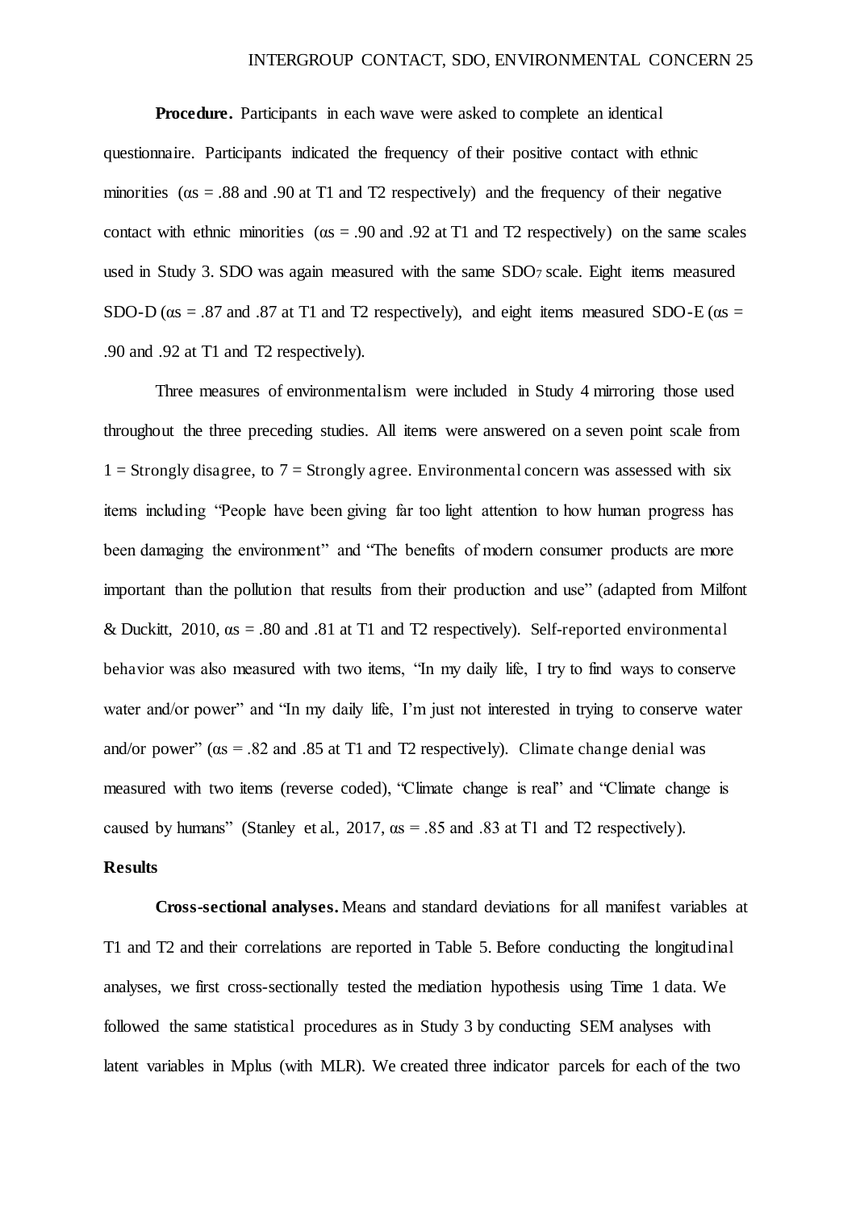**Procedure.** Participants in each wave were asked to complete an identical questionnaire. Participants indicated the frequency of their positive contact with ethnic minorities (αs = .88 and .90 at T1 and T2 respectively) and the frequency of their negative contact with ethnic minorities (αs = .90 and .92 at T1 and T2 respectively) on the same scales used in Study 3. SDO was again measured with the same $SDO_7$ scale. Eight items measured SDO-D (αs = .87 and .87 at T1 and T2 respectively), and eight items measured SDO-E (αs = .90 and .92 at T1 and T2 respectively).

Three measures of environmentalism were included in Study 4 mirroring those used throughout the three preceding studies. All items were answered on a seven point scale from 1 = Strongly disagree, to 7 = Strongly agree. Environmental concern was assessed with six items including "People have been giving far too light attention to how human progress has been damaging the environment" and "The benefits of modern consumer products are more important than the pollution that results from their production and use" (adapted from Milfont & Duckitt, 2010, αs = .80 and .81 at T1 and T2 respectively). Self-reported environmental behavior was also measured with two items, "In my daily life, I try to find ways to conserve water and/or power" and "In my daily life, I'm just not interested in trying to conserve water and/or power" (αs = .82 and .85 at T1 and T2 respectively). Climate change denial was measured with two items (reverse coded), "Climate change is real" and "Climate change is caused by humans" (Stanley et al., 2017, αs = .85 and .83 at T1 and T2 respectively).

## Results

**Cross-sectional analyses.** Means and standard deviations for all manifest variables at T1 and T2 and their correlations are reported in Table 5. Before conducting the longitudinal analyses, we first cross-sectionally tested the mediation hypothesis using Time 1 data. We followed the same statistical procedures as in Study 3 by conducting SEM analyses with latent variables in Mplus (with MLR). We created three indicator parcels for each of the two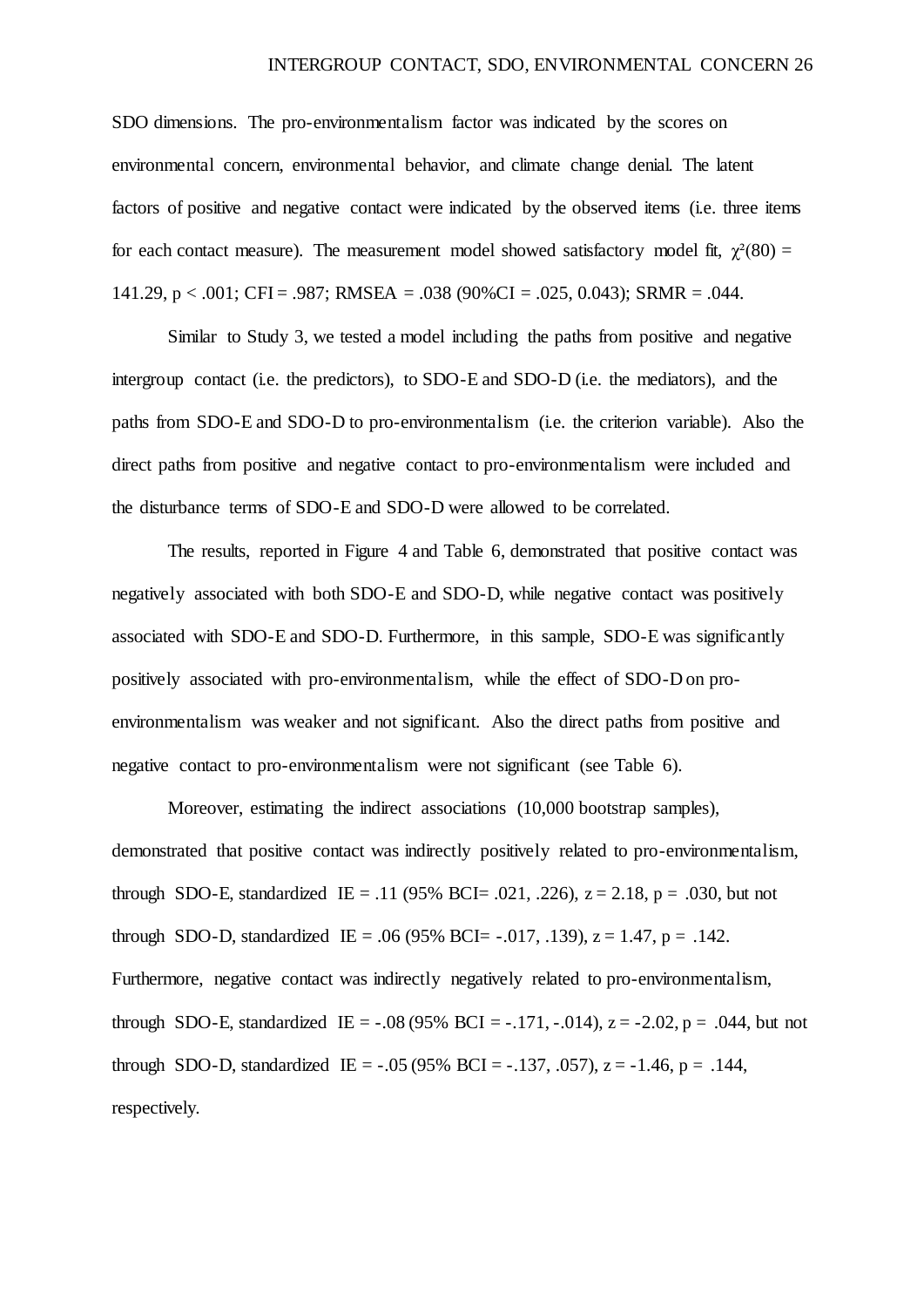SDO dimensions. The pro-environmentalism factor was indicated by the scores on environmental concern, environmental behavior, and climate change denial. The latent factors of positive and negative contact were indicated by the observed items (i.e. three items for each contact measure). The measurement model showed satisfactory model fit, $\chi^2(80) = 141.29$, $p < .001$; CFI = .987; RMSEA = .038 (90%CI = .025, 0.043); SRMR = .044.

Similar to Study 3, we tested a model including the paths from positive and negative intergroup contact (i.e. the predictors), to SDO-E and SDO-D (i.e. the mediators), and the paths from SDO-E and SDO-D to pro-environmentalism (i.e. the criterion variable). Also the direct paths from positive and negative contact to pro-environmentalism were included and the disturbance terms of SDO-E and SDO-D were allowed to be correlated.

The results, reported in Figure 4 and Table 6, demonstrated that positive contact was negatively associated with both SDO-E and SDO-D, while negative contact was positively associated with SDO-E and SDO-D. Furthermore, in this sample, SDO-E was significantly positively associated with pro-environmentalism, while the effect of SDO-D on pro-environmentalism was weaker and not significant. Also the direct paths from positive and negative contact to pro-environmentalism were not significant (see Table 6).

Moreover, estimating the indirect associations (10,000 bootstrap samples), demonstrated that positive contact was indirectly positively related to pro-environmentalism, through SDO-E, standardized IE = .11 (95% BCI= .021, .226), $z = 2.18$, $p = .030$, but not through SDO-D, standardized IE = .06 (95% BCI= -.017, .139), $z = 1.47$, $p = .142$. Furthermore, negative contact was indirectly negatively related to pro-environmentalism, through SDO-E, standardized IE = -.08 (95% BCI = -.171, -.014), $z = -2.02$, $p = .044$, but not through SDO-D, standardized IE = -.05 (95% BCI = -.137, .057), $z = -1.46$, $p = .144$, respectively.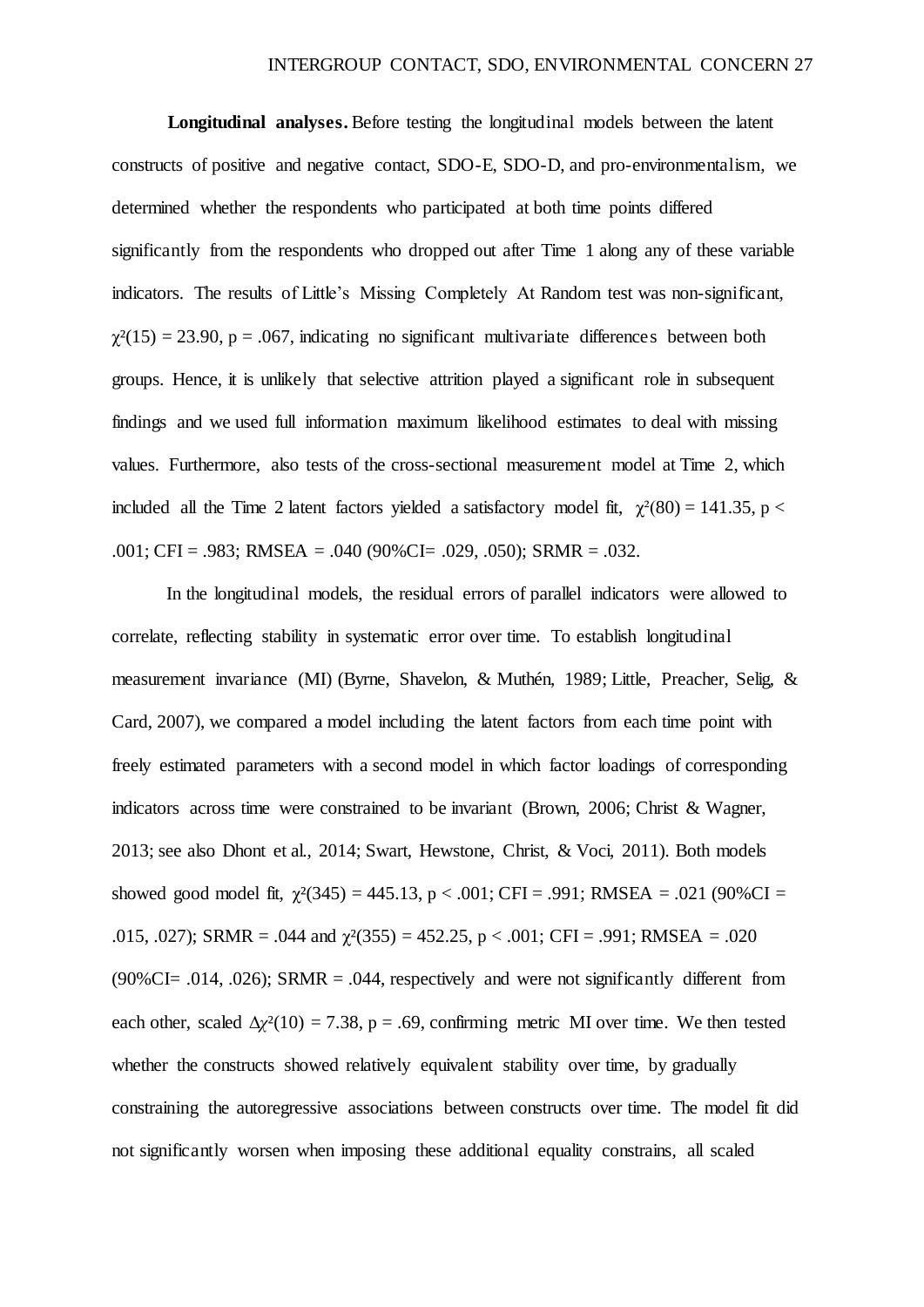**Longitudinal analyses.** Before testing the longitudinal models between the latent constructs of positive and negative contact, SDO-E, SDO-D, and pro-environmentalism, we determined whether the respondents who participated at both time points differed significantly from the respondents who dropped out after Time 1 along any of these variable indicators. The results of Little's Missing Completely At Random test was non-significant, $\chi^2(15) = 23.90$, $p = .067$, indicating no significant multivariate differences between both groups. Hence, it is unlikely that selective attrition played a significant role in subsequent findings and we used full information maximum likelihood estimates to deal with missing values. Furthermore, also tests of the cross-sectional measurement model at Time 2, which included all the Time 2 latent factors yielded a satisfactory model fit, $\chi^2(80) = 141.35$, $p < .001$; CFI = .983; RMSEA = .040 (90%CI= .029, .050); SRMR = .032.

In the longitudinal models, the residual errors of parallel indicators were allowed to correlate, reflecting stability in systematic error over time. To establish longitudinal measurement invariance (MI) (Byrne, Shavelon, & Muthén, 1989; Little, Preacher, Selig, & Card, 2007), we compared a model including the latent factors from each time point with freely estimated parameters with a second model in which factor loadings of corresponding indicators across time were constrained to be invariant (Brown, 2006; Christ & Wagner, 2013; see also Dhont et al., 2014; Swart, Hewstone, Christ, & Voci, 2011). Both models showed good model fit, $\chi^2(345) = 445.13$, $p < .001$; CFI = .991; RMSEA = .021 (90%CI = .015, .027); SRMR = .044 and $\chi^2(355) = 452.25$, $p < .001$; CFI = .991; RMSEA = .020 (90%CI= .014, .026); SRMR = .044, respectively and were not significantly different from each other, scaled $\Delta\chi^2(10) = 7.38$, $p = .69$, confirming metric MI over time. We then tested whether the constructs showed relatively equivalent stability over time, by gradually constraining the autoregressive associations between constructs over time. The model fit did not significantly worsen when imposing these additional equality constrains, all scaled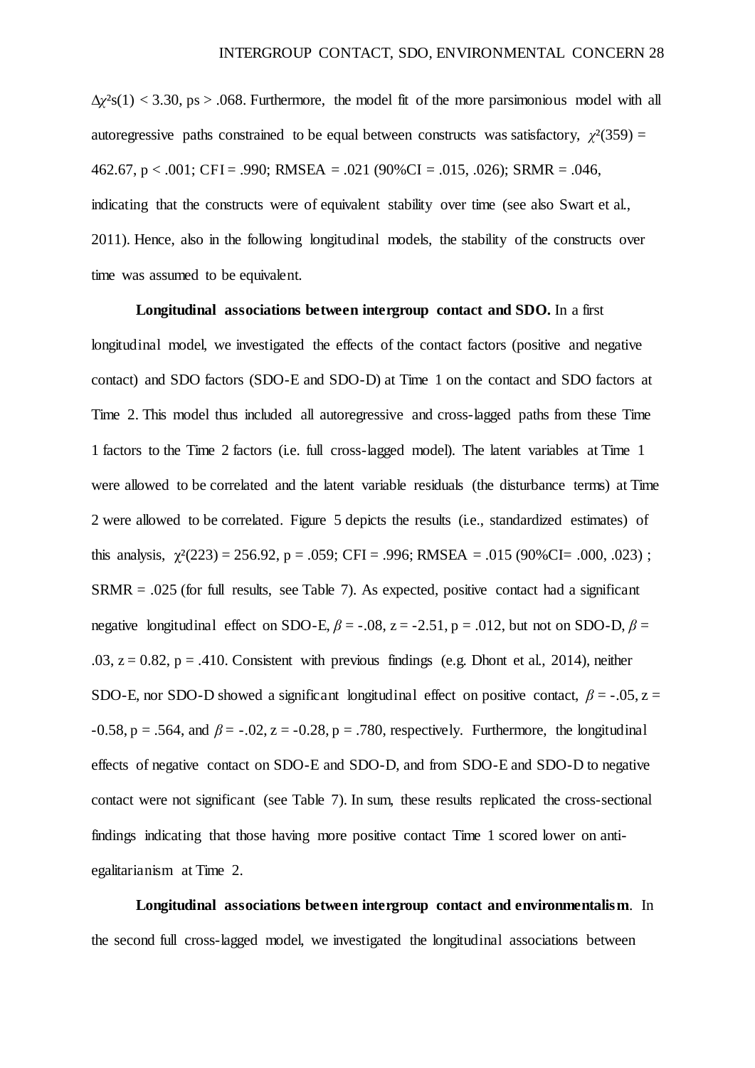$\Delta\chi^2$s(1) < 3.30, ps > .068. Furthermore, the model fit of the more parsimonious model with all autoregressive paths constrained to be equal between constructs was satisfactory, $\chi^2(359) = 462.67$, $p < .001$; CFI = .990; RMSEA = .021 (90%CI = .015, .026); SRMR = .046, indicating that the constructs were of equivalent stability over time (see also Swart et al., 2011). Hence, also in the following longitudinal models, the stability of the constructs over time was assumed to be equivalent.

**Longitudinal associations between intergroup contact and SDO.** In a first longitudinal model, we investigated the effects of the contact factors (positive and negative contact) and SDO factors (SDO-E and SDO-D) at Time 1 on the contact and SDO factors at Time 2. This model thus included all autoregressive and cross-lagged paths from these Time 1 factors to the Time 2 factors (i.e. full cross-lagged model). The latent variables at Time 1 were allowed to be correlated and the latent variable residuals (the disturbance terms) at Time 2 were allowed to be correlated. Figure 5 depicts the results (i.e., standardized estimates) of this analysis, $\chi^2(223) = 256.92$, $p = .059$; CFI = .996; RMSEA = .015 (90%CI= .000, .023) ; SRMR = .025 (for full results, see Table 7). As expected, positive contact had a significant negative longitudinal effect on SDO-E, $\beta = -.08$, $z = -2.51$, $p = .012$, but not on SDO-D, $\beta = .03$, $z = 0.82$, $p = .410$. Consistent with previous findings (e.g. Dhont et al., 2014), neither SDO-E, nor SDO-D showed a significant longitudinal effect on positive contact, $\beta = -.05$, $z = -0.58$, $p = .564$, and $\beta = -.02$, $z = -0.28$, $p = .780$, respectively. Furthermore, the longitudinal effects of negative contact on SDO-E and SDO-D, and from SDO-E and SDO-D to negative contact were not significant (see Table 7). In sum, these results replicated the cross-sectional findings indicating that those having more positive contact Time 1 scored lower on anti-egalitarianism at Time 2.

**Longitudinal associations between intergroup contact and environmentalism**. In the second full cross-lagged model, we investigated the longitudinal associations between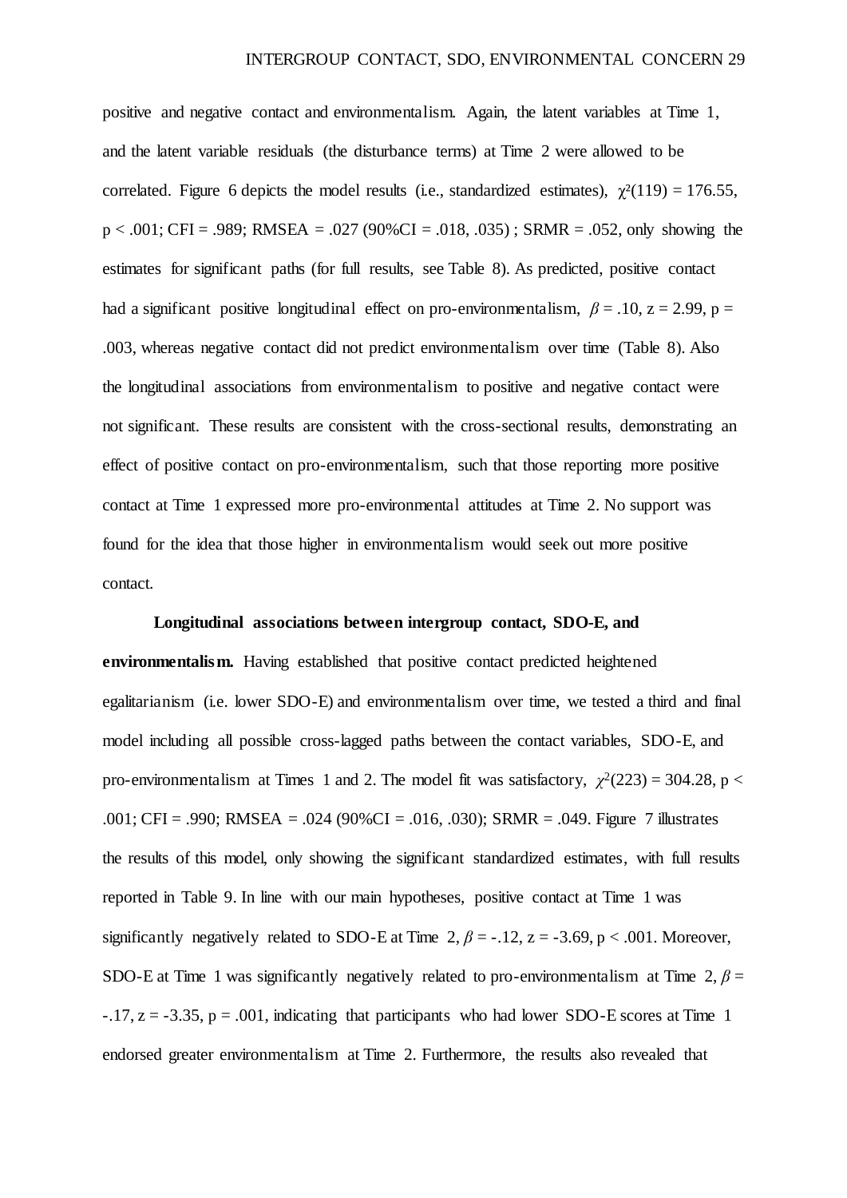positive and negative contact and environmentalism. Again, the latent variables at Time 1, and the latent variable residuals (the disturbance terms) at Time 2 were allowed to be correlated. Figure 6 depicts the model results (i.e., standardized estimates), $\chi^2(119) = 176.55$, $p < .001$; CFI = .989; RMSEA = .027 (90%CI = .018, .035) ; SRMR = .052, only showing the estimates for significant paths (for full results, see Table 8). As predicted, positive contact had a significant positive longitudinal effect on pro-environmentalism, $\beta = .10$, $z = 2.99$, $p = .003$, whereas negative contact did not predict environmentalism over time (Table 8). Also the longitudinal associations from environmentalism to positive and negative contact were not significant. These results are consistent with the cross-sectional results, demonstrating an effect of positive contact on pro-environmentalism, such that those reporting more positive contact at Time 1 expressed more pro-environmental attitudes at Time 2. No support was found for the idea that those higher in environmentalism would seek out more positive contact.

**Longitudinal associations between intergroup contact, SDO-E, and environmentalism.** Having established that positive contact predicted heightened egalitarianism (i.e. lower SDO-E) and environmentalism over time, we tested a third and final model including all possible cross-lagged paths between the contact variables, SDO-E, and pro-environmentalism at Times 1 and 2. The model fit was satisfactory, $\chi^2(223) = 304.28$, $p < .001$; CFI = .990; RMSEA = .024 (90%CI = .016, .030); SRMR = .049. Figure 7 illustrates the results of this model, only showing the significant standardized estimates, with full results reported in Table 9. In line with our main hypotheses, positive contact at Time 1 was significantly negatively related to SDO-E at Time 2, $\beta = -.12$, $z = -3.69$, $p < .001$. Moreover, SDO-E at Time 1 was significantly negatively related to pro-environmentalism at Time 2, $\beta = -.17$, $z = -3.35$, $p = .001$, indicating that participants who had lower SDO-E scores at Time 1 endorsed greater environmentalism at Time 2. Furthermore, the results also revealed that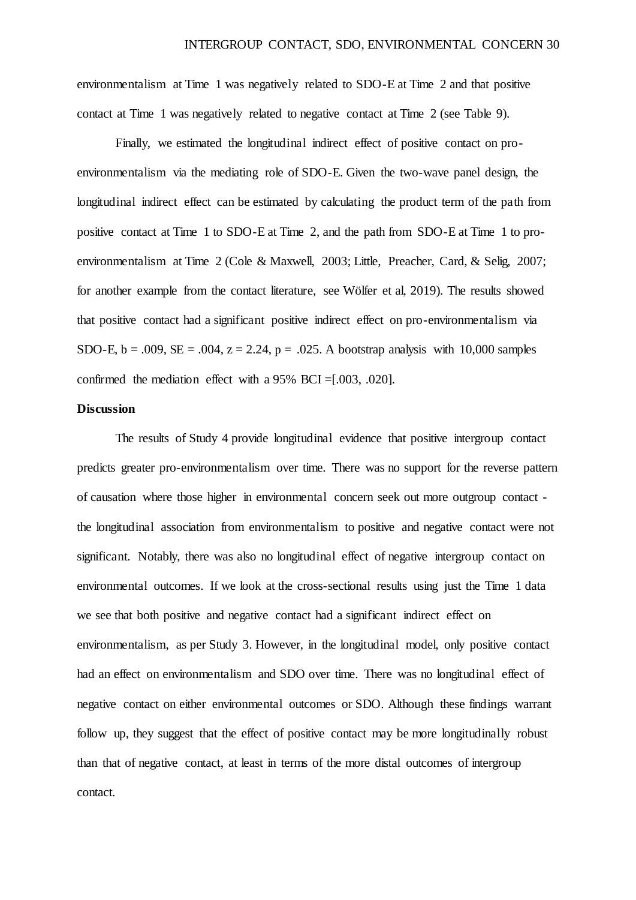environmentalism at Time 1 was negatively related to SDO-E at Time 2 and that positive contact at Time 1 was negatively related to negative contact at Time 2 (see Table 9).

Finally, we estimated the longitudinal indirect effect of positive contact on pro-environmentalism via the mediating role of SDO-E. Given the two-wave panel design, the longitudinal indirect effect can be estimated by calculating the product term of the path from positive contact at Time 1 to SDO-E at Time 2, and the path from SDO-E at Time 1 to pro-environmentalism at Time 2 (Cole & Maxwell, 2003; Little, Preacher, Card, & Selig, 2007; for another example from the contact literature, see Wölfer et al, 2019). The results showed that positive contact had a significant positive indirect effect on pro-environmentalism via SDO-E, $b = .009$, $SE = .004$, $z = 2.24$, $p = .025$. A bootstrap analysis with 10,000 samples confirmed the mediation effect with a 95% BCI =[.003, .020].

**Discussion**

The results of Study 4 provide longitudinal evidence that positive intergroup contact predicts greater pro-environmentalism over time. There was no support for the reverse pattern of causation where those higher in environmental concern seek out more outgroup contact - the longitudinal association from environmentalism to positive and negative contact were not significant. Notably, there was also no longitudinal effect of negative intergroup contact on environmental outcomes. If we look at the cross-sectional results using just the Time 1 data we see that both positive and negative contact had a significant indirect effect on environmentalism, as per Study 3. However, in the longitudinal model, only positive contact had an effect on environmentalism and SDO over time. There was no longitudinal effect of negative contact on either environmental outcomes or SDO. Although these findings warrant follow up, they suggest that the effect of positive contact may be more longitudinally robust than that of negative contact, at least in terms of the more distal outcomes of intergroup contact.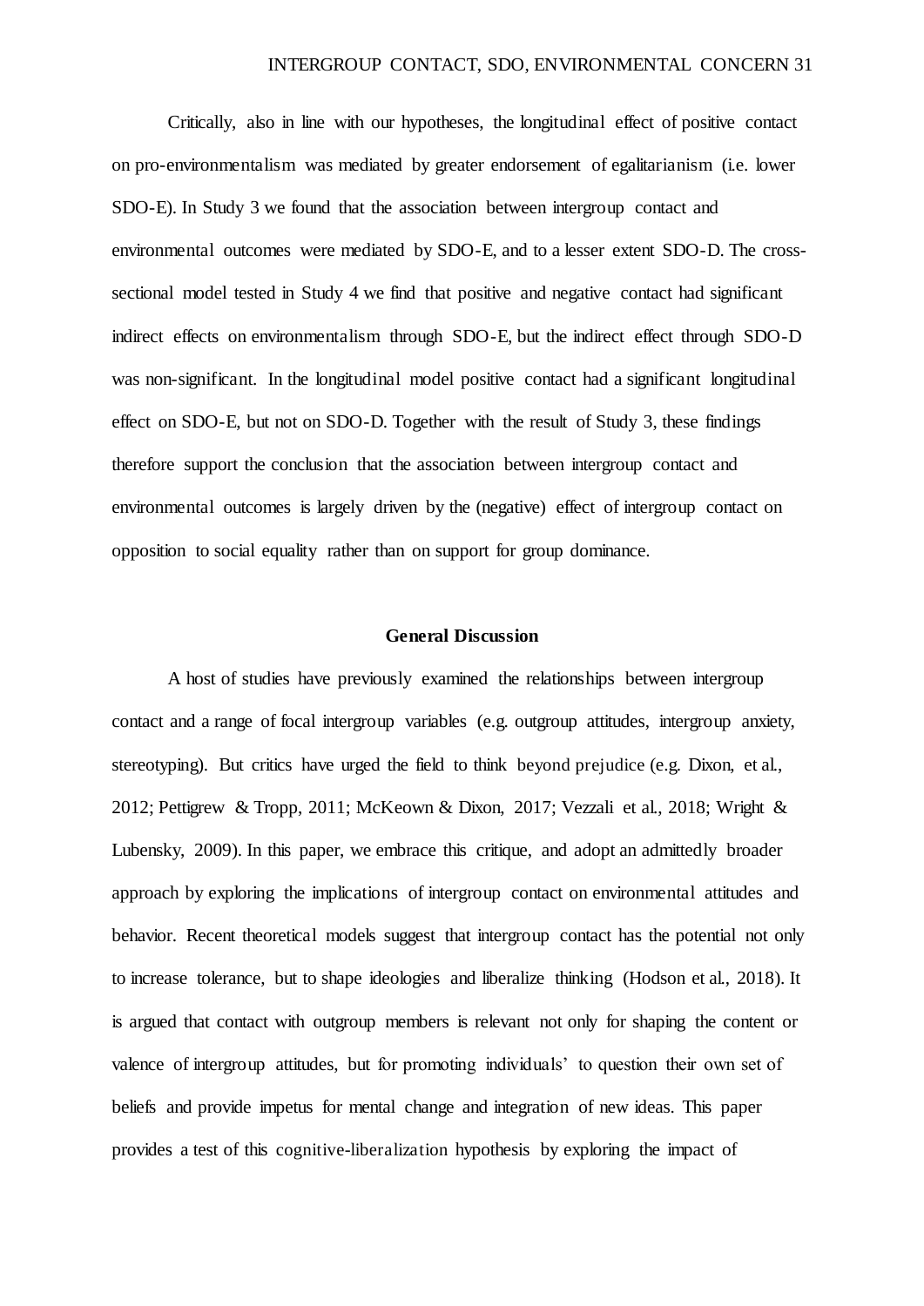Critically, also in line with our hypotheses, the longitudinal effect of positive contact on pro-environmentalism was mediated by greater endorsement of egalitarianism (i.e. lower SDO-E). In Study 3 we found that the association between intergroup contact and environmental outcomes were mediated by SDO-E, and to a lesser extent SDO-D. The cross-sectional model tested in Study 4 we find that positive and negative contact had significant indirect effects on environmentalism through SDO-E, but the indirect effect through SDO-D was non-significant. In the longitudinal model positive contact had a significant longitudinal effect on SDO-E, but not on SDO-D. Together with the result of Study 3, these findings therefore support the conclusion that the association between intergroup contact and environmental outcomes is largely driven by the (negative) effect of intergroup contact on opposition to social equality rather than on support for group dominance.

## General Discussion

A host of studies have previously examined the relationships between intergroup contact and a range of focal intergroup variables (e.g. outgroup attitudes, intergroup anxiety, stereotyping). But critics have urged the field to think beyond prejudice (e.g. Dixon, et al., 2012; Pettigrew & Tropp, 2011; McKeown & Dixon, 2017; Vezzali et al., 2018; Wright & Lubensky, 2009). In this paper, we embrace this critique, and adopt an admittedly broader approach by exploring the implications of intergroup contact on environmental attitudes and behavior. Recent theoretical models suggest that intergroup contact has the potential not only to increase tolerance, but to shape ideologies and liberalize thinking (Hodson et al., 2018). It is argued that contact with outgroup members is relevant not only for shaping the content or valence of intergroup attitudes, but for promoting individuals' to question their own set of beliefs and provide impetus for mental change and integration of new ideas. This paper provides a test of this cognitive-liberalization hypothesis by exploring the impact of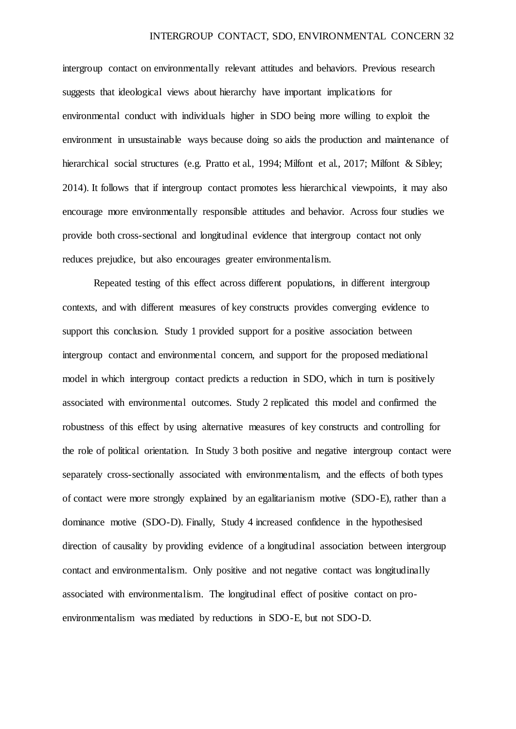intergroup contact on environmentally relevant attitudes and behaviors. Previous research suggests that ideological views about hierarchy have important implications for environmental conduct with individuals higher in SDO being more willing to exploit the environment in unsustainable ways because doing so aids the production and maintenance of hierarchical social structures (e.g. Pratto et al., 1994; Milfont et al., 2017; Milfont & Sibley; 2014). It follows that if intergroup contact promotes less hierarchical viewpoints, it may also encourage more environmentally responsible attitudes and behavior. Across four studies we provide both cross-sectional and longitudinal evidence that intergroup contact not only reduces prejudice, but also encourages greater environmentalism.

Repeated testing of this effect across different populations, in different intergroup contexts, and with different measures of key constructs provides converging evidence to support this conclusion. Study 1 provided support for a positive association between intergroup contact and environmental concern, and support for the proposed mediational model in which intergroup contact predicts a reduction in SDO, which in turn is positively associated with environmental outcomes. Study 2 replicated this model and confirmed the robustness of this effect by using alternative measures of key constructs and controlling for the role of political orientation. In Study 3 both positive and negative intergroup contact were separately cross-sectionally associated with environmentalism, and the effects of both types of contact were more strongly explained by an egalitarianism motive (SDO-E), rather than a dominance motive (SDO-D). Finally, Study 4 increased confidence in the hypothesised direction of causality by providing evidence of a longitudinal association between intergroup contact and environmentalism. Only positive and not negative contact was longitudinally associated with environmentalism. The longitudinal effect of positive contact on pro-environmentalism was mediated by reductions in SDO-E, but not SDO-D.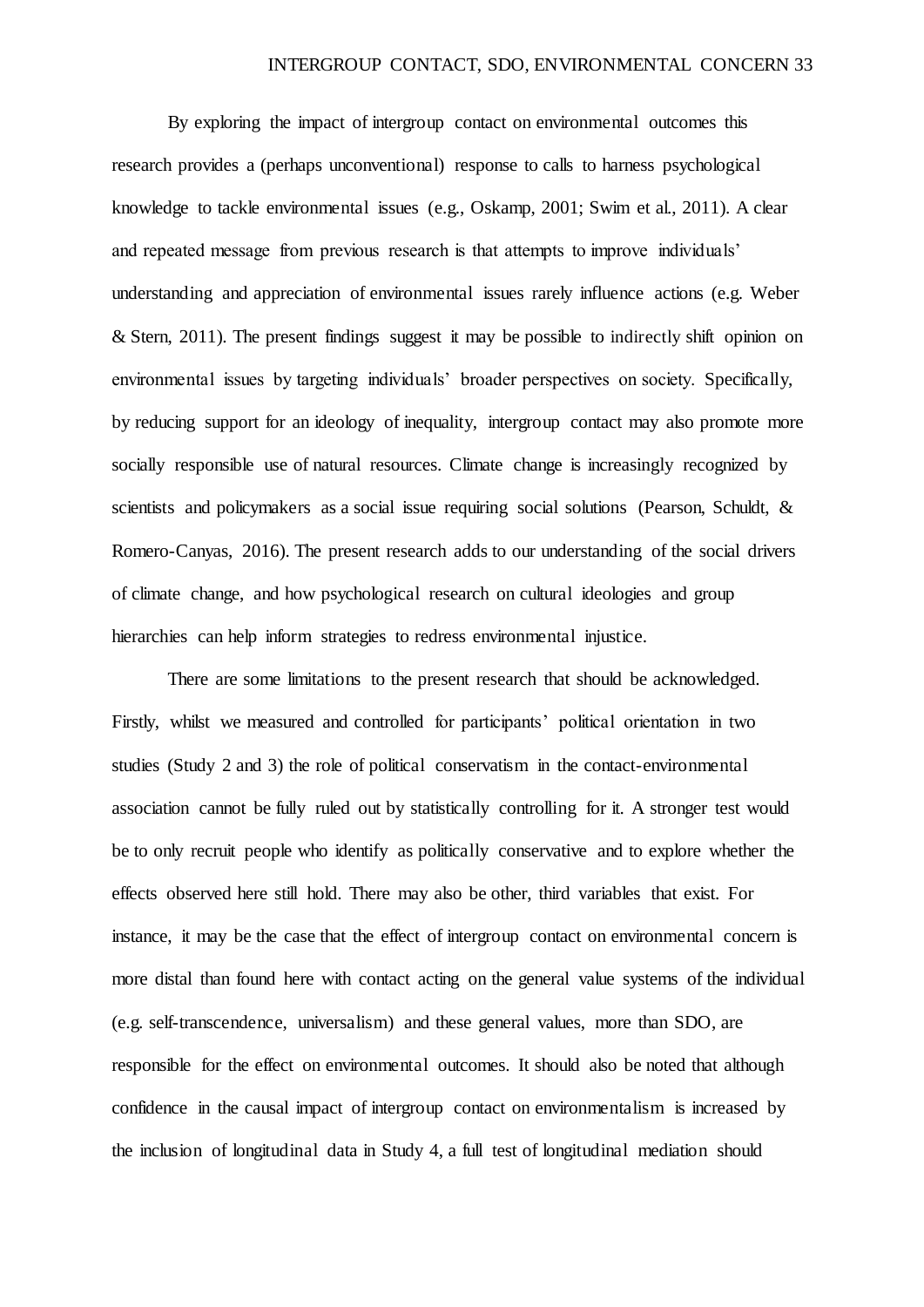By exploring the impact of intergroup contact on environmental outcomes this research provides a (perhaps unconventional) response to calls to harness psychological knowledge to tackle environmental issues (e.g., Oskamp, 2001; Swim et al., 2011). A clear and repeated message from previous research is that attempts to improve individuals' understanding and appreciation of environmental issues rarely influence actions (e.g. Weber & Stern, 2011). The present findings suggest it may be possible to indirectly shift opinion on environmental issues by targeting individuals' broader perspectives on society. Specifically, by reducing support for an ideology of inequality, intergroup contact may also promote more socially responsible use of natural resources. Climate change is increasingly recognized by scientists and policymakers as a social issue requiring social solutions (Pearson, Schuldt, & Romero-Canyas, 2016). The present research adds to our understanding of the social drivers of climate change, and how psychological research on cultural ideologies and group hierarchies can help inform strategies to redress environmental injustice.

There are some limitations to the present research that should be acknowledged. Firstly, whilst we measured and controlled for participants' political orientation in two studies (Study 2 and 3) the role of political conservatism in the contact-environmental association cannot be fully ruled out by statistically controlling for it. A stronger test would be to only recruit people who identify as politically conservative and to explore whether the effects observed here still hold. There may also be other, third variables that exist. For instance, it may be the case that the effect of intergroup contact on environmental concern is more distal than found here with contact acting on the general value systems of the individual (e.g. self-transcendence, universalism) and these general values, more than SDO, are responsible for the effect on environmental outcomes. It should also be noted that although confidence in the causal impact of intergroup contact on environmentalism is increased by the inclusion of longitudinal data in Study 4, a full test of longitudinal mediation should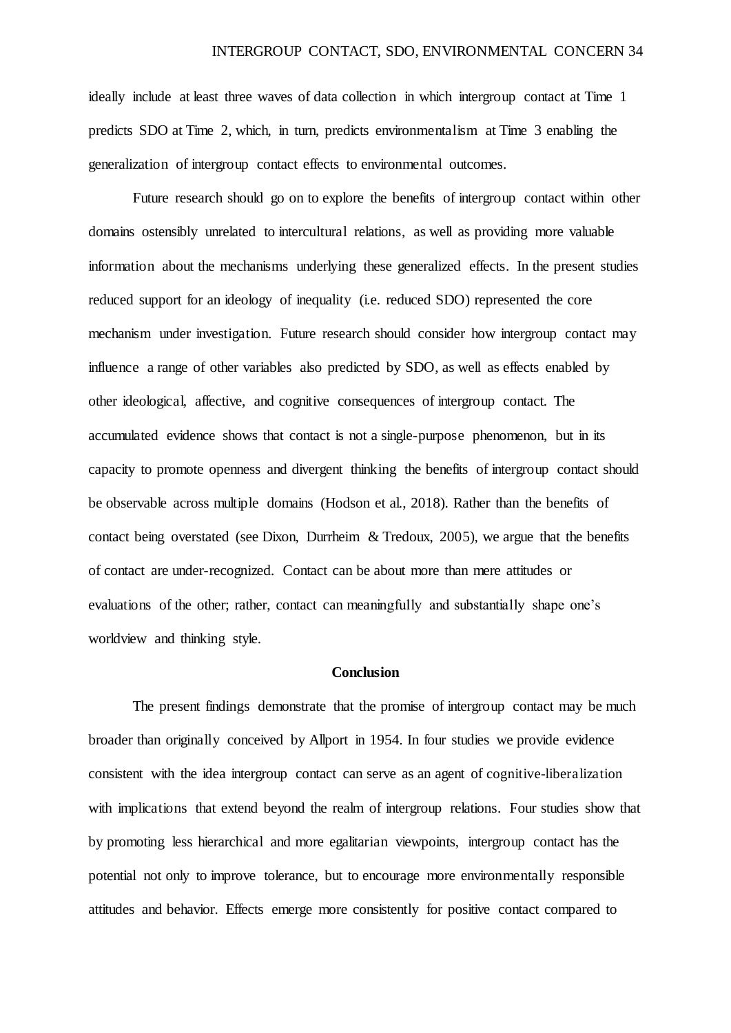ideally include at least three waves of data collection in which intergroup contact at Time 1 predicts SDO at Time 2, which, in turn, predicts environmentalism at Time 3 enabling the generalization of intergroup contact effects to environmental outcomes.

Future research should go on to explore the benefits of intergroup contact within other domains ostensibly unrelated to intercultural relations, as well as providing more valuable information about the mechanisms underlying these generalized effects. In the present studies reduced support for an ideology of inequality (i.e. reduced SDO) represented the core mechanism under investigation. Future research should consider how intergroup contact may influence a range of other variables also predicted by SDO, as well as effects enabled by other ideological, affective, and cognitive consequences of intergroup contact. The accumulated evidence shows that contact is not a single-purpose phenomenon, but in its capacity to promote openness and divergent thinking the benefits of intergroup contact should be observable across multiple domains (Hodson et al., 2018). Rather than the benefits of contact being overstated (see Dixon, Durrheim & Tredoux, 2005), we argue that the benefits of contact are under-recognized. Contact can be about more than mere attitudes or evaluations of the other; rather, contact can meaningfully and substantially shape one's worldview and thinking style.

## Conclusion

The present findings demonstrate that the promise of intergroup contact may be much broader than originally conceived by Allport in 1954. In four studies we provide evidence consistent with the idea intergroup contact can serve as an agent of cognitive-liberalization with implications that extend beyond the realm of intergroup relations. Four studies show that by promoting less hierarchical and more egalitarian viewpoints, intergroup contact has the potential not only to improve tolerance, but to encourage more environmentally responsible attitudes and behavior. Effects emerge more consistently for positive contact compared to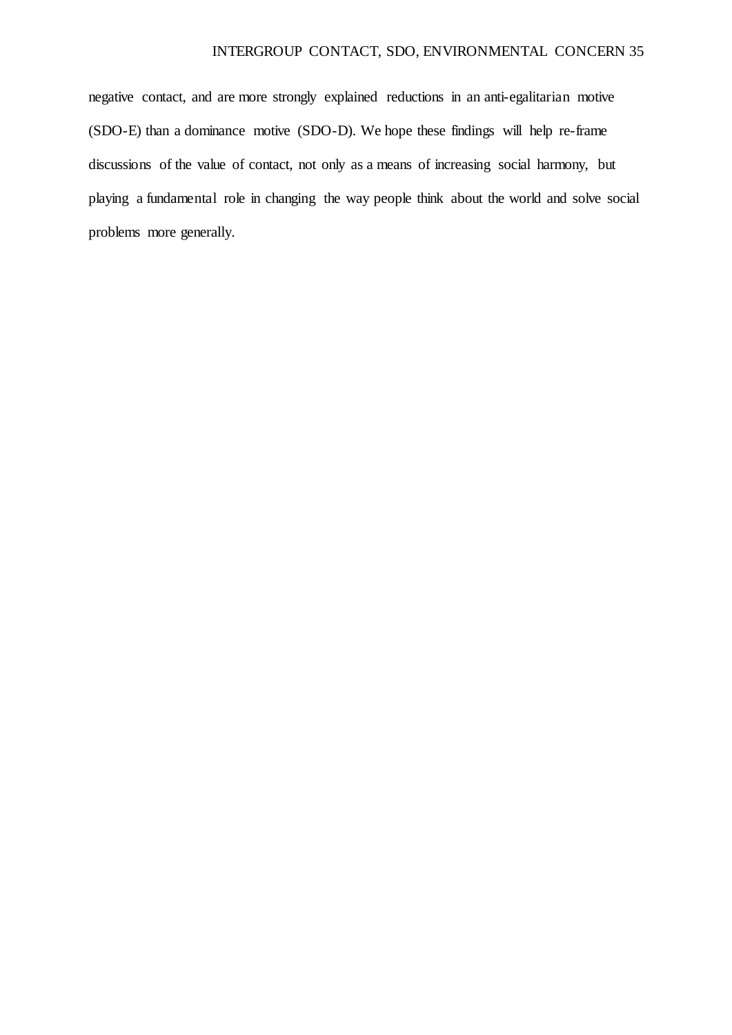negative contact, and are more strongly explained reductions in an anti-egalitarian motive (SDO-E) than a dominance motive (SDO-D). We hope these findings will help re-frame discussions of the value of contact, not only as a means of increasing social harmony, but playing a fundamental role in changing the way people think about the world and solve social problems more generally.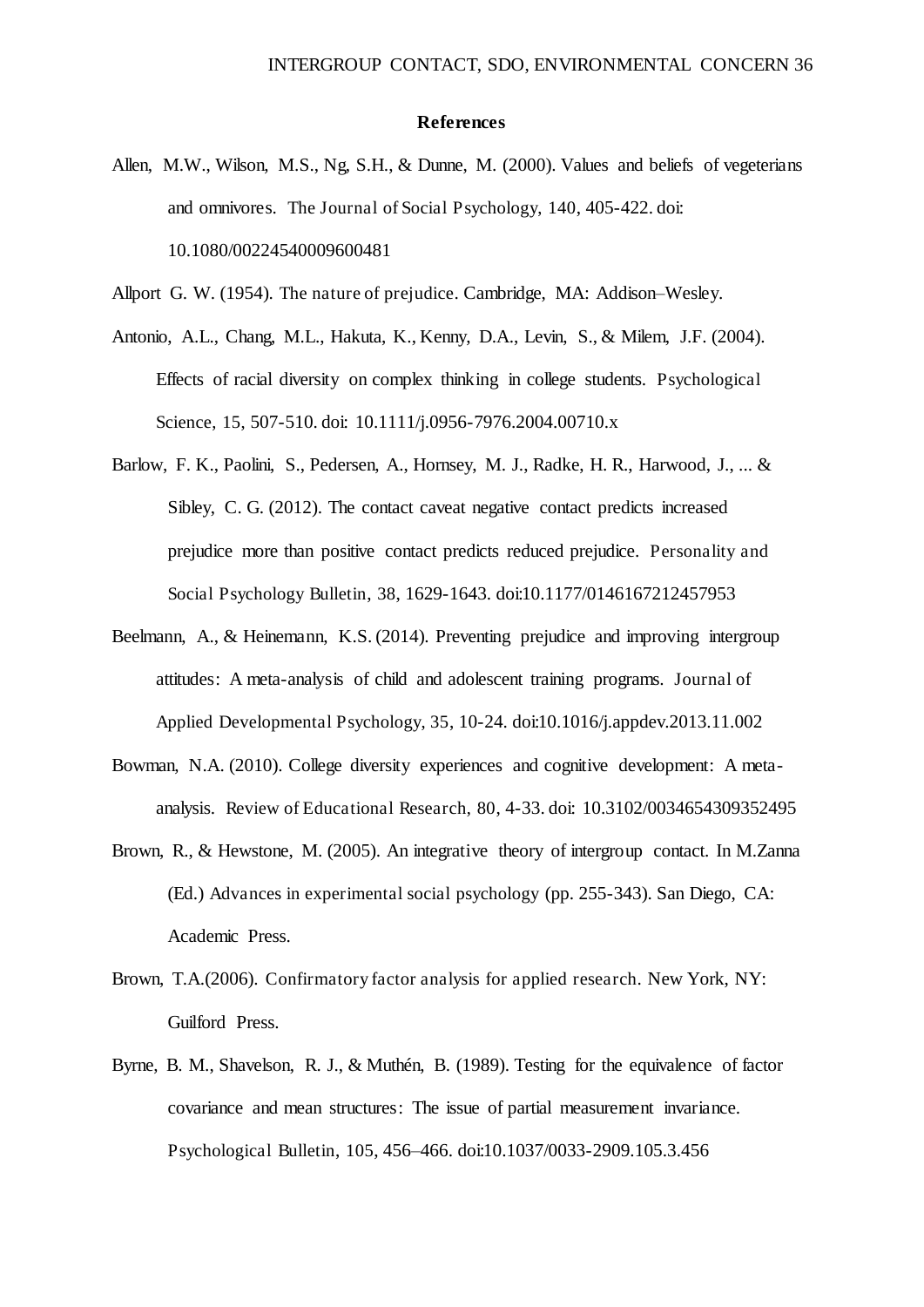**References**

Allen, M.W., Wilson, M.S., Ng, S.H., & Dunne, M. (2000). Values and beliefs of vegeterians and omnivores. The Journal of Social Psychology, 140, 405-422. doi: 10.1080/00224540009600481

Allport G. W. (1954). The nature of prejudice. Cambridge, MA: Addison–Wesley.

Antonio, A.L., Chang, M.L., Hakuta, K., Kenny, D.A., Levin, S., & Milem, J.F. (2004). Effects of racial diversity on complex thinking in college students. Psychological Science, 15, 507-510. doi: 10.1111/j.0956-7976.2004.00710.x

Barlow, F. K., Paolini, S., Pedersen, A., Hornsey, M. J., Radke, H. R., Harwood, J., ... & Sibley, C. G. (2012). The contact caveat negative contact predicts increased prejudice more than positive contact predicts reduced prejudice. Personality and Social Psychology Bulletin, 38, 1629-1643. doi:10.1177/0146167212457953

Beelmann, A., & Heinemann, K.S. (2014). Preventing prejudice and improving intergroup attitudes: A meta-analysis of child and adolescent training programs. Journal of Applied Developmental Psychology, 35, 10-24. doi:10.1016/j.appdev.2013.11.002

Bowman, N.A. (2010). College diversity experiences and cognitive development: A meta-analysis. Review of Educational Research, 80, 4-33. doi: 10.3102/0034654309352495

Brown, R., & Hewstone, M. (2005). An integrative theory of intergroup contact. In M.Zanna (Ed.) Advances in experimental social psychology (pp. 255-343). San Diego, CA: Academic Press.

Brown, T.A.(2006). Confirmatory factor analysis for applied research. New York, NY: Guilford Press.

Byrne, B. M., Shavelson, R. J., & Muthén, B. (1989). Testing for the equivalence of factor covariance and mean structures: The issue of partial measurement invariance. Psychological Bulletin, 105, 456–466. doi:10.1037/0033-2909.105.3.456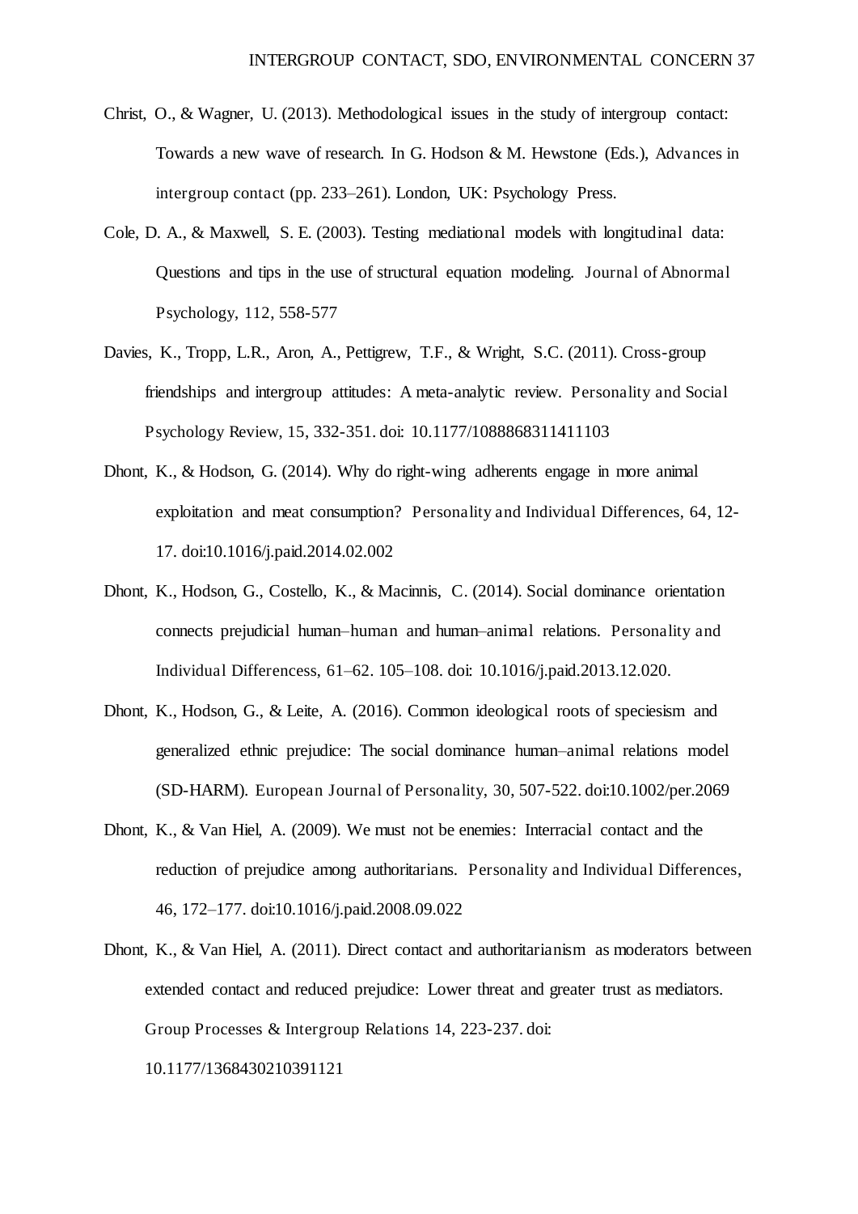Christ, O., & Wagner, U. (2013). Methodological issues in the study of intergroup contact: Towards a new wave of research. In G. Hodson & M. Hewstone (Eds.), *Advances in intergroup contact* (pp. 233–261). London, UK: Psychology Press.

Cole, D. A., & Maxwell, S. E. (2003). Testing mediational models with longitudinal data: Questions and tips in the use of structural equation modeling. *Journal of Abnormal Psychology, 112*, 558-577

Davies, K., Tropp, L.R., Aron, A., Pettigrew, T.F., & Wright, S.C. (2011). Cross-group friendships and intergroup attitudes: A meta-analytic review. *Personality and Social Psychology Review, 15*, 332-351. doi: 10.1177/1088868311411103

Dhont, K., & Hodson, G. (2014). Why do right-wing adherents engage in more animal exploitation and meat consumption? *Personality and Individual Differences, 64*, 12-17. doi:10.1016/j.paid.2014.02.002

Dhont, K., Hodson, G., Costello, K., & Macinnis, C. (2014). Social dominance orientation connects prejudicial human–human and human–animal relations. *Personality and Individual Differencess, 61–62*. 105–108. doi: 10.1016/j.paid.2013.12.020.

Dhont, K., Hodson, G., & Leite, A. (2016). Common ideological roots of speciesism and generalized ethnic prejudice: The social dominance human–animal relations model (SD-HARM). *European Journal of Personality, 30*, 507-522. doi:10.1002/per.2069

Dhont, K., & Van Hiel, A. (2009). We must not be enemies: Interracial contact and the reduction of prejudice among authoritarians. *Personality and Individual Differences, 46*, 172–177. doi:10.1016/j.paid.2008.09.022

Dhont, K., & Van Hiel, A. (2011). Direct contact and authoritarianism as moderators between extended contact and reduced prejudice: Lower threat and greater trust as mediators. *Group Processes & Intergroup Relations 14*, 223-237. doi: 10.1177/1368430210391121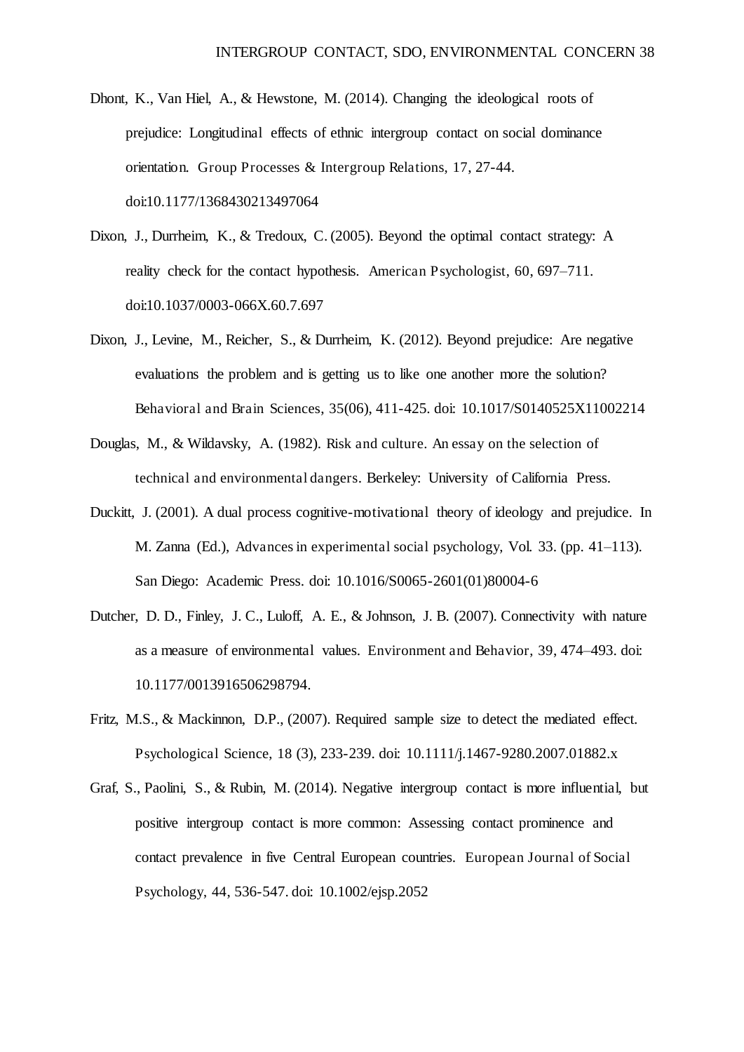Dhont, K., Van Hiel, A., & Hewstone, M. (2014). Changing the ideological roots of prejudice: Longitudinal effects of ethnic intergroup contact on social dominance orientation. *Group Processes & Intergroup Relations, 17*, 27-44. doi:10.1177/1368430213497064

Dixon, J., Durrheim, K., & Tredoux, C. (2005). Beyond the optimal contact strategy: A reality check for the contact hypothesis. *American Psychologist, 60*, 697–711. doi:10.1037/0003-066X.60.7.697

Dixon, J., Levine, M., Reicher, S., & Durrheim, K. (2012). Beyond prejudice: Are negative evaluations the problem and is getting us to like one another more the solution? *Behavioral and Brain Sciences, 35*(06), 411-425. doi: 10.1017/S0140525X11002214

Douglas, M., & Wildavsky, A. (1982). *Risk and culture. An essay on the selection of technical and environmental dangers*. Berkeley: University of California Press.

Duckitt, J. (2001). A dual process cognitive-motivational theory of ideology and prejudice. In M. Zanna (Ed.), *Advances in experimental social psychology*, Vol. 33. (pp. 41–113). San Diego: Academic Press. doi: 10.1016/S0065-2601(01)80004-6

Dutcher, D. D., Finley, J. C., Luloff, A. E., & Johnson, J. B. (2007). Connectivity with nature as a measure of environmental values. *Environment and Behavior, 39*, 474–493. doi: 10.1177/0013916506298794.

Fritz, M.S., & Mackinnon, D.P., (2007). Required sample size to detect the mediated effect. *Psychological Science, 18* (3), 233-239. doi: 10.1111/j.1467-9280.2007.01882.x

Graf, S., Paolini, S., & Rubin, M. (2014). Negative intergroup contact is more influential, but positive intergroup contact is more common: Assessing contact prominence and contact prevalence in five Central European countries. *European Journal of Social Psychology, 44*, 536-547. doi: 10.1002/ejsp.2052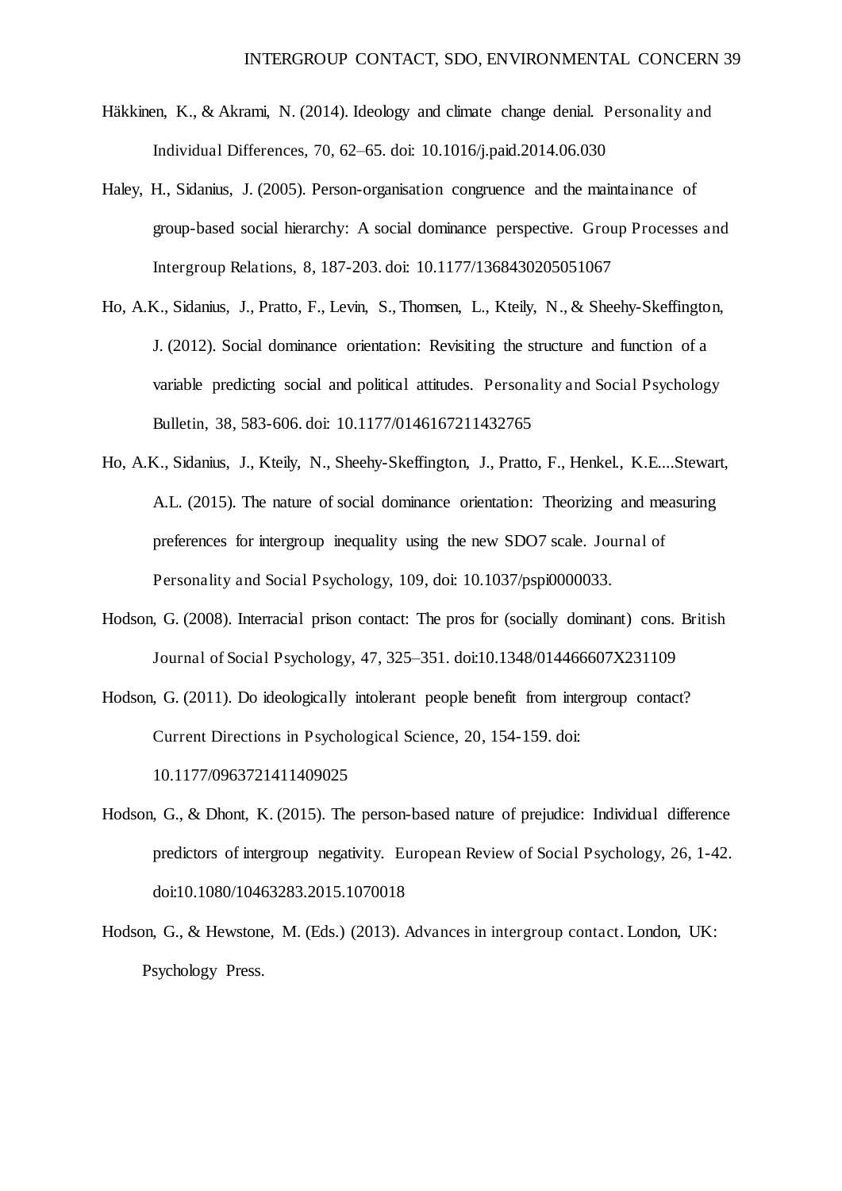Häkkinen, K., & Akrami, N. (2014). Ideology and climate change denial. *Personality and Individual Differences, 70*, 62–65. doi: 10.1016/j.paid.2014.06.030

Haley, H., Sidanius, J. (2005). Person-organisation congruence and the maintainance of group-based social hierarchy: A social dominance perspective. *Group Processes and Intergroup Relations, 8*, 187-203. doi: 10.1177/1368430205051067

Ho, A.K., Sidanius, J., Pratto, F., Levin, S., Thomsen, L., Kteily, N., & Sheehy-Skeffington, J. (2012). Social dominance orientation: Revisiting the structure and function of a variable predicting social and political attitudes. *Personality and Social Psychology Bulletin, 38*, 583-606. doi: 10.1177/0146167211432765

Ho, A.K., Sidanius, J., Kteily, N., Sheehy-Skeffington, J., Pratto, F., Henkel., K.E....Stewart, A.L. (2015). The nature of social dominance orientation: Theorizing and measuring preferences for intergroup inequality using the new SDO7 scale. *Journal of Personality and Social Psychology, 109*, doi: 10.1037/pspi0000033.

Hodson, G. (2008). Interracial prison contact: The pros for (socially dominant) cons. *British Journal of Social Psychology, 47*, 325–351. doi:10.1348/014466607X231109

Hodson, G. (2011). Do ideologically intolerant people benefit from intergroup contact? *Current Directions in Psychological Science, 20*, 154-159. doi: 10.1177/0963721411409025

Hodson, G., & Dhont, K. (2015). The person-based nature of prejudice: Individual difference predictors of intergroup negativity. *European Review of Social Psychology, 26*, 1-42. doi:10.1080/10463283.2015.1070018

Hodson, G., & Hewstone, M. (Eds.) (2013). *Advances in intergroup contact*. London, UK: Psychology Press.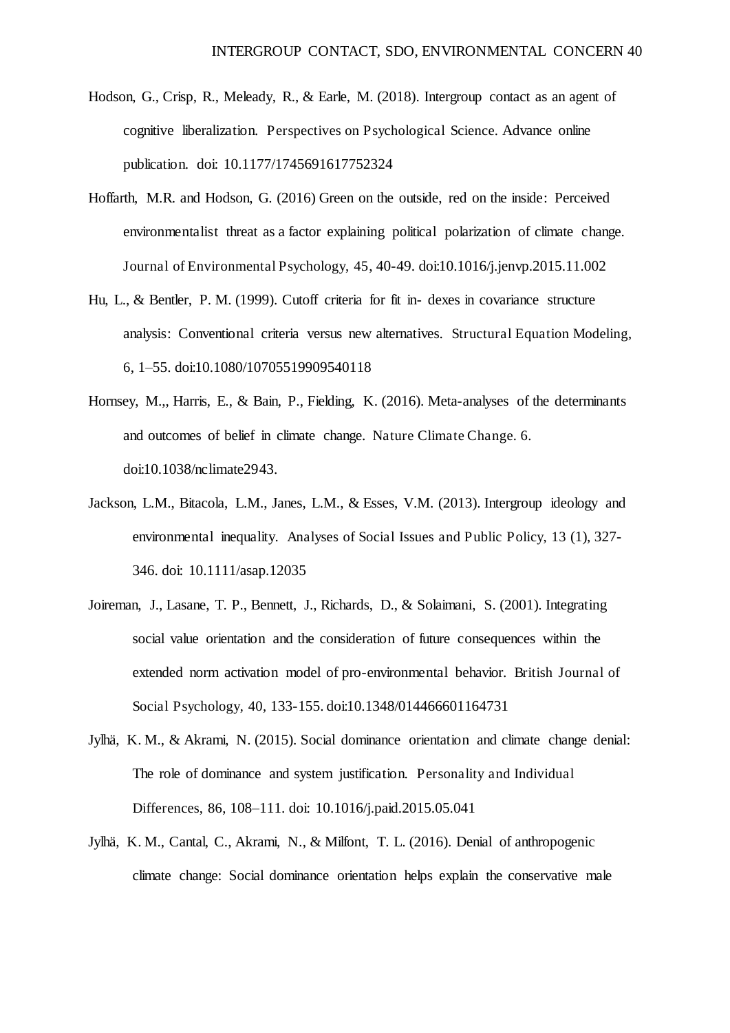Hodson, G., Crisp, R., Meleady, R., & Earle, M. (2018). Intergroup contact as an agent of cognitive liberalization. *Perspectives on Psychological Science*. Advance online publication. doi: 10.1177/1745691617752324

Hoffarth, M.R. and Hodson, G. (2016) Green on the outside, red on the inside: Perceived environmentalist threat as a factor explaining political polarization of climate change. *Journal of Environmental Psychology, 45*, 40-49. doi:10.1016/j.jenvp.2015.11.002

Hu, L., & Bentler, P. M. (1999). Cutoff criteria for fit in- dexes in covariance structure analysis: Conventional criteria versus new alternatives. *Structural Equation Modeling, 6*, 1–55. doi:10.1080/10705519909540118

Hornsey, M.,, Harris, E., & Bain, P., Fielding, K. (2016). Meta-analyses of the determinants and outcomes of belief in climate change. *Nature Climate Change. 6*. doi:10.1038/nclimate2943.

Jackson, L.M., Bitacola, L.M., Janes, L.M., & Esses, V.M. (2013). Intergroup ideology and environmental inequality. *Analyses of Social Issues and Public Policy, 13* (1), 327-346. doi: 10.1111/asap.12035

Joireman, J., Lasane, T. P., Bennett, J., Richards, D., & Solaimani, S. (2001). Integrating social value orientation and the consideration of future consequences within the extended norm activation model of pro-environmental behavior. *British Journal of Social Psychology, 40*, 133-155. doi:10.1348/014466601164731

Jylhä, K. M., & Akrami, N. (2015). Social dominance orientation and climate change denial: The role of dominance and system justification. *Personality and Individual Differences, 86*, 108–111. doi: 10.1016/j.paid.2015.05.041

Jylhä, K. M., Cantal, C., Akrami, N., & Milfont, T. L. (2016). Denial of anthropogenic climate change: Social dominance orientation helps explain the conservative male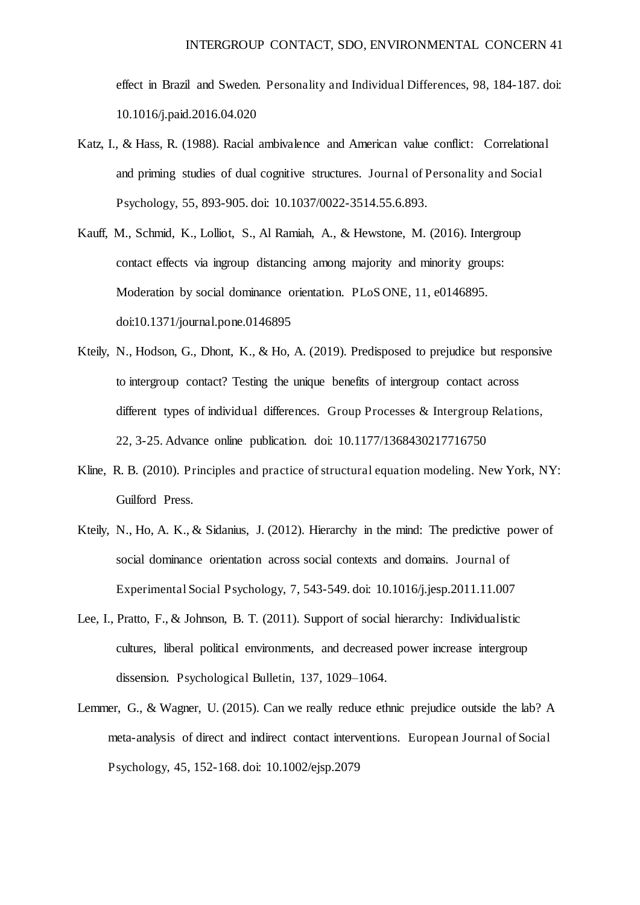effect in Brazil and Sweden. *Personality and Individual Differences, 98*, 184-187. doi: 10.1016/j.paid.2016.04.020

Katz, I., & Hass, R. (1988). Racial ambivalence and American value conflict: Correlational and priming studies of dual cognitive structures. *Journal of Personality and Social Psychology, 55*, 893-905. doi: 10.1037/0022-3514.55.6.893.

Kauff, M., Schmid, K., Lolliot, S., Al Ramiah, A., & Hewstone, M. (2016). Intergroup contact effects via ingroup distancing among majority and minority groups: Moderation by social dominance orientation. *PLoS ONE, 11*, e0146895. doi:10.1371/journal.pone.0146895

Kteily, N., Hodson, G., Dhont, K., & Ho, A. (2019). Predisposed to prejudice but responsive to intergroup contact? Testing the unique benefits of intergroup contact across different types of individual differences. *Group Processes & Intergroup Relations, 22*, 3-25. Advance online publication. doi: 10.1177/1368430217716750

Kline, R. B. (2010). *Principles and practice of structural equation modeling*. New York, NY: Guilford Press.

Kteily, N., Ho, A. K., & Sidanius, J. (2012). Hierarchy in the mind: The predictive power of social dominance orientation across social contexts and domains. *Journal of Experimental Social Psychology, 7*, 543-549. doi: 10.1016/j.jesp.2011.11.007

Lee, I., Pratto, F., & Johnson, B. T. (2011). Support of social hierarchy: Individualistic cultures, liberal political environments, and decreased power increase intergroup dissension. *Psychological Bulletin, 137*, 1029–1064.

Lemmer, G., & Wagner, U. (2015). Can we really reduce ethnic prejudice outside the lab? A meta-analysis of direct and indirect contact interventions. *European Journal of Social Psychology, 45*, 152-168. doi: 10.1002/ejsp.2079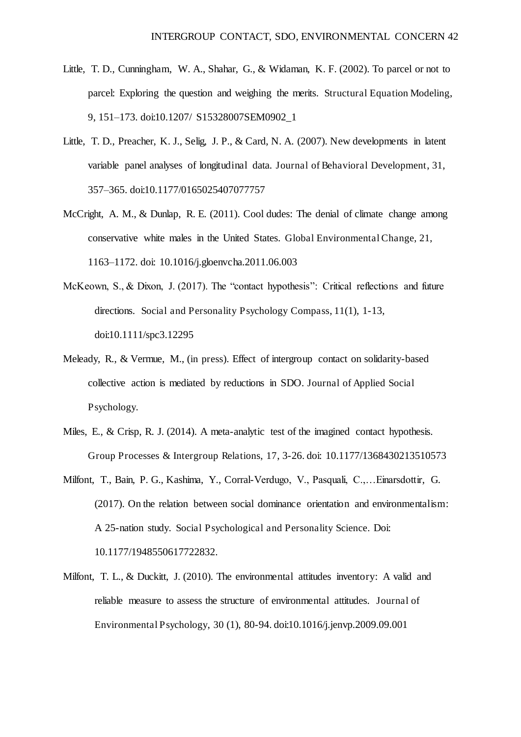Little, T. D., Cunningham, W. A., Shahar, G., & Widaman, K. F. (2002). To parcel or not to parcel: Exploring the question and weighing the merits. *Structural Equation Modeling, 9*, 151–173. doi:10.1207/ S15328007SEM0902_1

Little, T. D., Preacher, K. J., Selig, J. P., & Card, N. A. (2007). New developments in latent variable panel analyses of longitudinal data. *Journal of Behavioral Development, 31*, 357–365. doi:10.1177/0165025407077757

McCright, A. M., & Dunlap, R. E. (2011). Cool dudes: The denial of climate change among conservative white males in the United States. *Global Environmental Change, 21*, 1163–1172. doi: 10.1016/j.gloenvcha.2011.06.003

McKeown, S., & Dixon, J. (2017). The "contact hypothesis": Critical reflections and future directions. *Social and Personality Psychology Compass, 11*(1), 1-13, doi:10.1111/spc3.12295

Meleady, R., & Vermue, M., (in press). Effect of intergroup contact on solidarity-based collective action is mediated by reductions in SDO. *Journal of Applied Social Psychology.*

Miles, E., & Crisp, R. J. (2014). A meta-analytic test of the imagined contact hypothesis. *Group Processes & Intergroup Relations, 17*, 3-26. doi: 10.1177/1368430213510573

Milfont, T., Bain, P. G., Kashima, Y., Corral-Verdugo, V., Pasquali, C.,…Einarsdottir, G. (2017). On the relation between social dominance orientation and environmentalism: A 25-nation study. *Social Psychological and Personality Science.* Doi: 10.1177/1948550617722832.

Milfont, T. L., & Duckitt, J. (2010). The environmental attitudes inventory: A valid and reliable measure to assess the structure of environmental attitudes. *Journal of Environmental Psychology, 30* (1), 80-94. doi:10.1016/j.jenvp.2009.09.001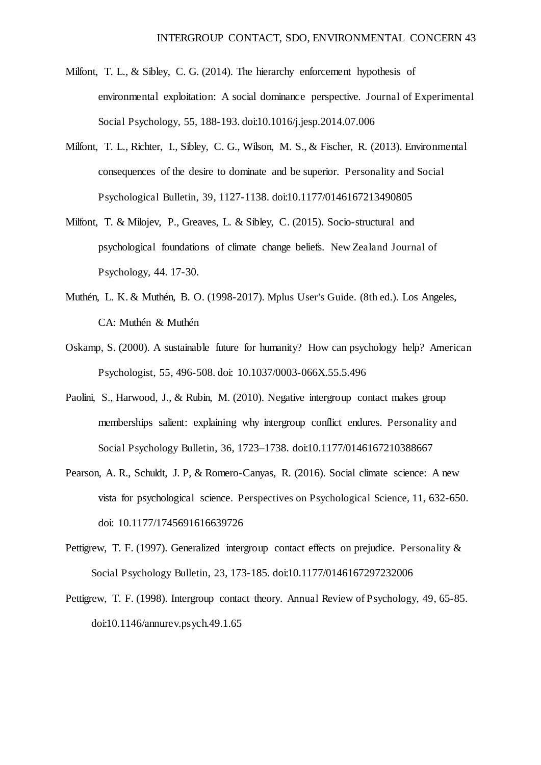Milfont, T. L., & Sibley, C. G. (2014). The hierarchy enforcement hypothesis of environmental exploitation: A social dominance perspective. *Journal of Experimental Social Psychology, 55*, 188-193. doi:10.1016/j.jesp.2014.07.006

Milfont, T. L., Richter, I., Sibley, C. G., Wilson, M. S., & Fischer, R. (2013). Environmental consequences of the desire to dominate and be superior. *Personality and Social Psychological Bulletin, 39*, 1127-1138. doi:10.1177/0146167213490805

Milfont, T. & Milojev, P., Greaves, L. & Sibley, C. (2015). Socio-structural and psychological foundations of climate change beliefs. *New Zealand Journal of Psychology, 44*. 17-30.

Muthén, L. K. & Muthén, B. O. (1998-2017). *Mplus User's Guide*. (8th ed.). Los Angeles, CA: Muthén & Muthén

Oskamp, S. (2000). A sustainable future for humanity? How can psychology help? *American Psychologist, 55*, 496-508. doi: 10.1037/0003-066X.55.5.496

Paolini, S., Harwood, J., & Rubin, M. (2010). Negative intergroup contact makes group memberships salient: explaining why intergroup conflict endures. *Personality and Social Psychology Bulletin, 36*, 1723–1738. doi:10.1177/0146167210388667

Pearson, A. R., Schuldt, J. P, & Romero-Canyas, R. (2016). Social climate science: A new vista for psychological science. *Perspectives on Psychological Science, 11*, 632-650. doi: 10.1177/1745691616639726

Pettigrew, T. F. (1997). Generalized intergroup contact effects on prejudice. *Personality & Social Psychology Bulletin, 23*, 173-185. doi:10.1177/0146167297232006

Pettigrew, T. F. (1998). Intergroup contact theory. *Annual Review of Psychology, 49*, 65-85. doi:10.1146/annurev.psych.49.1.65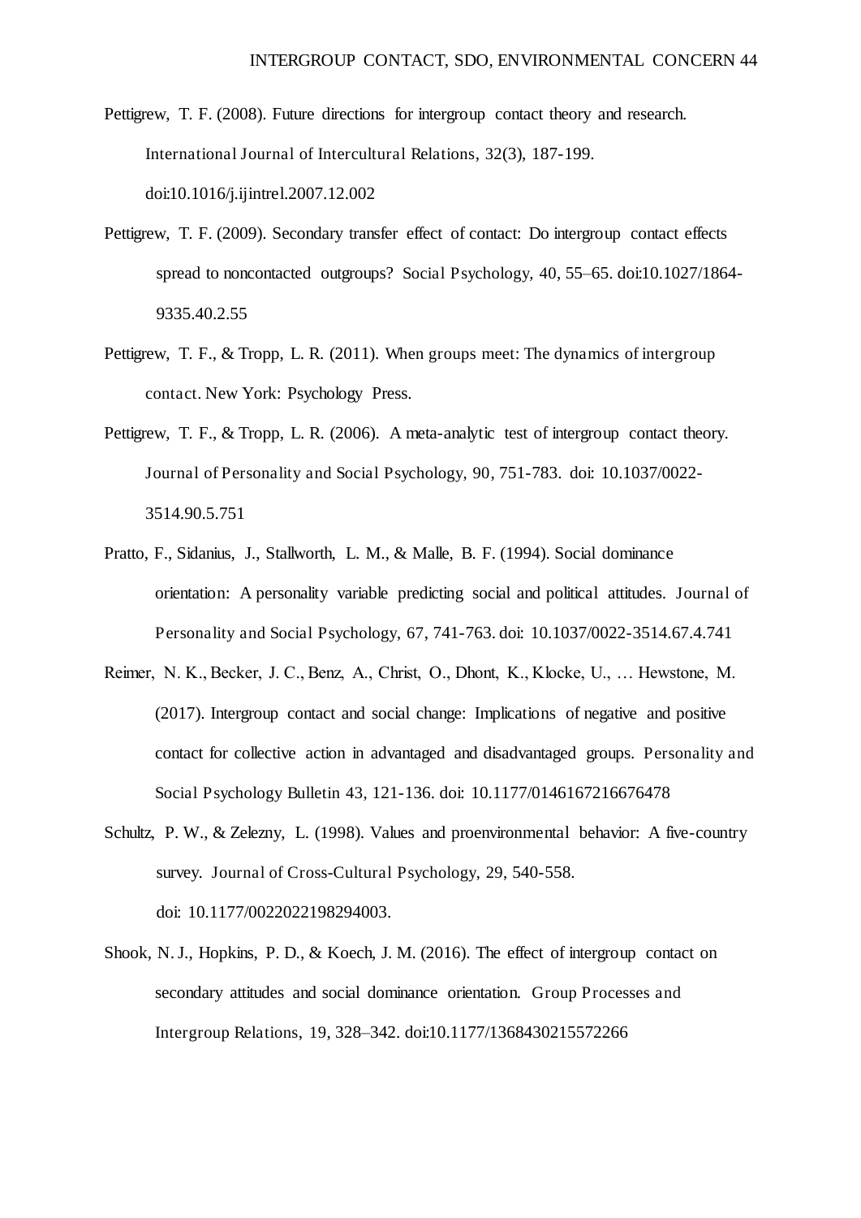Pettigrew, T. F. (2008). Future directions for intergroup contact theory and research. International Journal of Intercultural Relations, 32(3), 187-199. doi:10.1016/j.ijintrel.2007.12.002

Pettigrew, T. F. (2009). Secondary transfer effect of contact: Do intergroup contact effects spread to noncontacted outgroups? Social Psychology, 40, 55–65. doi:10.1027/1864-9335.40.2.55

Pettigrew, T. F., & Tropp, L. R. (2011). When groups meet: The dynamics of intergroup contact. New York: Psychology Press.

Pettigrew, T. F., & Tropp, L. R. (2006). A meta-analytic test of intergroup contact theory. Journal of Personality and Social Psychology, 90, 751-783. doi: 10.1037/0022-3514.90.5.751

Pratto, F., Sidanius, J., Stallworth, L. M., & Malle, B. F. (1994). Social dominance orientation: A personality variable predicting social and political attitudes. Journal of Personality and Social Psychology, 67, 741-763. doi: 10.1037/0022-3514.67.4.741

Reimer, N. K., Becker, J. C., Benz, A., Christ, O., Dhont, K., Klocke, U., … Hewstone, M. (2017). Intergroup contact and social change: Implications of negative and positive contact for collective action in advantaged and disadvantaged groups. Personality and Social Psychology Bulletin 43, 121-136. doi: 10.1177/0146167216676478

Schultz, P. W., & Zelezny, L. (1998). Values and proenvironmental behavior: A five-country survey. Journal of Cross-Cultural Psychology, 29, 540-558. doi: 10.1177/0022022198294003.

Shook, N. J., Hopkins, P. D., & Koech, J. M. (2016). The effect of intergroup contact on secondary attitudes and social dominance orientation. Group Processes and Intergroup Relations, 19, 328–342. doi:10.1177/1368430215572266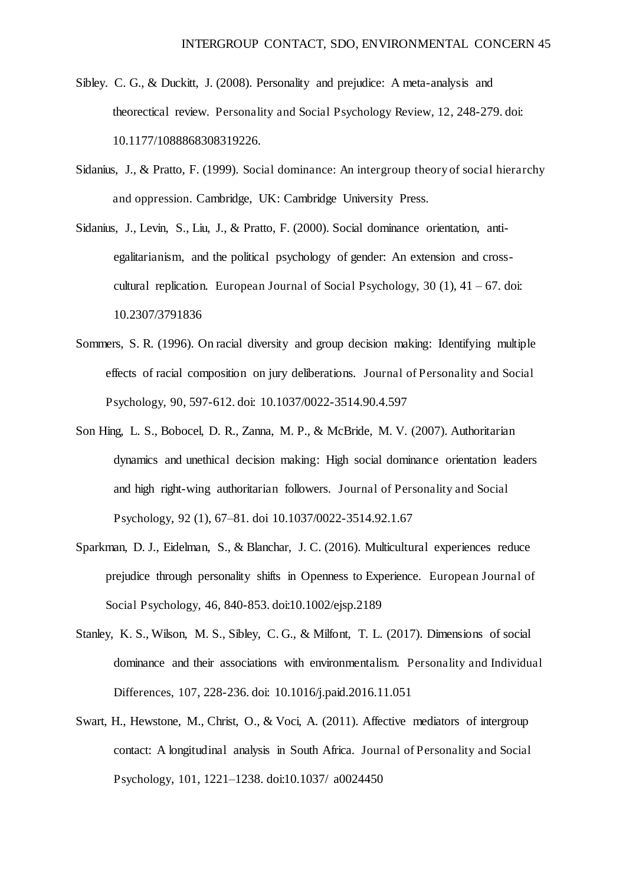Sibley. C. G., & Duckitt, J. (2008). Personality and prejudice: A meta-analysis and theorectical review. Personality and Social Psychology Review, 12, 248-279. doi: 10.1177/1088868308319226.

Sidanius, J., & Pratto, F. (1999). Social dominance: An intergroup theory of social hierarchy and oppression. Cambridge, UK: Cambridge University Press.

Sidanius, J., Levin, S., Liu, J., & Pratto, F. (2000). Social dominance orientation, anti-egalitarianism, and the political psychology of gender: An extension and cross-cultural replication. European Journal of Social Psychology, 30 (1), 41 – 67. doi: 10.2307/3791836

Sommers, S. R. (1996). On racial diversity and group decision making: Identifying multiple effects of racial composition on jury deliberations. Journal of Personality and Social Psychology, 90, 597-612. doi: 10.1037/0022-3514.90.4.597

Son Hing, L. S., Bobocel, D. R., Zanna, M. P., & McBride, M. V. (2007). Authoritarian dynamics and unethical decision making: High social dominance orientation leaders and high right-wing authoritarian followers. Journal of Personality and Social Psychology, 92 (1), 67–81. doi 10.1037/0022-3514.92.1.67

Sparkman, D. J., Eidelman, S., & Blanchar, J. C. (2016). Multicultural experiences reduce prejudice through personality shifts in Openness to Experience. European Journal of Social Psychology, 46, 840-853. doi:10.1002/ejsp.2189

Stanley, K. S., Wilson, M. S., Sibley, C. G., & Milfont, T. L. (2017). Dimensions of social dominance and their associations with environmentalism. Personality and Individual Differences, 107, 228-236. doi: 10.1016/j.paid.2016.11.051

Swart, H., Hewstone, M., Christ, O., & Voci, A. (2011). Affective mediators of intergroup contact: A longitudinal analysis in South Africa. Journal of Personality and Social Psychology, 101, 1221–1238. doi:10.1037/ a0024450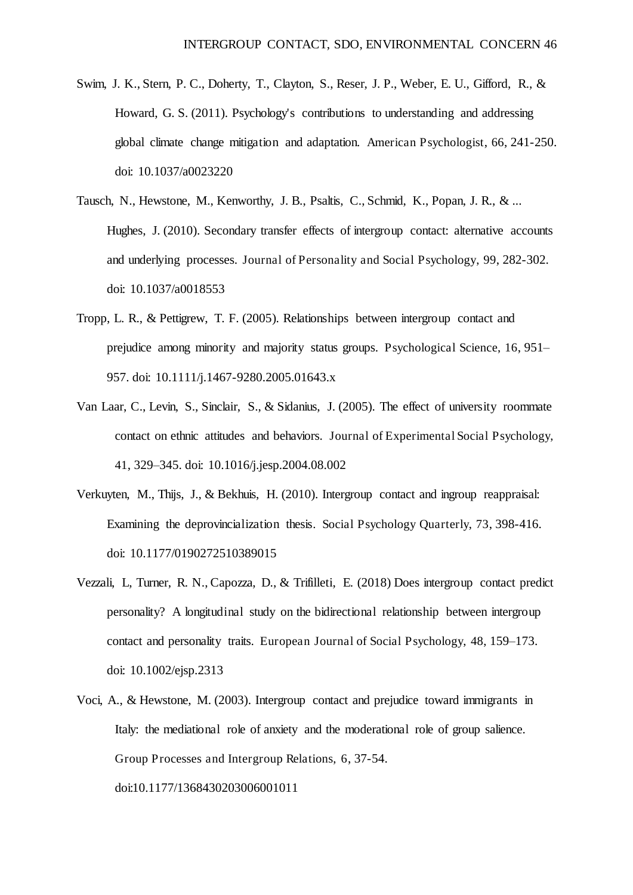Swim, J. K., Stern, P. C., Doherty, T., Clayton, S., Reser, J. P., Weber, E. U., Gifford, R., & Howard, G. S. (2011). Psychology's contributions to understanding and addressing global climate change mitigation and adaptation. *American Psychologist*, 66, 241-250. doi: 10.1037/a0023220

Tausch, N., Hewstone, M., Kenworthy, J. B., Psaltis, C., Schmid, K., Popan, J. R., & ... Hughes, J. (2010). Secondary transfer effects of intergroup contact: alternative accounts and underlying processes. *Journal of Personality and Social Psychology*, 99, 282-302. doi: 10.1037/a0018553

Tropp, L. R., & Pettigrew, T. F. (2005). Relationships between intergroup contact and prejudice among minority and majority status groups. *Psychological Science*, 16, 951–957. doi: 10.1111/j.1467-9280.2005.01643.x

Van Laar, C., Levin, S., Sinclair, S., & Sidanius, J. (2005). The effect of university roommate contact on ethnic attitudes and behaviors. *Journal of Experimental Social Psychology*, 41, 329–345. doi: 10.1016/j.jesp.2004.08.002

Verkuyten, M., Thijs, J., & Bekhuis, H. (2010). Intergroup contact and ingroup reappraisal: Examining the deprovincialization thesis. *Social Psychology Quarterly*, 73, 398-416. doi: 10.1177/0190272510389015

Vezzali, L, Turner, R. N., Capozza, D., & Trifilleti, E. (2018) Does intergroup contact predict personality? A longitudinal study on the bidirectional relationship between intergroup contact and personality traits. *European Journal of Social Psychology*, 48, 159–173. doi: 10.1002/ejsp.2313

Voci, A., & Hewstone, M. (2003). Intergroup contact and prejudice toward immigrants in Italy: the mediational role of anxiety and the moderational role of group salience. *Group Processes and Intergroup Relations*, 6, 37-54. doi:10.1177/1368430203006001011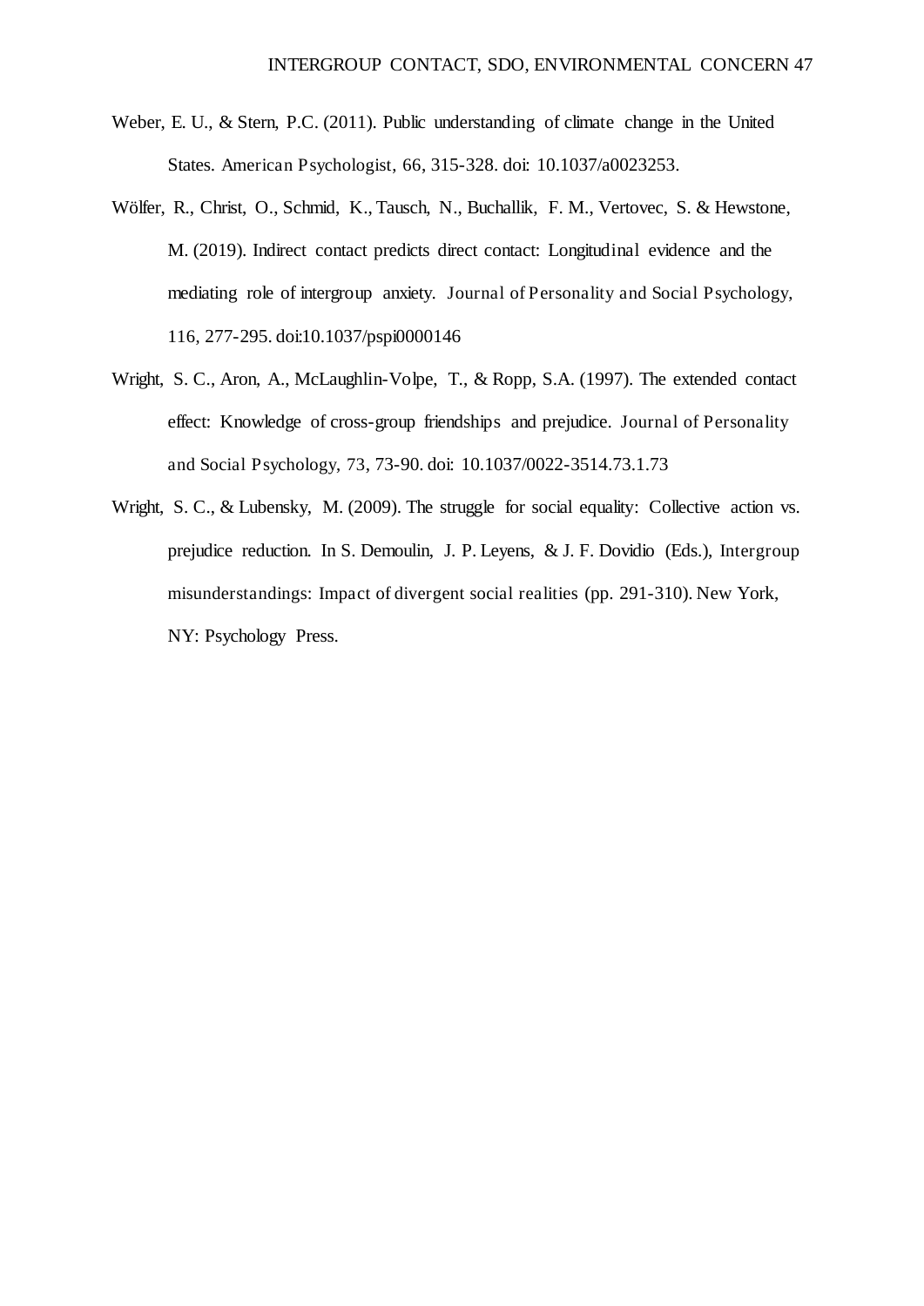Weber, E. U., & Stern, P.C. (2011). Public understanding of climate change in the United States. *American Psychologist, 66*, 315-328. doi: 10.1037/a0023253.

Wölfer, R., Christ, O., Schmid, K., Tausch, N., Buchallik, F. M., Vertovec, S. & Hewstone, M. (2019). Indirect contact predicts direct contact: Longitudinal evidence and the mediating role of intergroup anxiety. *Journal of Personality and Social Psychology, 116*, 277-295. doi:10.1037/pspi0000146

Wright, S. C., Aron, A., McLaughlin-Volpe, T., & Ropp, S.A. (1997). The extended contact effect: Knowledge of cross-group friendships and prejudice. *Journal of Personality and Social Psychology, 73*, 73-90. doi: 10.1037/0022-3514.73.1.73

Wright, S. C., & Lubensky, M. (2009). The struggle for social equality: Collective action vs. prejudice reduction. In S. Demoulin, J. P. Leyens, & J. F. Dovidio (Eds.), *Intergroup misunderstandings: Impact of divergent social realities* (pp. 291-310). New York, NY: Psychology Press.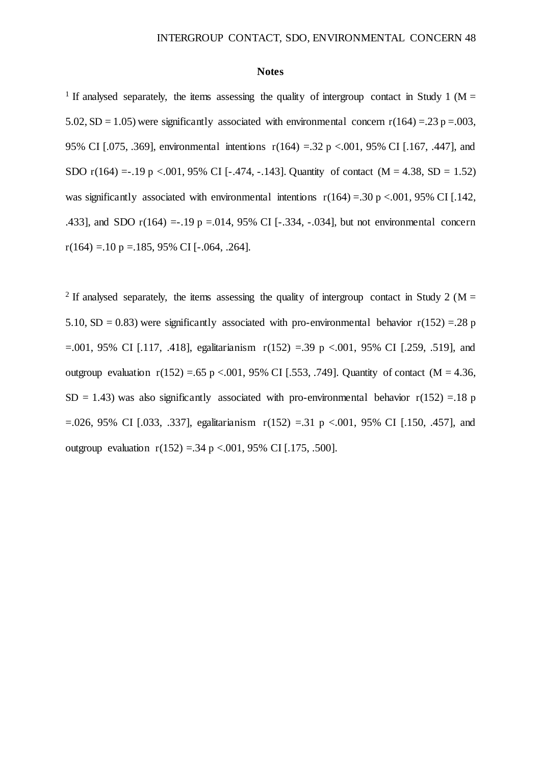## Notes

[1] If analysed separately, the items assessing the quality of intergroup contact in Study 1 ($M = 5.02$, $SD = 1.05$) were significantly associated with environmental concern $r(164) = .23$ $p = .003$, 95% CI [.075, .369], environmental intentions $r(164) = .32$ $p < .001$, 95% CI [.167, .447], and SDO $r(164) = -.19$ $p < .001$, 95% CI [-.474, -.143]. Quantity of contact ($M = 4.38$, $SD = 1.52$) was significantly associated with environmental intentions $r(164) = .30$ $p < .001$, 95% CI [.142, .433], and SDO $r(164) = -.19$ $p = .014$, 95% CI [-.334, -.034], but not environmental concern $r(164) = .10$ $p = .185$, 95% CI [-.064, .264].

[2] If analysed separately, the items assessing the quality of intergroup contact in Study 2 ($M = 5.10$, $SD = 0.83$) were significantly associated with pro-environmental behavior $r(152) = .28$ $p = .001$, 95% CI [.117, .418], egalitarianism $r(152) = .39$ $p < .001$, 95% CI [.259, .519], and outgroup evaluation $r(152) = .65$ $p < .001$, 95% CI [.553, .749]. Quantity of contact ($M = 4.36$, $SD = 1.43$) was also significantly associated with pro-environmental behavior $r(152) = .18$ $p = .026$, 95% CI [.033, .337], egalitarianism $r(152) = .31$ $p < .001$, 95% CI [.150, .457], and outgroup evaluation $r(152) = .34$ $p < .001$, 95% CI [.175, .500].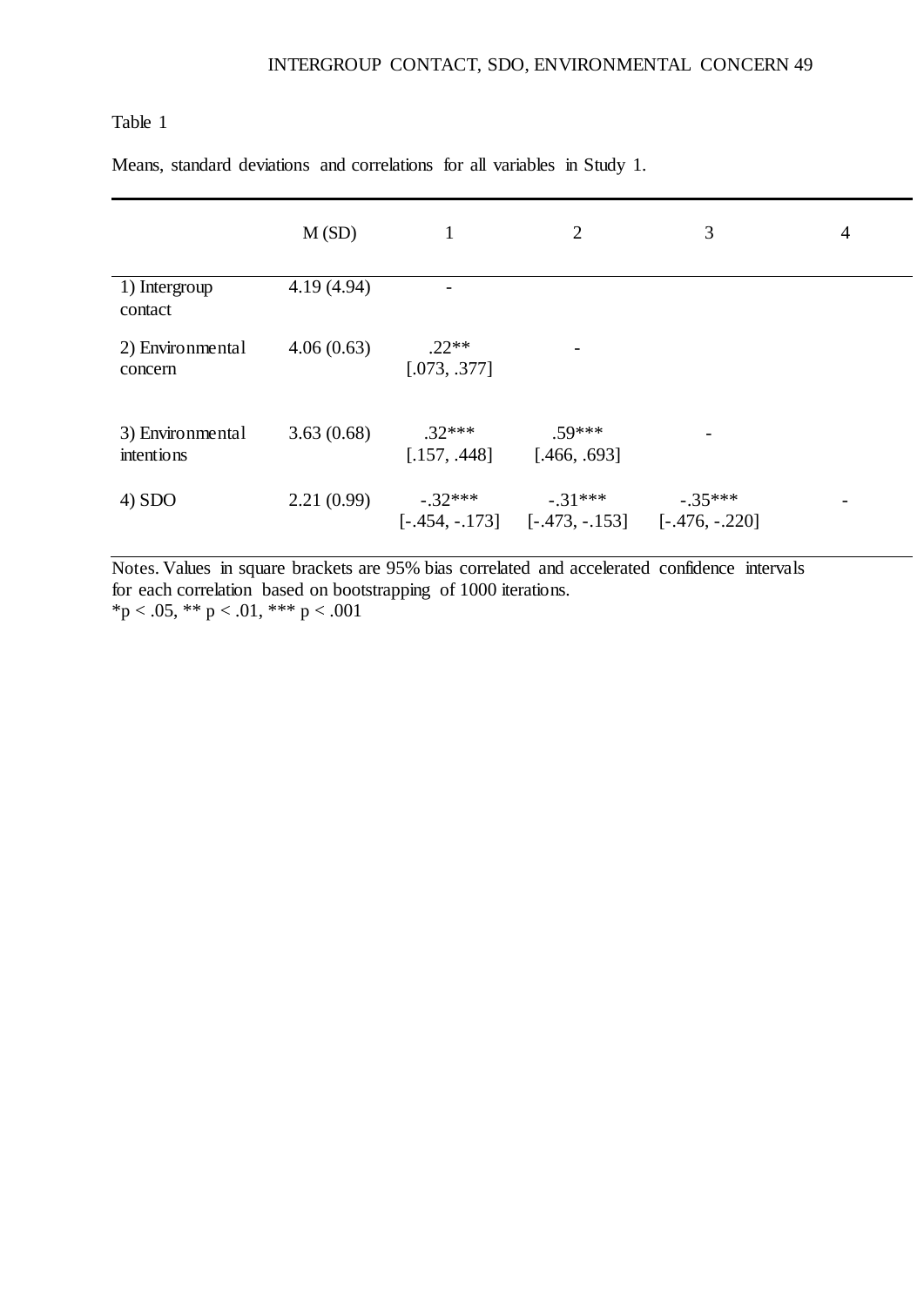Table 1

Means, standard deviations and correlations for all variables in Study 1.

| | M (SD) | 1 | 2 | 3 | 4 |
|---|---|---|---|---|---|
| 1) Intergroup contact | 4.19 (4.94) | - | | | |
| 2) Environmental concern | 4.06 (0.63) | .22** [.073, .377] | - | | |
| 3) Environmental intentions | 3.63 (0.68) | .32*** [.157, .448] | .59*** [.466, .693] | - | |
| 4) SDO | 2.21 (0.99) | -.32*** [-.454, -.173] | -.31*** [-.473, -.153] | -.35*** [-.476, -.220] | - |

Notes. Values in square brackets are 95% bias correlated and accelerated confidence intervals for each correlation based on bootstrapping of 1000 iterations.
*$p < .05$, ** $p < .01$, *** $p < .001$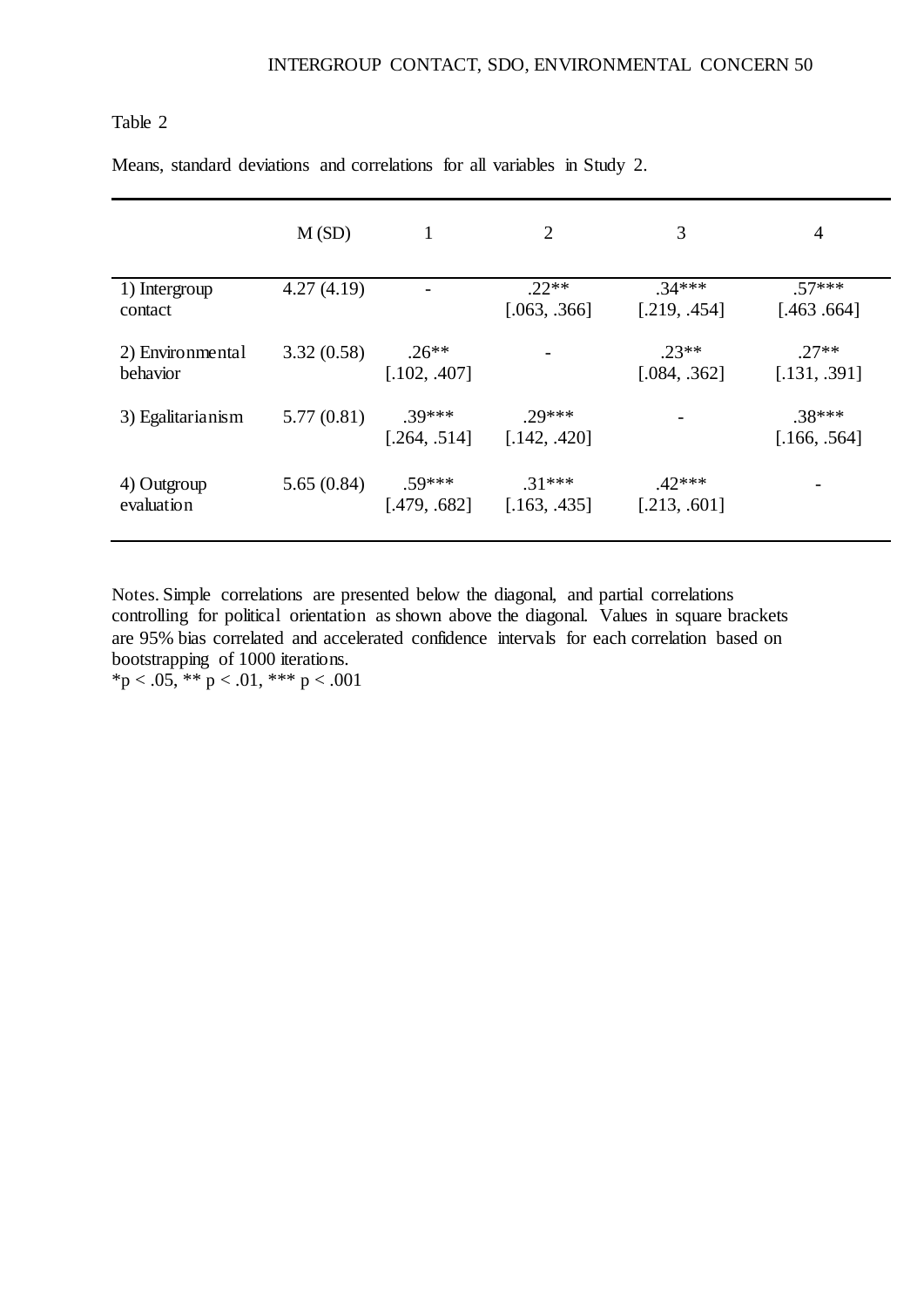Table 2

Means, standard deviations and correlations for all variables in Study 2.

| | M (SD) | 1 | 2 | 3 | 4 |
|---|---|---|---|---|---|
| 1) Intergroup contact | 4.27 (4.19) | - | .22** [.063, .366] | .34*** [.219, .454] | .57*** [.463 .664] |
| 2) Environmental behavior | 3.32 (0.58) | .26** [.102, .407] | - | .23** [.084, .362] | .27** [.131, .391] |
| 3) Egalitarianism | 5.77 (0.81) | .39*** [.264, .514] | .29*** [.142, .420] | - | .38*** [.166, .564] |
| 4) Outgroup evaluation | 5.65 (0.84) | .59*** [.479, .682] | .31*** [.163, .435] | .42*** [.213, .601] | - |

Notes. Simple correlations are presented below the diagonal, and partial correlations controlling for political orientation as shown above the diagonal. Values in square brackets are 95% bias correlated and accelerated confidence intervals for each correlation based on bootstrapping of 1000 iterations.
*p < .05, ** p < .01, *** p < .001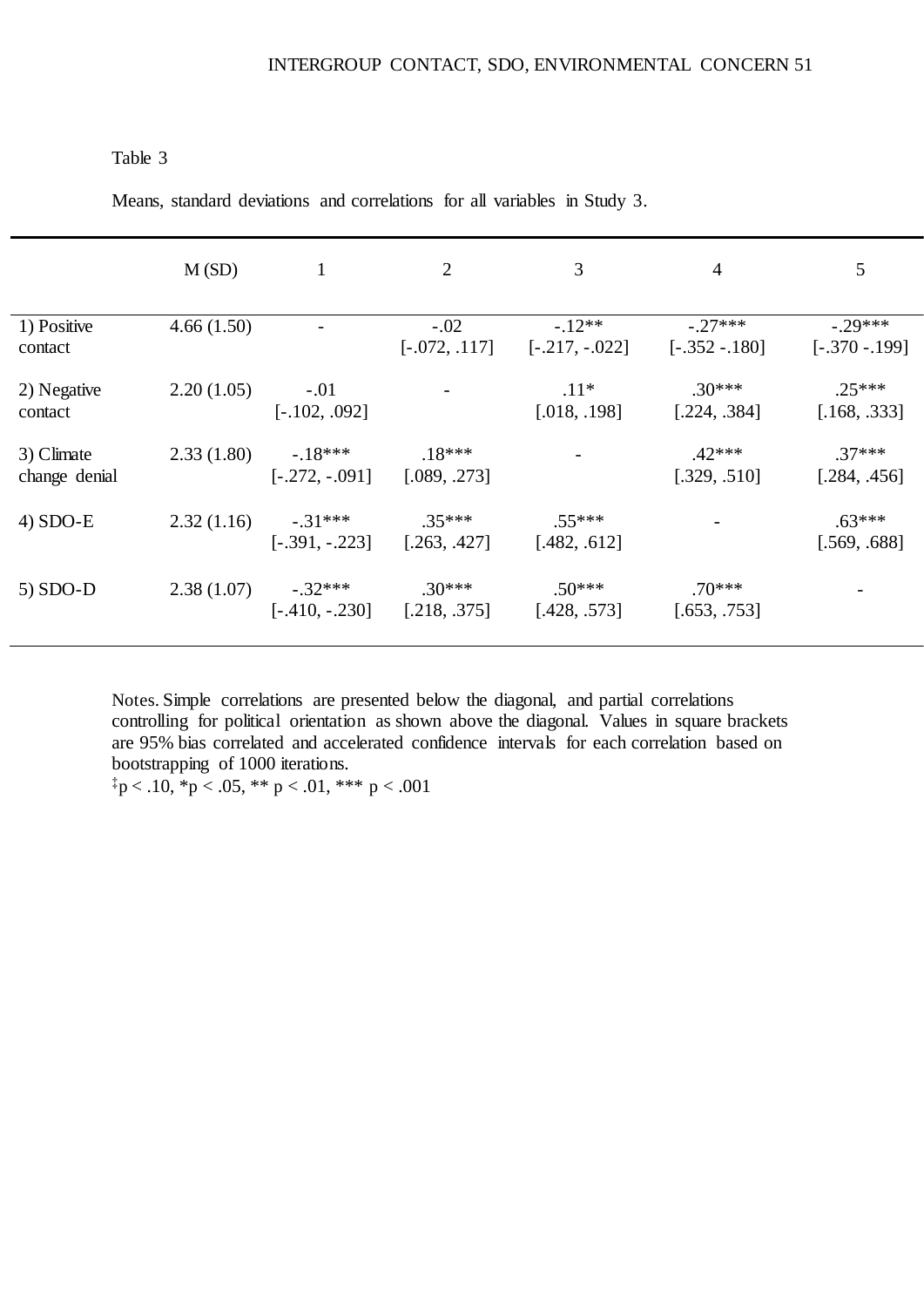Table 3

Means, standard deviations and correlations for all variables in Study 3.

| | M (SD) | 1 | 2 | 3 | 4 | 5 |
|---|---|---|---|---|---|---|
| 1) Positive contact | 4.66 (1.50) | - | -.02 [-.072, .117] | -.12** [-.217, -.022] | -.27*** [-.352 -.180] | -.29*** [-.370 -.199] |
| 2) Negative contact | 2.20 (1.05) | -.01 [-.102, .092] | - | .11* [.018, .198] | .30*** [.224, .384] | .25*** [.168, .333] |
| 3) Climate change denial | 2.33 (1.80) | -.18*** [-.272, -.091] | .18*** [.089, .273] | - | .42*** [.329, .510] | .37*** [.284, .456] |
| 4) SDO-E | 2.32 (1.16) | -.31*** [-.391, -.223] | .35*** [.263, .427] | .55*** [.482, .612] | - | .63*** [.569, .688] |
| 5) SDO-D | 2.38 (1.07) | -.32*** [-.410, -.230] | .30*** [.218, .375] | .50*** [.428, .573] | .70*** [.653, .753] | - |

Notes. Simple correlations are presented below the diagonal, and partial correlations controlling for political orientation as shown above the diagonal. Values in square brackets are 95% bias correlated and accelerated confidence intervals for each correlation based on bootstrapping of 1000 iterations.

‡p < .10, *p < .05, ** p < .01, *** p < .001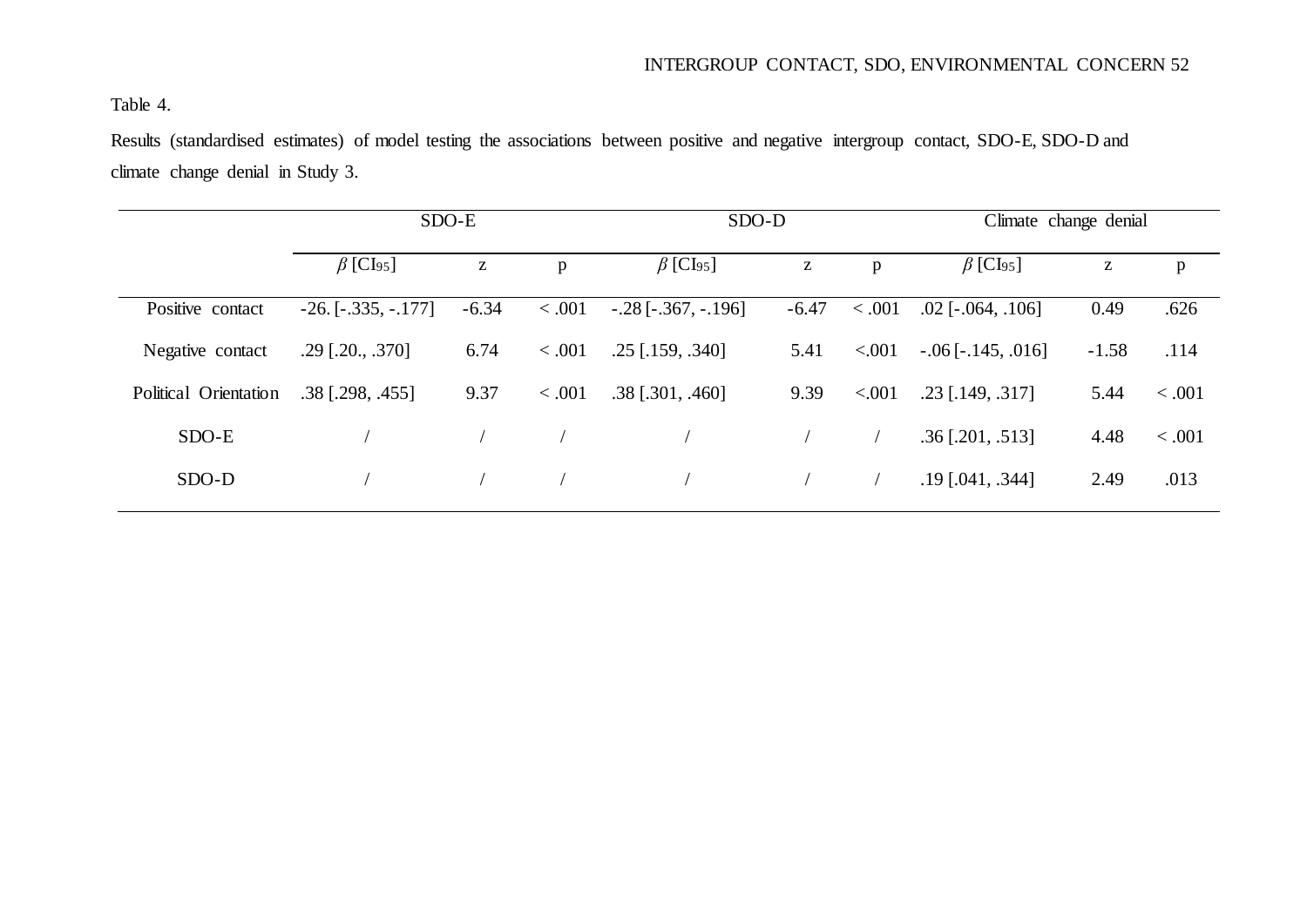Table 4.

Results (standardised estimates) of model testing the associations between positive and negative intergroup contact, SDO-E, SDO-D and climate change denial in Study 3.

| | SDO-E | | | SDO-D | | | Climate change denial | | |
|---|---|---|---|---|---|---|---|---|---|
| | $\beta$ [CI$_{95}$] | z | p | $\beta$ [CI$_{95}$] | z | p | $\beta$ [CI$_{95}$] | z | p |
| Positive contact | -26. [-.335, -.177] | -6.34 | < .001 | -.28 [-.367, -.196] | -6.47 | < .001 | .02 [-.064, .106] | 0.49 | .626 |
| Negative contact | .29 [.20., .370] | 6.74 | < .001 | .25 [.159, .340] | 5.41 | <.001 | -.06 [-.145, .016] | -1.58 | .114 |
| Political Orientation | .38 [.298, .455] | 9.37 | < .001 | .38 [.301, .460] | 9.39 | <.001 | .23 [.149, .317] | 5.44 | < .001 |
| SDO-E | / | / | / | / | / | / | .36 [.201, .513] | 4.48 | < .001 |
| SDO-D | / | / | / | / | / | / | .19 [.041, .344] | 2.49 | .013 |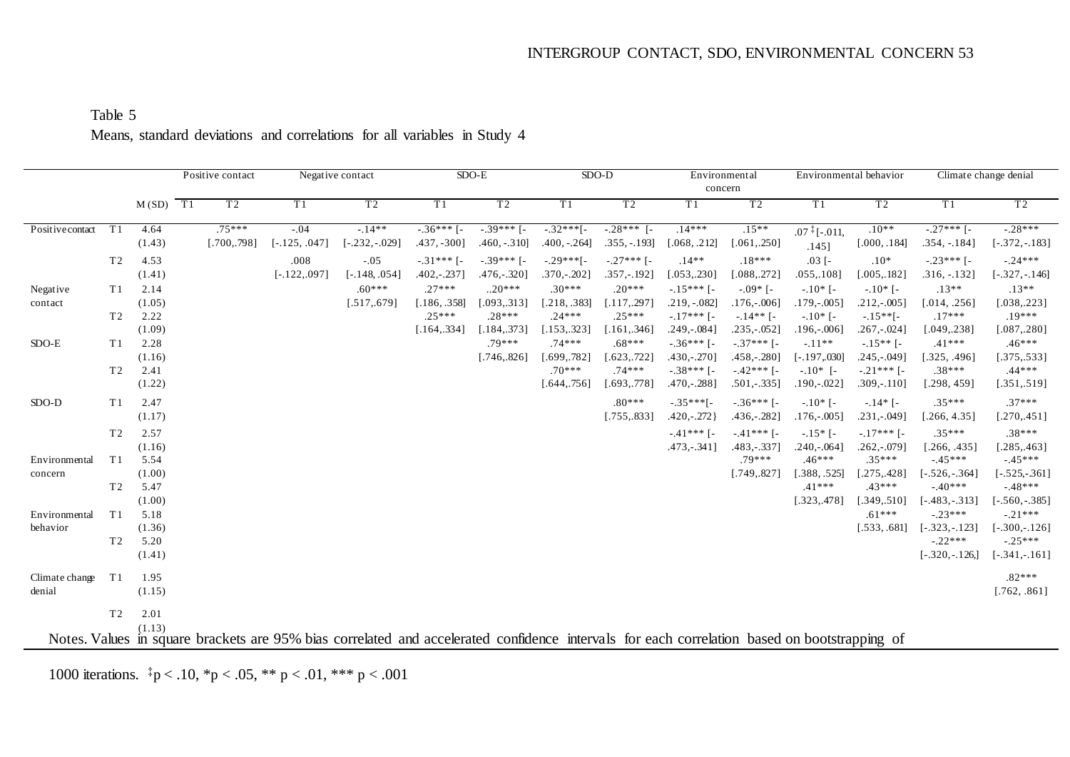Table 5

Means, standard deviations and correlations for all variables in Study 4

| | | M (SD) | Positive contact T1 | Positive contact T2 | Negative contact T1 | Negative contact T2 | SDO-E T1 | SDO-E T2 | SDO-D T1 | SDO-D T2 | Environmental concern T1 | Environmental concern T2 | Environmental behavior T1 | Environmental behavior T2 | Climate change denial T1 | Climate change denial T2 |
|---|---|---|---|---|---|---|---|---|---|---|---|---|---|---|---|---|
| Positive contact | T1 | 4.64 (1.43) | | .75*** [.700,.798] | -.04 [-.125, .047] | -.14** [-.232,-.029] | -.36*** [-.437, -300] | -.39*** [-.460, -.310] | -.32***[-.400, -.264] | -.28*** [-.355, -.193] | .14*** [.068, .212] | .15** [.061,.250] | .07 ‡ [-.011, .145] | .10** [.000, .184] | -.27*** [-.354, -.184] | -.28*** [-.372, -.183] |
| | T2 | 4.53 (1.41) | | | .008 [-.122,.097] | -.05 [-.148, .054] | -.31*** [-.402,-.237] | -.39*** [-.476,-.320] | -.29***[-.370,-.202] | -.27*** [-.357,-.192] | .14** [.053,.230] | .18*** [.088,.272] | .03 [-.055,.108] | .10* [.005,.182] | -.23*** [-.316, -.132] | -.24*** [-.327,-.146] |
| Negative contact | T1 | 2.14 (1.05) | | | | .60*** [.517,.679] | .27*** [.186, .358] | ..20*** [.093,.313] | .30*** [.218, .383] | .20*** [.117,.297] | -.15*** [-.219, -.082] | -.09* [-.176,-.006] | -.10* [-.179,-.005] | -.10* [-.212,-.005] | .13** [.014, .256] | .13** [.038,.223] |
| | T2 | 2.22 (1.09) | | | | | .25*** [.164,.334] | .28*** [.184,.373] | .24*** [.153,.323] | .25*** [.161,.346] | -.17*** [-.249,-.084] | -.14** [-.235,-.052] | -.10* [-.196,-.006] | -.15**[-.267,-.024] | .17*** [.049,.238] | .19*** [.087,.280] |
| SDO-E | T1 | 2.28 (1.16) | | | | | | .79*** [.746,.826] | .74*** [.699,.782] | .68*** [.623,.722] | -.36*** [-.430,-.270] | -.37*** [-.458,-.280] | -.11** [-.197,.030] | -.15** [-.245,-.049] | .41*** [.325, .496] | .46*** [.375,.533] |
| | T2 | 2.41 (1.22) | | | | | | | .70*** [.644,.756] | .74*** [.693,.778] | -.38*** [-.470,-.288] | -.42*** [-.501,-.335] | -.10* [-.190,-.022] | -.21*** [-.309,-.110] | .38*** [.298, 459] | .44*** [.351,.519] |
| SDO-D | T1 | 2.47 (1.17) | | | | | | | | .80*** [.755,.833] | -.35***[-.420,-.272} | -.36*** [-.436,-.282] | -.10* [-.176,-.005] | -.14* [-.231,-.049] | .35*** [.266, 4.35] | .37*** [.270,.451] |
| | T2 | 2.57 (1.16) | | | | | | | | | -.41*** [-.473,-.341] | -.41*** [-.483,-.337] | -.15* [-.240,-.064] | -.17*** [-.262,-.079] | .35*** [.266, .435] | .38*** [.285,.463] |
| Environmental concern | T1 | 5.54 (1.00) | | | | | | | | | | .79*** [.749,.827] | .46*** [.388, .525] | .35*** [.275,.428] | -.45*** [-.526,-.364] | -.45*** [-.525,-.361] |
| | T2 | 5.47 (1.00) | | | | | | | | | | | .41*** [.323,.478] | .43*** [.349,.510] | -.40*** [-.483,-.313] | -.48*** [-.560,-.385] |
| Environmental behavior | T1 | 5.18 (1.36) | | | | | | | | | | | | .61*** [.533, .681] | -.23*** [-.323,-.123] | -.21*** [-.300,-.126] |
| | T2 | 5.20 (1.41) | | | | | | | | | | | | | -.22*** [-.320,-.126,] | -.25*** [-.341,-.161] |
| Climate change denial | T1 | 1.95 (1.15) | | | | | | | | | | | | | | .82*** [.762, .861] |
| | T2 | 2.01 (1.13) | | | | | | | | | | | | | | |

Notes. Values in square brackets are 95% bias correlated and accelerated confidence intervals for each correlation based on bootstrapping of 1000 iterations. ‡p < .10, *p < .05, ** p < .01, *** p < .001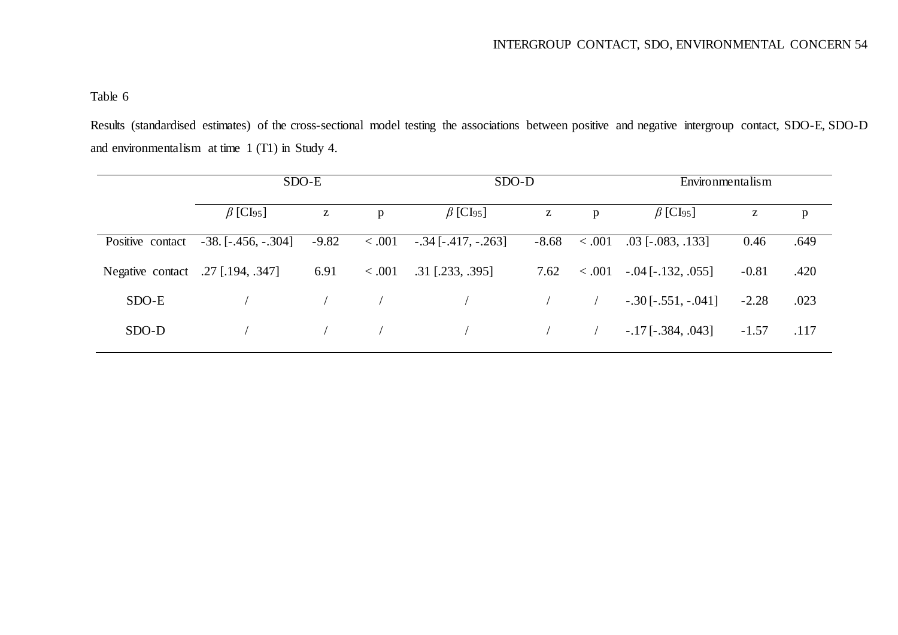Table 6

Results (standardised estimates) of the cross-sectional model testing the associations between positive and negative intergroup contact, SDO-E, SDO-D and environmentalism at time 1 (T1) in Study 4.

| | SDO-E | | | SDO-D | | | Environmentalism | | |
|---|---|---|---|---|---|---|---|---|---|
| | $\beta$ [$CI_{95}$] | z | p | $\beta$ [$CI_{95}$] | z | p | $\beta$ [$CI_{95}$] | z | p |
| Positive contact | -38. [-.456, -.304] | -9.82 | < .001 | -.34 [-.417, -.263] | -8.68 | < .001 | .03 [-.083, .133] | 0.46 | .649 |
| Negative contact | .27 [.194, .347] | 6.91 | < .001 | .31 [.233, .395] | 7.62 | < .001 | -.04 [-.132, .055] | -0.81 | .420 |
| SDO-E | / | / | / | / | / | / | -.30 [-.551, -.041] | -2.28 | .023 |
| SDO-D | / | / | / | / | / | / | -.17 [-.384, .043] | -1.57 | .117 |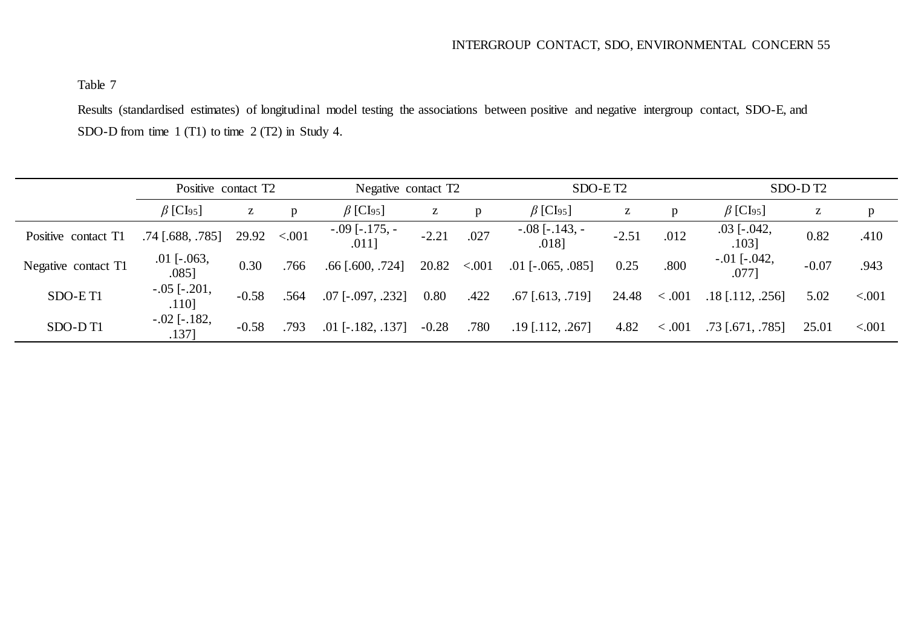Table 7

Results (standardised estimates) of longitudinal model testing the associations between positive and negative intergroup contact, SDO-E, and SDO-D from time 1 (T1) to time 2 (T2) in Study 4.

| | Positive contact T2 | | | Negative contact T2 | | | SDO-E T2 | | | SDO-D T2 | | |
|---|---|---|---|---|---|---|---|---|---|---|---|---|
| | $\beta$ [CI$_{95}$] | z | p | $\beta$ [CI$_{95}$] | z | p | $\beta$ [CI$_{95}$] | z | p | $\beta$ [CI$_{95}$] | z | p |
| Positive contact T1 | .74 [.688, .785] | 29.92 | <.001 | -.09 [-.175, -.011] | -2.21 | .027 | -.08 [-.143, -.018] | -2.51 | .012 | .03 [-.042, .103] | 0.82 | .410 |
| Negative contact T1 | .01 [-.063, .085] | 0.30 | .766 | .66 [.600, .724] | 20.82 | <.001 | .01 [-.065, .085] | 0.25 | .800 | -.01 [-.042, .077] | -0.07 | .943 |
| SDO-E T1 | -.05 [-.201, .110] | -0.58 | .564 | .07 [-.097, .232] | 0.80 | .422 | .67 [.613, .719] | 24.48 | < .001 | .18 [.112, .256] | 5.02 | <.001 |
| SDO-D T1 | -.02 [-.182, .137] | -0.58 | .793 | .01 [-.182, .137] | -0.28 | .780 | .19 [.112, .267] | 4.82 | < .001 | .73 [.671, .785] | 25.01 | <.001 |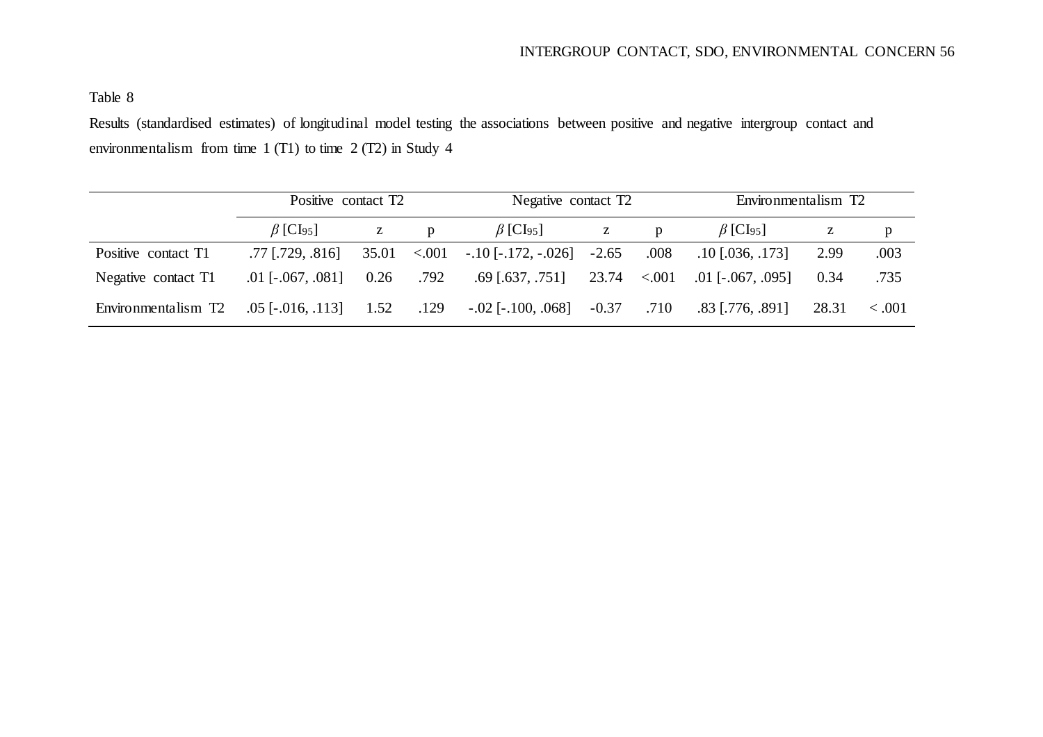Table 8

Results (standardised estimates) of longitudinal model testing the associations between positive and negative intergroup contact and environmentalism from time 1 (T1) to time 2 (T2) in Study 4

| | Positive contact T2 | | | Negative contact T2 | | | Environmentalism T2 | | |
|---|---|---|---|---|---|---|---|---|---|
| | $\beta$ [CI$_{95}$] | z | p | $\beta$ [CI$_{95}$] | z | p | $\beta$ [CI$_{95}$] | z | p |
| Positive contact T1 | .77 [.729, .816] | 35.01 | <.001 | -.10 [-.172, -.026] | -2.65 | .008 | .10 [.036, .173] | 2.99 | .003 |
| Negative contact T1 | .01 [-.067, .081] | 0.26 | .792 | .69 [.637, .751] | 23.74 | <.001 | .01 [-.067, .095] | 0.34 | .735 |
| Environmentalism T2 | .05 [-.016, .113] | 1.52 | .129 | -.02 [-.100, .068] | -0.37 | .710 | .83 [.776, .891] | 28.31 | < .001 |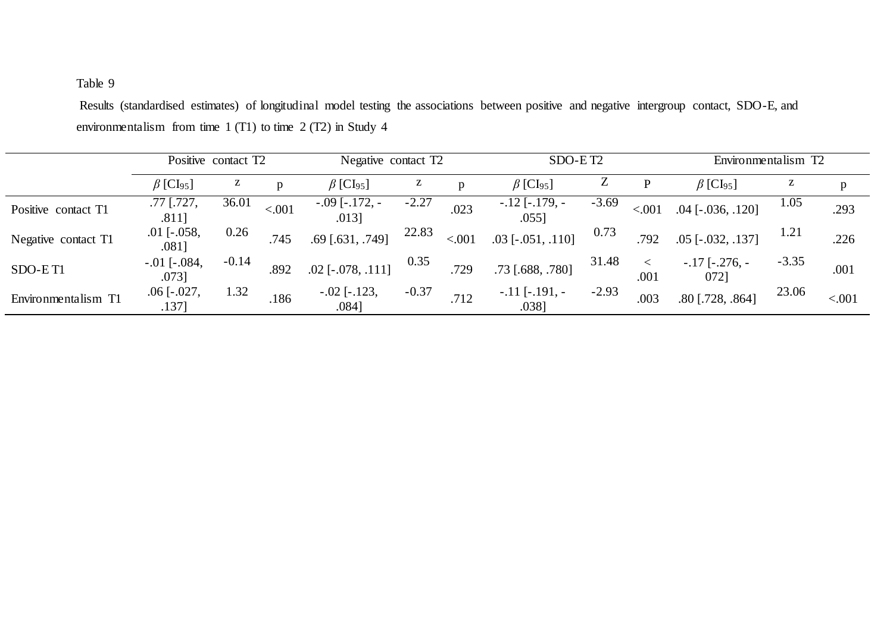Table 9

Results (standardised estimates) of longitudinal model testing the associations between positive and negative intergroup contact, SDO-E, and environmentalism from time 1 (T1) to time 2 (T2) in Study 4

| | Positive contact T2 | | | Negative contact T2 | | | SDO-E T2 | | | Environmentalism T2 | | |
|---|---|---|---|---|---|---|---|---|---|---|---|---|
| | $\beta$ [$CI_{95}$] | z | p | $\beta$ [$CI_{95}$] | z | p | $\beta$ [$CI_{95}$] | Z | P | $\beta$ [$CI_{95}$] | z | p |
| Positive contact T1 | .77 [.727, .811] | 36.01 | <.001 | -.09 [-.172, -.013] | -2.27 | .023 | -.12 [-.179, -.055] | -3.69 | <.001 | .04 [-.036, .120] | 1.05 | .293 |
| Negative contact T1 | .01 [-.058, .081] | 0.26 | .745 | .69 [.631, .749] | 22.83 | <.001 | .03 [-.051, .110] | 0.73 | .792 | .05 [-.032, .137] | 1.21 | .226 |
| SDO-E T1 | -.01 [-.084, .073] | -0.14 | .892 | .02 [-.078, .111] | 0.35 | .729 | .73 [.688, .780] | 31.48 | < .001 | -.17 [-.276, -072] | -3.35 | .001 |
| Environmentalism T1 | .06 [-.027, .137] | 1.32 | .186 | -.02 [-.123, .084] | -0.37 | .712 | -.11 [-.191, -.038] | -2.93 | .003 | .80 [.728, .864] | 23.06 | <.001 |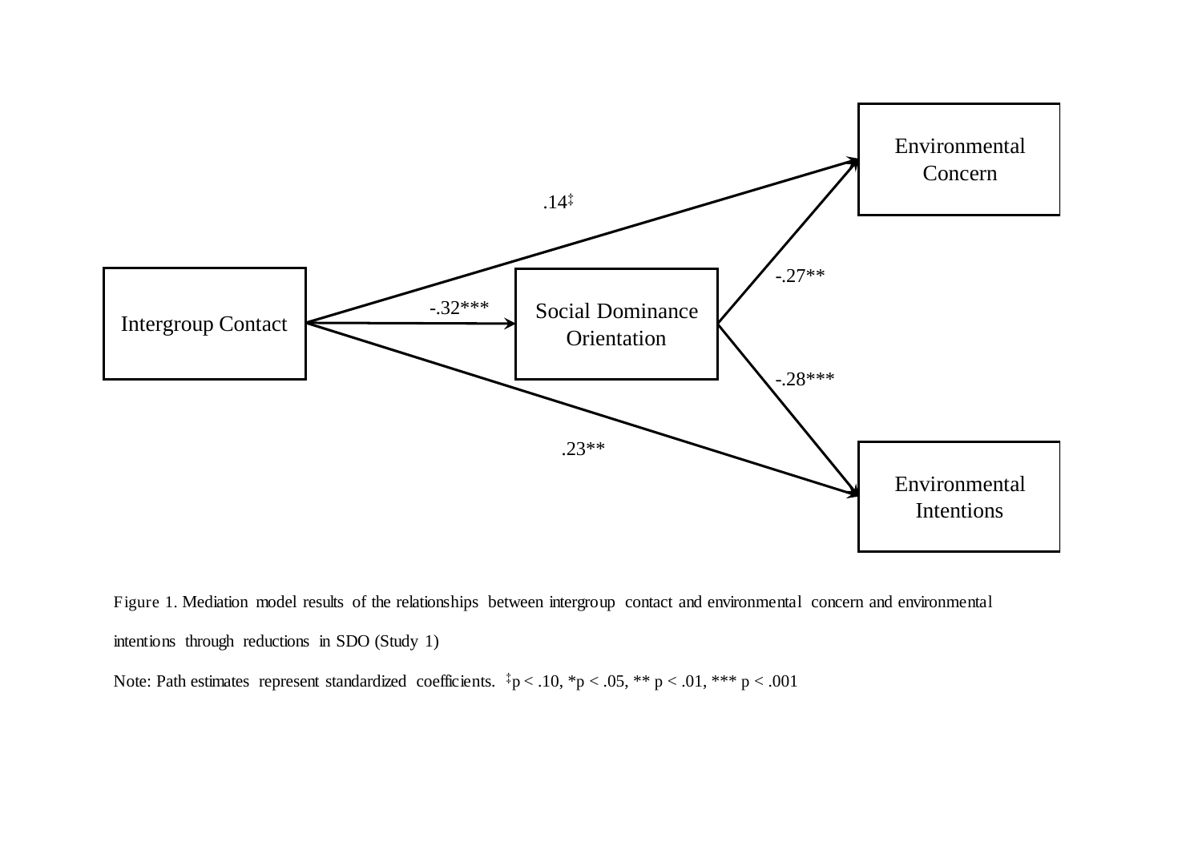Figure 1. Mediation model results of the relationships between intergroup contact and environmental concern and environmental intentions through reductions in SDO (Study 1)

Note: Path estimates represent standardized coefficients. ‡p < .10, *p < .05, ** p < .01, *** p < .001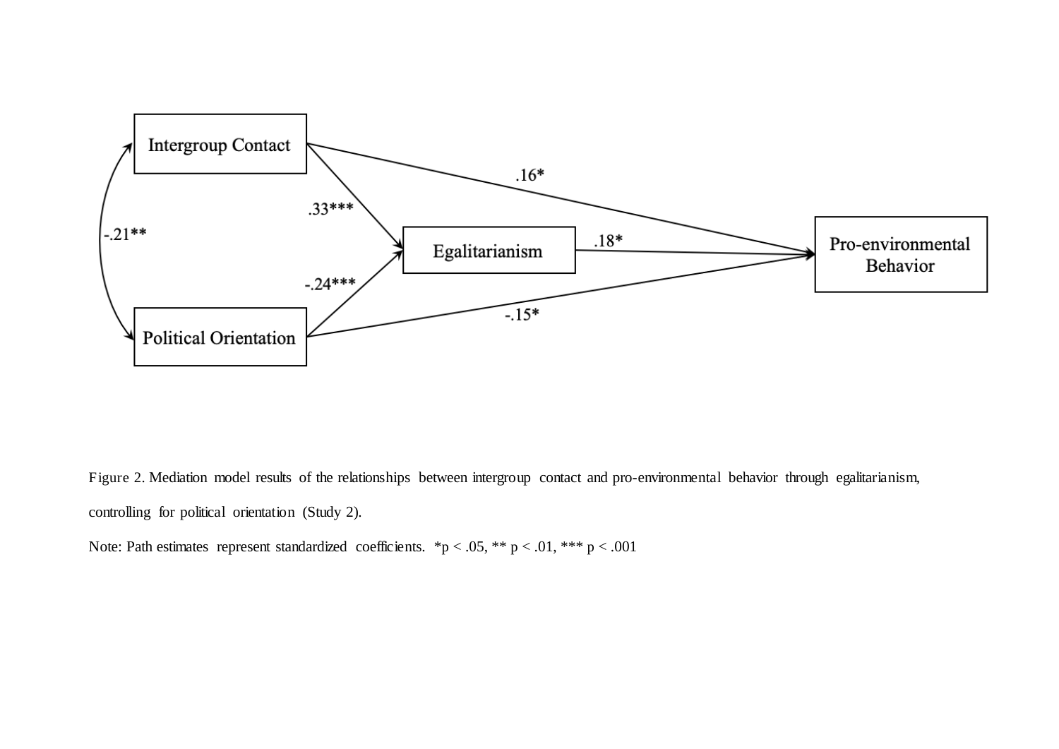Intergroup Contact

Political Orientation

Egalitarianism

Pro-environmental Behavior

.16*

.33***

-.21**

.18*

-.24***

-.15*

Figure 2. Mediation model results of the relationships between intergroup contact and pro-environmental behavior through egalitarianism, controlling for political orientation (Study 2).

Note: Path estimates represent standardized coefficients. *p < .05, ** p < .01, *** p < .001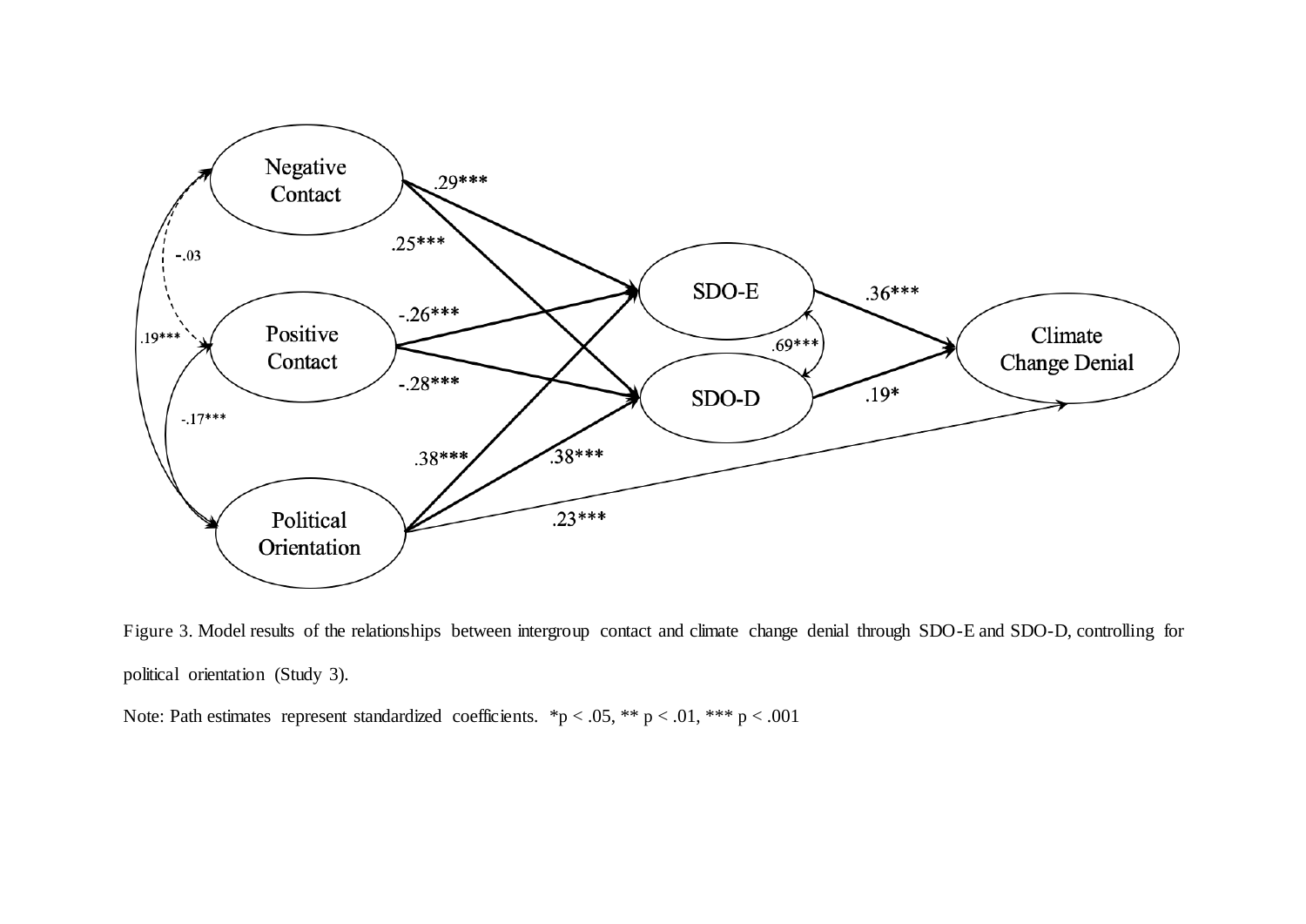Figure 3. Model results of the relationships between intergroup contact and climate change denial through SDO-E and SDO-D, controlling for political orientation (Study 3).

Note: Path estimates represent standardized coefficients. *p < .05, ** p < .01, *** p < .001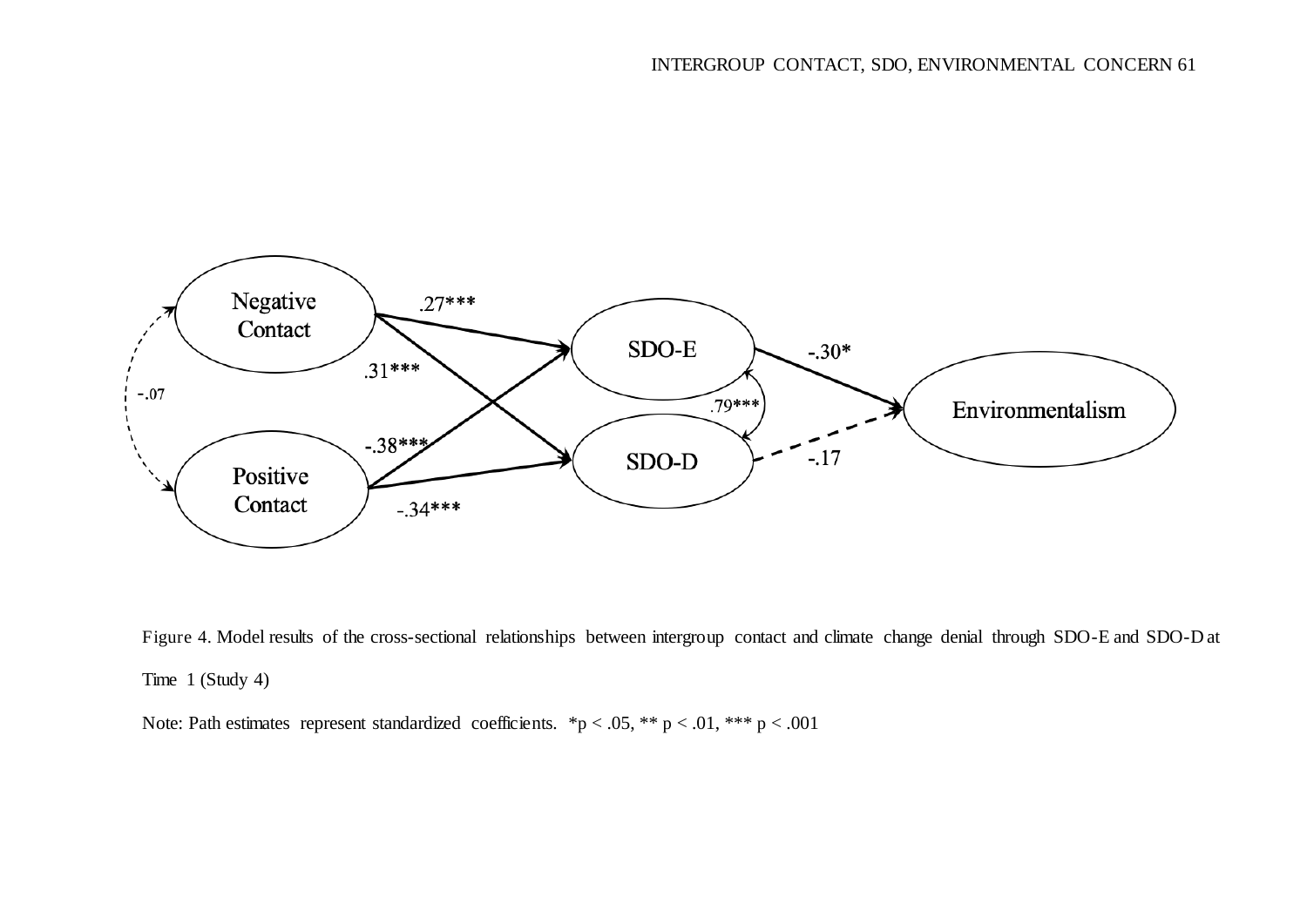Figure 4. Model results of the cross-sectional relationships between intergroup contact and climate change denial through SDO-E and SDO-D at Time 1 (Study 4)

Note: Path estimates represent standardized coefficients. *$p < .05$, ** $p < .01$, *** $p < .001$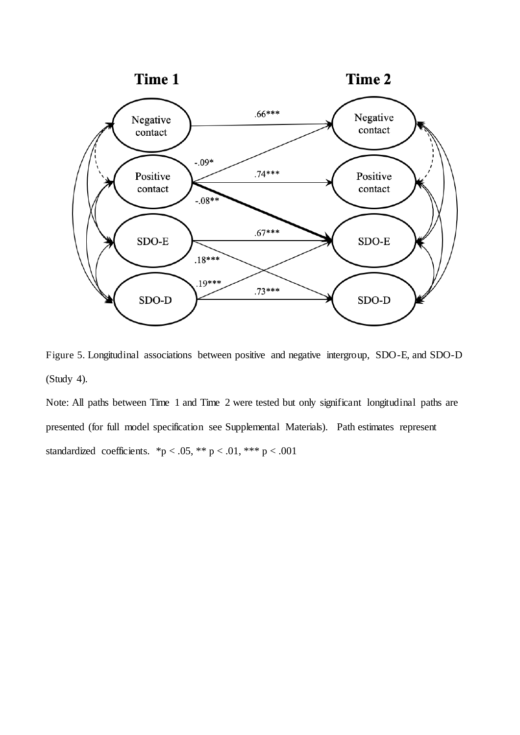Figure 5. Longitudinal associations between positive and negative intergroup, SDO-E, and SDO-D (Study 4).

Note: All paths between Time 1 and Time 2 were tested but only significant longitudinal paths are presented (for full model specification see Supplemental Materials). Path estimates represent standardized coefficients. *p < .05, ** p < .01, *** p < .001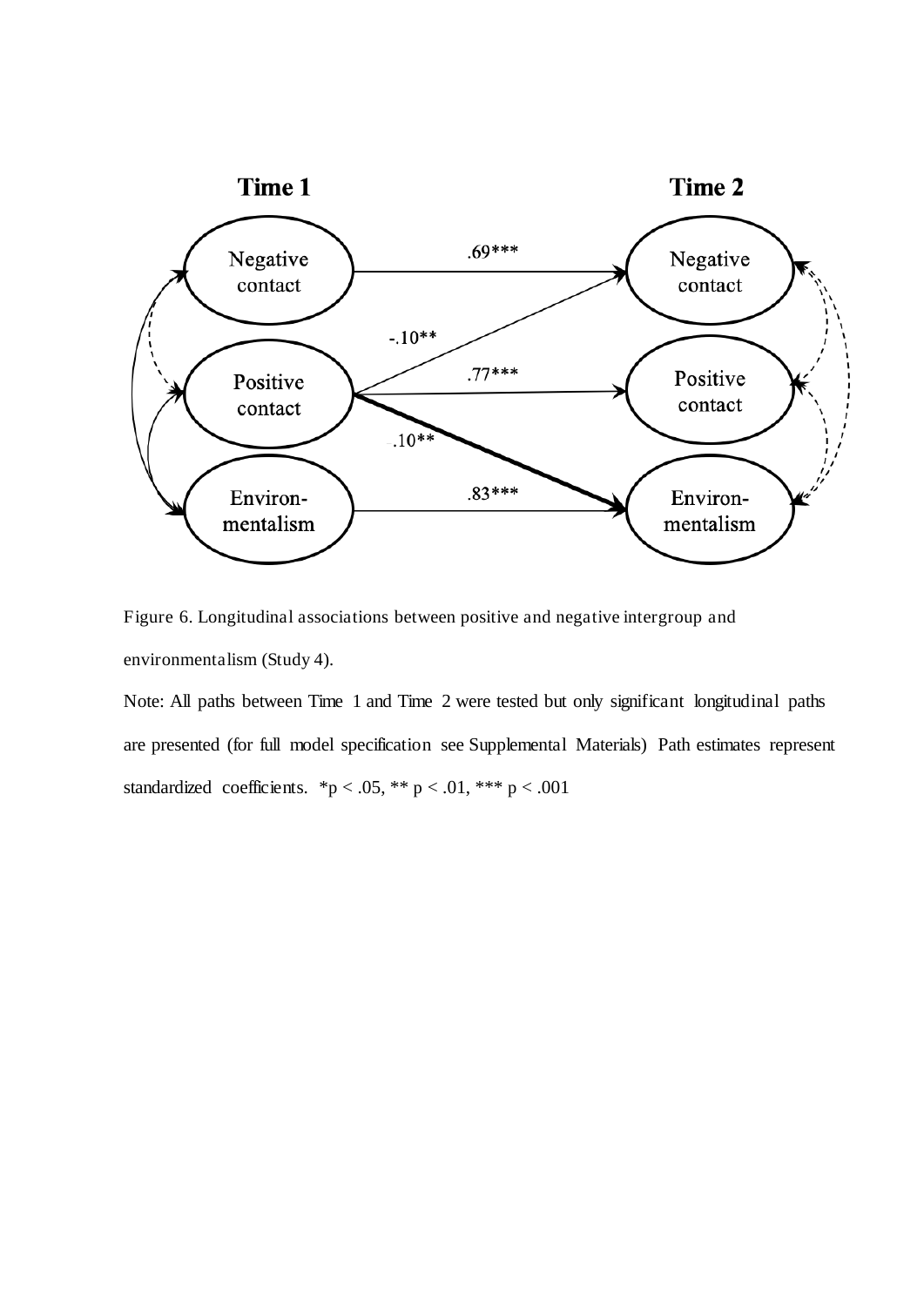Figure 6. Longitudinal associations between positive and negative intergroup and environmentalism (Study 4).

Note: All paths between Time 1 and Time 2 were tested but only significant longitudinal paths are presented (for full model specification see Supplemental Materials) Path estimates represent standardized coefficients. *$p < .05$, ** $p < .01$, *** $p < .001$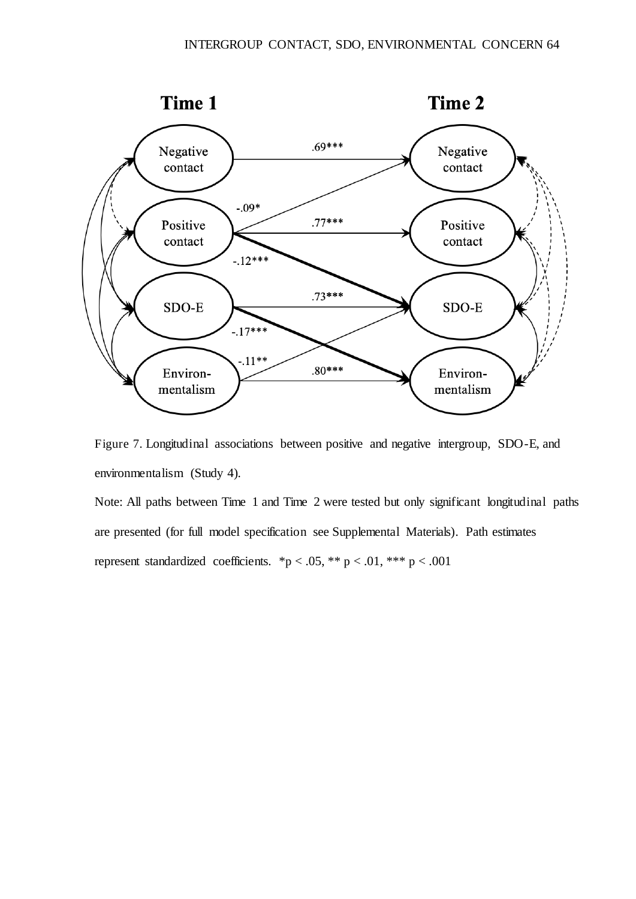Time 1

Time 2

Negative contact

Positive contact

SDO-E

Environ-mentalism

Negative contact

Positive contact

SDO-E

Environ-mentalism

.69***

-.09*

.77***

-.12***

.73***

-.17***

-.11**

.80***

Figure 7. Longitudinal associations between positive and negative intergroup, SDO-E, and environmentalism (Study 4).

Note: All paths between Time 1 and Time 2 were tested but only significant longitudinal paths are presented (for full model specification see Supplemental Materials). Path estimates represent standardized coefficients. $^{*}p < .05$, $^{**}p < .01$, $^{***}p < .001$